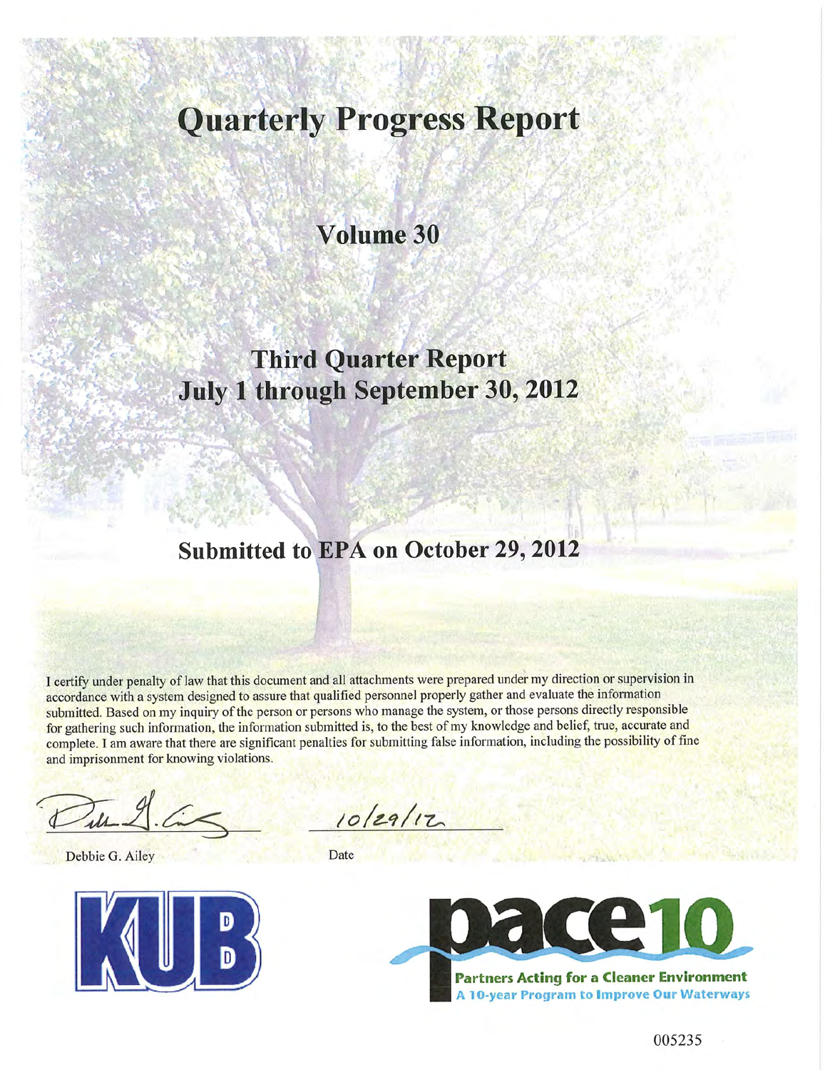# Quarterly Progress Report

## Volume 30

## Third Quarter Report
## July 1 through September 30, 2012

## Submitted to EPA on October 29, 2012

I certify under penalty of law that this document and all attachments were prepared under my direction or supervision in accordance with a system designed to assure that qualified personnel properly gather and evaluate the information submitted. Based on my inquiry of the person or persons who manage the system, or those persons directly responsible for gathering such information, the information submitted is, to the best of my knowledge and belief, true, accurate and complete. I am aware that there are significant penalties for submitting false information, including the possibility of fine and imprisonment for knowing violations.

Debbie G. Ailey

Date: 10/29/12

KUB

pace10
Partners Acting for a Cleaner Environment
A 10-year Program to Improve Our Waterways

005235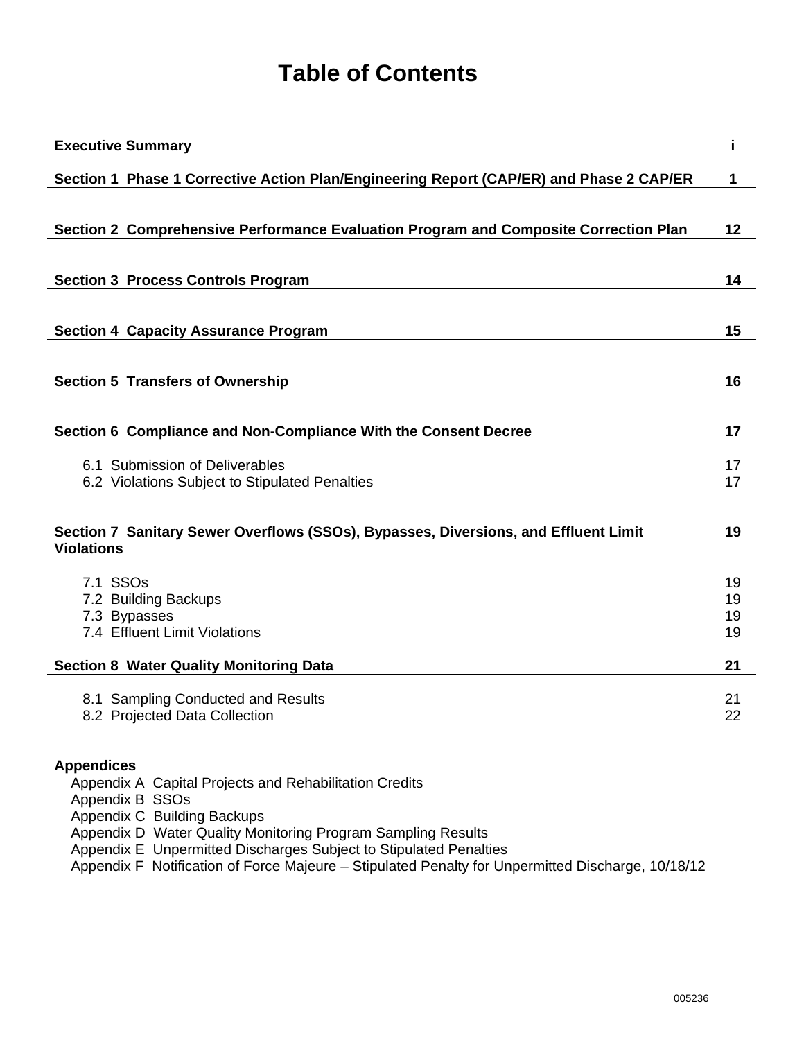# Table of Contents

| | |
|---|---|
| **Executive Summary** | **i** |
| **Section 1 Phase 1 Corrective Action Plan/Engineering Report (CAP/ER) and Phase 2 CAP/ER** | **1** |
| **Section 2 Comprehensive Performance Evaluation Program and Composite Correction Plan** | **12** |
| **Section 3 Process Controls Program** | **14** |
| **Section 4 Capacity Assurance Program** | **15** |
| **Section 5 Transfers of Ownership** | **16** |
| **Section 6 Compliance and Non-Compliance With the Consent Decree** | **17** |
| 6.1 Submission of Deliverables | 17 |
| 6.2 Violations Subject to Stipulated Penalties | 17 |
| **Section 7 Sanitary Sewer Overflows (SSOs), Bypasses, Diversions, and Effluent Limit Violations** | **19** |
| 7.1 SSOs | 19 |
| 7.2 Building Backups | 19 |
| 7.3 Bypasses | 19 |
| 7.4 Effluent Limit Violations | 19 |
| **Section 8 Water Quality Monitoring Data** | **21** |
| 8.1 Sampling Conducted and Results | 21 |
| 8.2 Projected Data Collection | 22 |

**Appendices**

Appendix A Capital Projects and Rehabilitation Credits
Appendix B SSOs
Appendix C Building Backups
Appendix D Water Quality Monitoring Program Sampling Results
Appendix E Unpermitted Discharges Subject to Stipulated Penalties
Appendix F Notification of Force Majeure – Stipulated Penalty for Unpermitted Discharge, 10/18/12

005236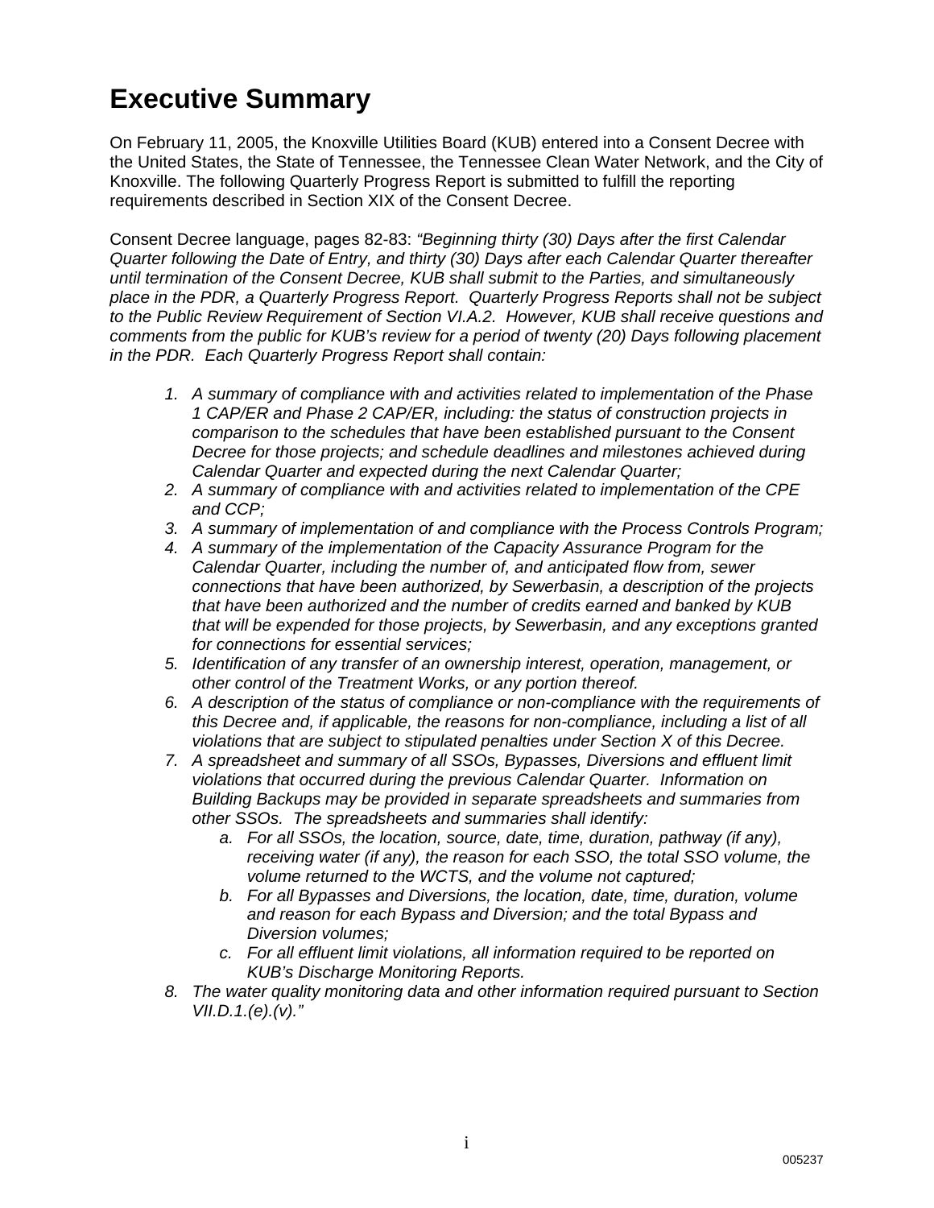# Executive Summary

On February 11, 2005, the Knoxville Utilities Board (KUB) entered into a Consent Decree with the United States, the State of Tennessee, the Tennessee Clean Water Network, and the City of Knoxville. The following Quarterly Progress Report is submitted to fulfill the reporting requirements described in Section XIX of the Consent Decree.

Consent Decree language, pages 82-83: *"Beginning thirty (30) Days after the first Calendar Quarter following the Date of Entry, and thirty (30) Days after each Calendar Quarter thereafter until termination of the Consent Decree, KUB shall submit to the Parties, and simultaneously place in the PDR, a Quarterly Progress Report. Quarterly Progress Reports shall not be subject to the Public Review Requirement of Section VI.A.2. However, KUB shall receive questions and comments from the public for KUB's review for a period of twenty (20) Days following placement in the PDR. Each Quarterly Progress Report shall contain:*

1. *A summary of compliance with and activities related to implementation of the Phase 1 CAP/ER and Phase 2 CAP/ER, including: the status of construction projects in comparison to the schedules that have been established pursuant to the Consent Decree for those projects; and schedule deadlines and milestones achieved during Calendar Quarter and expected during the next Calendar Quarter;*
2. *A summary of compliance with and activities related to implementation of the CPE and CCP;*
3. *A summary of implementation of and compliance with the Process Controls Program;*
4. *A summary of the implementation of the Capacity Assurance Program for the Calendar Quarter, including the number of, and anticipated flow from, sewer connections that have been authorized, by Sewerbasin, a description of the projects that have been authorized and the number of credits earned and banked by KUB that will be expended for those projects, by Sewerbasin, and any exceptions granted for connections for essential services;*
5. *Identification of any transfer of an ownership interest, operation, management, or other control of the Treatment Works, or any portion thereof.*
6. *A description of the status of compliance or non-compliance with the requirements of this Decree and, if applicable, the reasons for non-compliance, including a list of all violations that are subject to stipulated penalties under Section X of this Decree.*
7. *A spreadsheet and summary of all SSOs, Bypasses, Diversions and effluent limit violations that occurred during the previous Calendar Quarter. Information on Building Backups may be provided in separate spreadsheets and summaries from other SSOs. The spreadsheets and summaries shall identify:*
   a. *For all SSOs, the location, source, date, time, duration, pathway (if any), receiving water (if any), the reason for each SSO, the total SSO volume, the volume returned to the WCTS, and the volume not captured;*
   b. *For all Bypasses and Diversions, the location, date, time, duration, volume and reason for each Bypass and Diversion; and the total Bypass and Diversion volumes;*
   c. *For all effluent limit violations, all information required to be reported on KUB's Discharge Monitoring Reports.*
8. *The water quality monitoring data and other information required pursuant to Section VII.D.1.(e).(v)."*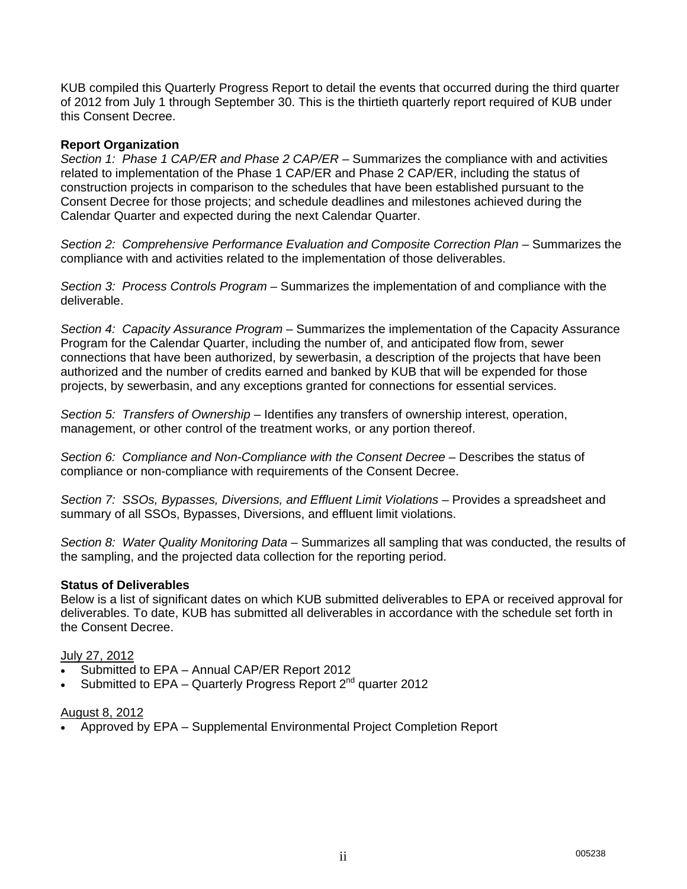KUB compiled this Quarterly Progress Report to detail the events that occurred during the third quarter of 2012 from July 1 through September 30. This is the thirtieth quarterly report required of KUB under this Consent Decree.

**Report Organization**

*Section 1: Phase 1 CAP/ER and Phase 2 CAP/ER* – Summarizes the compliance with and activities related to implementation of the Phase 1 CAP/ER and Phase 2 CAP/ER, including the status of construction projects in comparison to the schedules that have been established pursuant to the Consent Decree for those projects; and schedule deadlines and milestones achieved during the Calendar Quarter and expected during the next Calendar Quarter.

*Section 2: Comprehensive Performance Evaluation and Composite Correction Plan* – Summarizes the compliance with and activities related to the implementation of those deliverables.

*Section 3: Process Controls Program* – Summarizes the implementation of and compliance with the deliverable.

*Section 4: Capacity Assurance Program* – Summarizes the implementation of the Capacity Assurance Program for the Calendar Quarter, including the number of, and anticipated flow from, sewer connections that have been authorized, by sewerbasin, a description of the projects that have been authorized and the number of credits earned and banked by KUB that will be expended for those projects, by sewerbasin, and any exceptions granted for connections for essential services.

*Section 5: Transfers of Ownership* – Identifies any transfers of ownership interest, operation, management, or other control of the treatment works, or any portion thereof.

*Section 6: Compliance and Non-Compliance with the Consent Decree* – Describes the status of compliance or non-compliance with requirements of the Consent Decree.

*Section 7: SSOs, Bypasses, Diversions, and Effluent Limit Violations* – Provides a spreadsheet and summary of all SSOs, Bypasses, Diversions, and effluent limit violations.

*Section 8: Water Quality Monitoring Data* – Summarizes all sampling that was conducted, the results of the sampling, and the projected data collection for the reporting period.

**Status of Deliverables**

Below is a list of significant dates on which KUB submitted deliverables to EPA or received approval for deliverables. To date, KUB has submitted all deliverables in accordance with the schedule set forth in the Consent Decree.

July 27, 2012

- Submitted to EPA – Annual CAP/ER Report 2012
- Submitted to EPA – Quarterly Progress Report 2nd quarter 2012

August 8, 2012

- Approved by EPA – Supplemental Environmental Project Completion Report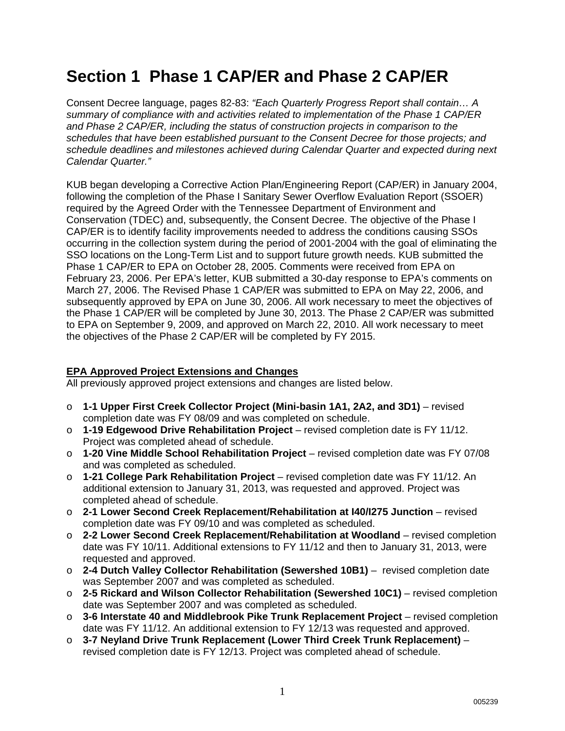# Section 1 Phase 1 CAP/ER and Phase 2 CAP/ER

Consent Decree language, pages 82-83: *"Each Quarterly Progress Report shall contain… A summary of compliance with and activities related to implementation of the Phase 1 CAP/ER and Phase 2 CAP/ER, including the status of construction projects in comparison to the schedules that have been established pursuant to the Consent Decree for those projects; and schedule deadlines and milestones achieved during Calendar Quarter and expected during next Calendar Quarter."*

KUB began developing a Corrective Action Plan/Engineering Report (CAP/ER) in January 2004, following the completion of the Phase I Sanitary Sewer Overflow Evaluation Report (SSOER) required by the Agreed Order with the Tennessee Department of Environment and Conservation (TDEC) and, subsequently, the Consent Decree. The objective of the Phase I CAP/ER is to identify facility improvements needed to address the conditions causing SSOs occurring in the collection system during the period of 2001-2004 with the goal of eliminating the SSO locations on the Long-Term List and to support future growth needs. KUB submitted the Phase 1 CAP/ER to EPA on October 28, 2005. Comments were received from EPA on February 23, 2006. Per EPA's letter, KUB submitted a 30-day response to EPA's comments on March 27, 2006. The Revised Phase 1 CAP/ER was submitted to EPA on May 22, 2006, and subsequently approved by EPA on June 30, 2006. All work necessary to meet the objectives of the Phase 1 CAP/ER will be completed by June 30, 2013. The Phase 2 CAP/ER was submitted to EPA on September 9, 2009, and approved on March 22, 2010. All work necessary to meet the objectives of the Phase 2 CAP/ER will be completed by FY 2015.

**EPA Approved Project Extensions and Changes**

All previously approved project extensions and changes are listed below.

- **1-1 Upper First Creek Collector Project (Mini-basin 1A1, 2A2, and 3D1)** – revised completion date was FY 08/09 and was completed on schedule.
- **1-19 Edgewood Drive Rehabilitation Project** – revised completion date is FY 11/12. Project was completed ahead of schedule.
- **1-20 Vine Middle School Rehabilitation Project** – revised completion date was FY 07/08 and was completed as scheduled.
- **1-21 College Park Rehabilitation Project** – revised completion date was FY 11/12. An additional extension to January 31, 2013, was requested and approved. Project was completed ahead of schedule.
- **2-1 Lower Second Creek Replacement/Rehabilitation at I40/I275 Junction** – revised completion date was FY 09/10 and was completed as scheduled.
- **2-2 Lower Second Creek Replacement/Rehabilitation at Woodland** – revised completion date was FY 10/11. Additional extensions to FY 11/12 and then to January 31, 2013, were requested and approved.
- **2-4 Dutch Valley Collector Rehabilitation (Sewershed 10B1)** – revised completion date was September 2007 and was completed as scheduled.
- **2-5 Rickard and Wilson Collector Rehabilitation (Sewershed 10C1)** – revised completion date was September 2007 and was completed as scheduled.
- **3-6 Interstate 40 and Middlebrook Pike Trunk Replacement Project** – revised completion date was FY 11/12. An additional extension to FY 12/13 was requested and approved.
- **3-7 Neyland Drive Trunk Replacement (Lower Third Creek Trunk Replacement)** – revised completion date is FY 12/13. Project was completed ahead of schedule.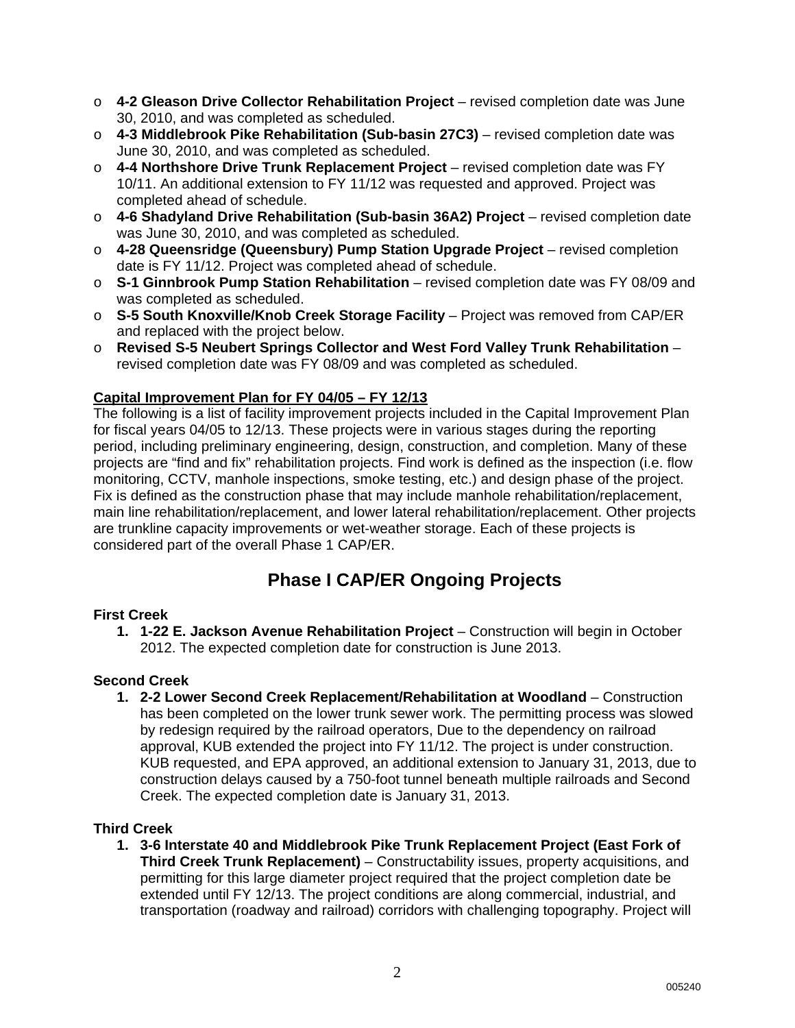- **4-2 Gleason Drive Collector Rehabilitation Project** – revised completion date was June 30, 2010, and was completed as scheduled.
- **4-3 Middlebrook Pike Rehabilitation (Sub-basin 27C3)** – revised completion date was June 30, 2010, and was completed as scheduled.
- **4-4 Northshore Drive Trunk Replacement Project** – revised completion date was FY 10/11. An additional extension to FY 11/12 was requested and approved. Project was completed ahead of schedule.
- **4-6 Shadyland Drive Rehabilitation (Sub-basin 36A2) Project** – revised completion date was June 30, 2010, and was completed as scheduled.
- **4-28 Queensridge (Queensbury) Pump Station Upgrade Project** – revised completion date is FY 11/12. Project was completed ahead of schedule.
- **S-1 Ginnbrook Pump Station Rehabilitation** – revised completion date was FY 08/09 and was completed as scheduled.
- **S-5 South Knoxville/Knob Creek Storage Facility** – Project was removed from CAP/ER and replaced with the project below.
- **Revised S-5 Neubert Springs Collector and West Ford Valley Trunk Rehabilitation** – revised completion date was FY 08/09 and was completed as scheduled.

**Capital Improvement Plan for FY 04/05 – FY 12/13**

The following is a list of facility improvement projects included in the Capital Improvement Plan for fiscal years 04/05 to 12/13. These projects were in various stages during the reporting period, including preliminary engineering, design, construction, and completion. Many of these projects are "find and fix" rehabilitation projects. Find work is defined as the inspection (i.e. flow monitoring, CCTV, manhole inspections, smoke testing, etc.) and design phase of the project. Fix is defined as the construction phase that may include manhole rehabilitation/replacement, main line rehabilitation/replacement, and lower lateral rehabilitation/replacement. Other projects are trunkline capacity improvements or wet-weather storage. Each of these projects is considered part of the overall Phase 1 CAP/ER.

# Phase I CAP/ER Ongoing Projects

**First Creek**

1. **1-22 E. Jackson Avenue Rehabilitation Project** – Construction will begin in October 2012. The expected completion date for construction is June 2013.

**Second Creek**

1. **2-2 Lower Second Creek Replacement/Rehabilitation at Woodland** – Construction has been completed on the lower trunk sewer work. The permitting process was slowed by redesign required by the railroad operators, Due to the dependency on railroad approval, KUB extended the project into FY 11/12. The project is under construction. KUB requested, and EPA approved, an additional extension to January 31, 2013, due to construction delays caused by a 750-foot tunnel beneath multiple railroads and Second Creek. The expected completion date is January 31, 2013.

**Third Creek**

1. **3-6 Interstate 40 and Middlebrook Pike Trunk Replacement Project (East Fork of Third Creek Trunk Replacement)** – Constructability issues, property acquisitions, and permitting for this large diameter project required that the project completion date be extended until FY 12/13. The project conditions are along commercial, industrial, and transportation (roadway and railroad) corridors with challenging topography. Project will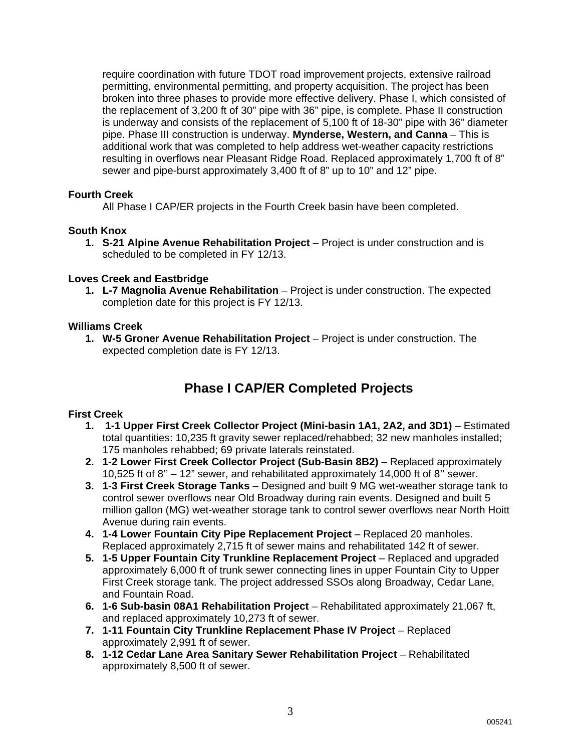require coordination with future TDOT road improvement projects, extensive railroad permitting, environmental permitting, and property acquisition. The project has been broken into three phases to provide more effective delivery. Phase I, which consisted of the replacement of 3,200 ft of 30" pipe with 36" pipe, is complete. Phase II construction is underway and consists of the replacement of 5,100 ft of 18-30" pipe with 36" diameter pipe. Phase III construction is underway. **Mynderse, Western, and Canna** – This is additional work that was completed to help address wet-weather capacity restrictions resulting in overflows near Pleasant Ridge Road. Replaced approximately 1,700 ft of 8" sewer and pipe-burst approximately 3,400 ft of 8" up to 10" and 12" pipe.

**Fourth Creek**

All Phase I CAP/ER projects in the Fourth Creek basin have been completed.

**South Knox**

1. **S-21 Alpine Avenue Rehabilitation Project** – Project is under construction and is scheduled to be completed in FY 12/13.

**Loves Creek and Eastbridge**

1. **L-7 Magnolia Avenue Rehabilitation** – Project is under construction. The expected completion date for this project is FY 12/13.

**Williams Creek**

1. **W-5 Groner Avenue Rehabilitation Project** – Project is under construction. The expected completion date is FY 12/13.

## Phase I CAP/ER Completed Projects

**First Creek**

1. **1-1 Upper First Creek Collector Project (Mini-basin 1A1, 2A2, and 3D1)** – Estimated total quantities: 10,235 ft gravity sewer replaced/rehabbed; 32 new manholes installed; 175 manholes rehabbed; 69 private laterals reinstated.
2. **1-2 Lower First Creek Collector Project (Sub-Basin 8B2)** – Replaced approximately 10,525 ft of 8'' – 12" sewer, and rehabilitated approximately 14,000 ft of 8'' sewer.
3. **1-3 First Creek Storage Tanks** – Designed and built 9 MG wet-weather storage tank to control sewer overflows near Old Broadway during rain events. Designed and built 5 million gallon (MG) wet-weather storage tank to control sewer overflows near North Hoitt Avenue during rain events.
4. **1-4 Lower Fountain City Pipe Replacement Project** – Replaced 20 manholes. Replaced approximately 2,715 ft of sewer mains and rehabilitated 142 ft of sewer.
5. **1-5 Upper Fountain City Trunkline Replacement Project** – Replaced and upgraded approximately 6,000 ft of trunk sewer connecting lines in upper Fountain City to Upper First Creek storage tank. The project addressed SSOs along Broadway, Cedar Lane, and Fountain Road.
6. **1-6 Sub-basin 08A1 Rehabilitation Project** – Rehabilitated approximately 21,067 ft, and replaced approximately 10,273 ft of sewer.
7. **1-11 Fountain City Trunkline Replacement Phase IV Project** – Replaced approximately 2,991 ft of sewer.
8. **1-12 Cedar Lane Area Sanitary Sewer Rehabilitation Project** – Rehabilitated approximately 8,500 ft of sewer.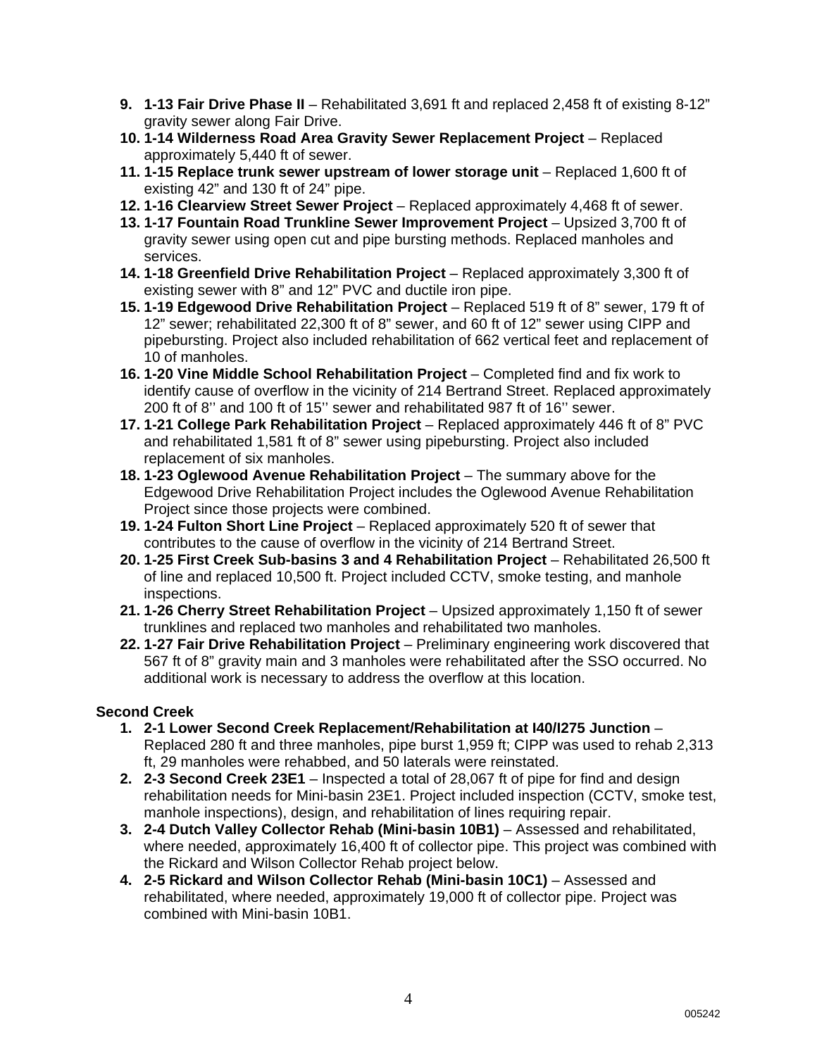9. **1-13 Fair Drive Phase II** – Rehabilitated 3,691 ft and replaced 2,458 ft of existing 8-12" gravity sewer along Fair Drive.
10. **1-14 Wilderness Road Area Gravity Sewer Replacement Project** – Replaced approximately 5,440 ft of sewer.
11. **1-15 Replace trunk sewer upstream of lower storage unit** – Replaced 1,600 ft of existing 42" and 130 ft of 24" pipe.
12. **1-16 Clearview Street Sewer Project** – Replaced approximately 4,468 ft of sewer.
13. **1-17 Fountain Road Trunkline Sewer Improvement Project** – Upsized 3,700 ft of gravity sewer using open cut and pipe bursting methods. Replaced manholes and services.
14. **1-18 Greenfield Drive Rehabilitation Project** – Replaced approximately 3,300 ft of existing sewer with 8" and 12" PVC and ductile iron pipe.
15. **1-19 Edgewood Drive Rehabilitation Project** – Replaced 519 ft of 8" sewer, 179 ft of 12" sewer; rehabilitated 22,300 ft of 8" sewer, and 60 ft of 12" sewer using CIPP and pipebursting. Project also included rehabilitation of 662 vertical feet and replacement of 10 of manholes.
16. **1-20 Vine Middle School Rehabilitation Project** – Completed find and fix work to identify cause of overflow in the vicinity of 214 Bertrand Street. Replaced approximately 200 ft of 8'' and 100 ft of 15'' sewer and rehabilitated 987 ft of 16'' sewer.
17. **1-21 College Park Rehabilitation Project** – Replaced approximately 446 ft of 8" PVC and rehabilitated 1,581 ft of 8" sewer using pipebursting. Project also included replacement of six manholes.
18. **1-23 Oglewood Avenue Rehabilitation Project** – The summary above for the Edgewood Drive Rehabilitation Project includes the Oglewood Avenue Rehabilitation Project since those projects were combined.
19. **1-24 Fulton Short Line Project** – Replaced approximately 520 ft of sewer that contributes to the cause of overflow in the vicinity of 214 Bertrand Street.
20. **1-25 First Creek Sub-basins 3 and 4 Rehabilitation Project** – Rehabilitated 26,500 ft of line and replaced 10,500 ft. Project included CCTV, smoke testing, and manhole inspections.
21. **1-26 Cherry Street Rehabilitation Project** – Upsized approximately 1,150 ft of sewer trunklines and replaced two manholes and rehabilitated two manholes.
22. **1-27 Fair Drive Rehabilitation Project** – Preliminary engineering work discovered that 567 ft of 8" gravity main and 3 manholes were rehabilitated after the SSO occurred. No additional work is necessary to address the overflow at this location.

**Second Creek**

1. **2-1 Lower Second Creek Replacement/Rehabilitation at I40/I275 Junction** – Replaced 280 ft and three manholes, pipe burst 1,959 ft; CIPP was used to rehab 2,313 ft, 29 manholes were rehabbed, and 50 laterals were reinstated.
2. **2-3 Second Creek 23E1** – Inspected a total of 28,067 ft of pipe for find and design rehabilitation needs for Mini-basin 23E1. Project included inspection (CCTV, smoke test, manhole inspections), design, and rehabilitation of lines requiring repair.
3. **2-4 Dutch Valley Collector Rehab (Mini-basin 10B1)** – Assessed and rehabilitated, where needed, approximately 16,400 ft of collector pipe. This project was combined with the Rickard and Wilson Collector Rehab project below.
4. **2-5 Rickard and Wilson Collector Rehab (Mini-basin 10C1)** – Assessed and rehabilitated, where needed, approximately 19,000 ft of collector pipe. Project was combined with Mini-basin 10B1.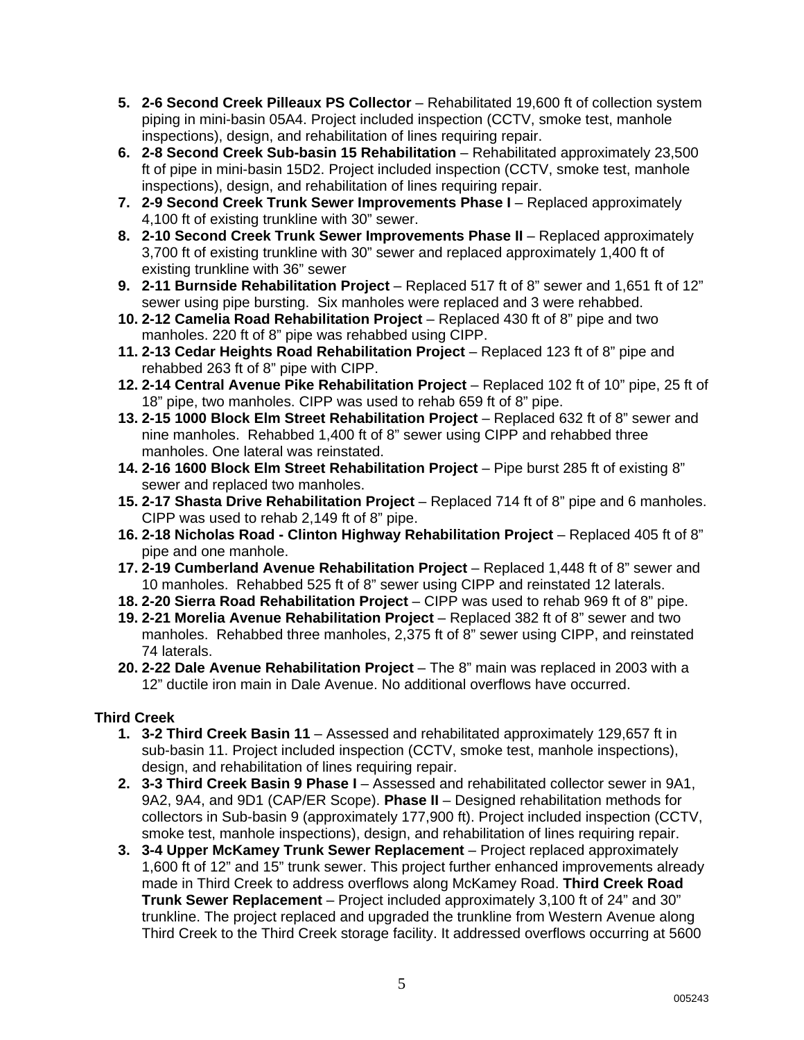5. **2-6 Second Creek Pilleaux PS Collector** – Rehabilitated 19,600 ft of collection system piping in mini-basin 05A4. Project included inspection (CCTV, smoke test, manhole inspections), design, and rehabilitation of lines requiring repair.
6. **2-8 Second Creek Sub-basin 15 Rehabilitation** – Rehabilitated approximately 23,500 ft of pipe in mini-basin 15D2. Project included inspection (CCTV, smoke test, manhole inspections), design, and rehabilitation of lines requiring repair.
7. **2-9 Second Creek Trunk Sewer Improvements Phase I** – Replaced approximately 4,100 ft of existing trunkline with 30" sewer.
8. **2-10 Second Creek Trunk Sewer Improvements Phase II** – Replaced approximately 3,700 ft of existing trunkline with 30" sewer and replaced approximately 1,400 ft of existing trunkline with 36" sewer
9. **2-11 Burnside Rehabilitation Project** – Replaced 517 ft of 8" sewer and 1,651 ft of 12" sewer using pipe bursting. Six manholes were replaced and 3 were rehabbed.
10. **2-12 Camelia Road Rehabilitation Project** – Replaced 430 ft of 8" pipe and two manholes. 220 ft of 8" pipe was rehabbed using CIPP.
11. **2-13 Cedar Heights Road Rehabilitation Project** – Replaced 123 ft of 8" pipe and rehabbed 263 ft of 8" pipe with CIPP.
12. **2-14 Central Avenue Pike Rehabilitation Project** – Replaced 102 ft of 10" pipe, 25 ft of 18" pipe, two manholes. CIPP was used to rehab 659 ft of 8" pipe.
13. **2-15 1000 Block Elm Street Rehabilitation Project** – Replaced 632 ft of 8" sewer and nine manholes. Rehabbed 1,400 ft of 8" sewer using CIPP and rehabbed three manholes. One lateral was reinstated.
14. **2-16 1600 Block Elm Street Rehabilitation Project** – Pipe burst 285 ft of existing 8" sewer and replaced two manholes.
15. **2-17 Shasta Drive Rehabilitation Project** – Replaced 714 ft of 8" pipe and 6 manholes. CIPP was used to rehab 2,149 ft of 8" pipe.
16. **2-18 Nicholas Road - Clinton Highway Rehabilitation Project** – Replaced 405 ft of 8" pipe and one manhole.
17. **2-19 Cumberland Avenue Rehabilitation Project** – Replaced 1,448 ft of 8" sewer and 10 manholes. Rehabbed 525 ft of 8" sewer using CIPP and reinstated 12 laterals.
18. **2-20 Sierra Road Rehabilitation Project** – CIPP was used to rehab 969 ft of 8" pipe.
19. **2-21 Morelia Avenue Rehabilitation Project** – Replaced 382 ft of 8" sewer and two manholes. Rehabbed three manholes, 2,375 ft of 8" sewer using CIPP, and reinstated 74 laterals.
20. **2-22 Dale Avenue Rehabilitation Project** – The 8" main was replaced in 2003 with a 12" ductile iron main in Dale Avenue. No additional overflows have occurred.

**Third Creek**

1. **3-2 Third Creek Basin 11** – Assessed and rehabilitated approximately 129,657 ft in sub-basin 11. Project included inspection (CCTV, smoke test, manhole inspections), design, and rehabilitation of lines requiring repair.
2. **3-3 Third Creek Basin 9 Phase I** – Assessed and rehabilitated collector sewer in 9A1, 9A2, 9A4, and 9D1 (CAP/ER Scope). **Phase II** – Designed rehabilitation methods for collectors in Sub-basin 9 (approximately 177,900 ft). Project included inspection (CCTV, smoke test, manhole inspections), design, and rehabilitation of lines requiring repair.
3. **3-4 Upper McKamey Trunk Sewer Replacement** – Project replaced approximately 1,600 ft of 12" and 15" trunk sewer. This project further enhanced improvements already made in Third Creek to address overflows along McKamey Road. **Third Creek Road Trunk Sewer Replacement** – Project included approximately 3,100 ft of 24" and 30" trunkline. The project replaced and upgraded the trunkline from Western Avenue along Third Creek to the Third Creek storage facility. It addressed overflows occurring at 5600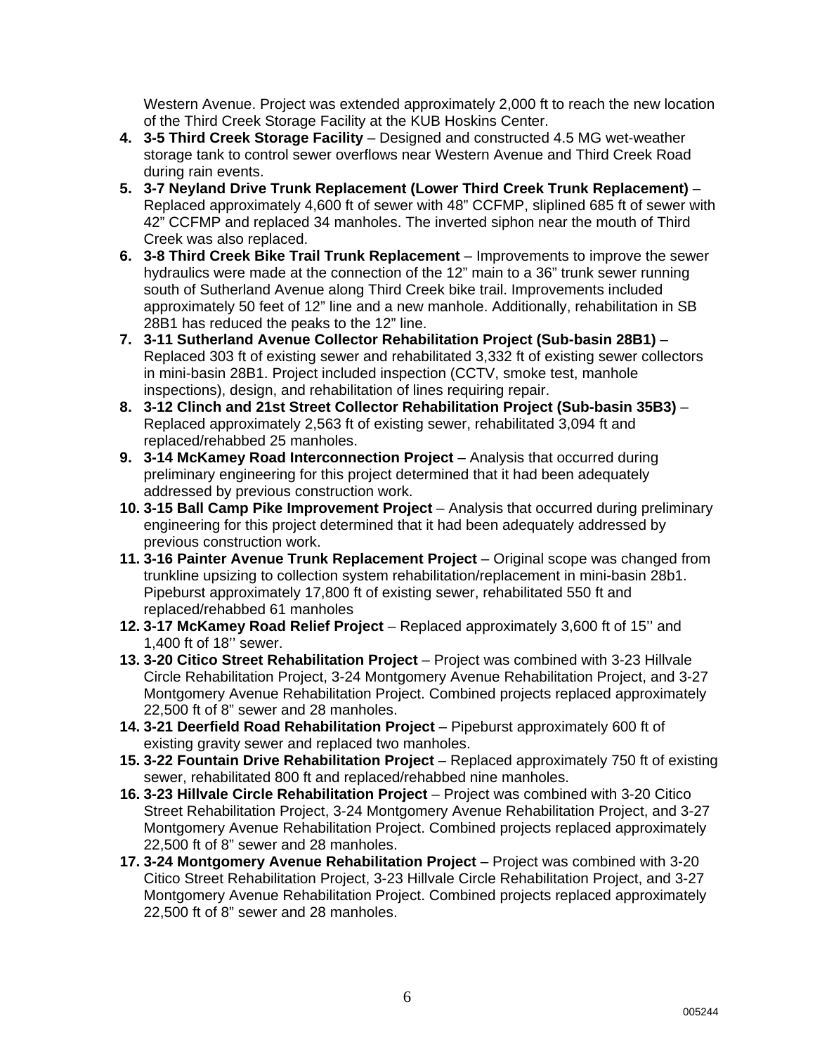Western Avenue. Project was extended approximately 2,000 ft to reach the new location of the Third Creek Storage Facility at the KUB Hoskins Center.

4. **3-5 Third Creek Storage Facility** – Designed and constructed 4.5 MG wet-weather storage tank to control sewer overflows near Western Avenue and Third Creek Road during rain events.
5. **3-7 Neyland Drive Trunk Replacement (Lower Third Creek Trunk Replacement)** – Replaced approximately 4,600 ft of sewer with 48" CCFMP, sliplined 685 ft of sewer with 42" CCFMP and replaced 34 manholes. The inverted siphon near the mouth of Third Creek was also replaced.
6. **3-8 Third Creek Bike Trail Trunk Replacement** – Improvements to improve the sewer hydraulics were made at the connection of the 12" main to a 36" trunk sewer running south of Sutherland Avenue along Third Creek bike trail. Improvements included approximately 50 feet of 12" line and a new manhole. Additionally, rehabilitation in SB 28B1 has reduced the peaks to the 12" line.
7. **3-11 Sutherland Avenue Collector Rehabilitation Project (Sub-basin 28B1)** – Replaced 303 ft of existing sewer and rehabilitated 3,332 ft of existing sewer collectors in mini-basin 28B1. Project included inspection (CCTV, smoke test, manhole inspections), design, and rehabilitation of lines requiring repair.
8. **3-12 Clinch and 21st Street Collector Rehabilitation Project (Sub-basin 35B3)** – Replaced approximately 2,563 ft of existing sewer, rehabilitated 3,094 ft and replaced/rehabbed 25 manholes.
9. **3-14 McKamey Road Interconnection Project** – Analysis that occurred during preliminary engineering for this project determined that it had been adequately addressed by previous construction work.
10. **3-15 Ball Camp Pike Improvement Project** – Analysis that occurred during preliminary engineering for this project determined that it had been adequately addressed by previous construction work.
11. **3-16 Painter Avenue Trunk Replacement Project** – Original scope was changed from trunkline upsizing to collection system rehabilitation/replacement in mini-basin 28b1. Pipeburst approximately 17,800 ft of existing sewer, rehabilitated 550 ft and replaced/rehabbed 61 manholes
12. **3-17 McKamey Road Relief Project** – Replaced approximately 3,600 ft of 15'' and 1,400 ft of 18'' sewer.
13. **3-20 Citico Street Rehabilitation Project** – Project was combined with 3-23 Hillvale Circle Rehabilitation Project, 3-24 Montgomery Avenue Rehabilitation Project, and 3-27 Montgomery Avenue Rehabilitation Project. Combined projects replaced approximately 22,500 ft of 8" sewer and 28 manholes.
14. **3-21 Deerfield Road Rehabilitation Project** – Pipeburst approximately 600 ft of existing gravity sewer and replaced two manholes.
15. **3-22 Fountain Drive Rehabilitation Project** – Replaced approximately 750 ft of existing sewer, rehabilitated 800 ft and replaced/rehabbed nine manholes.
16. **3-23 Hillvale Circle Rehabilitation Project** – Project was combined with 3-20 Citico Street Rehabilitation Project, 3-24 Montgomery Avenue Rehabilitation Project, and 3-27 Montgomery Avenue Rehabilitation Project. Combined projects replaced approximately 22,500 ft of 8" sewer and 28 manholes.
17. **3-24 Montgomery Avenue Rehabilitation Project** – Project was combined with 3-20 Citico Street Rehabilitation Project, 3-23 Hillvale Circle Rehabilitation Project, and 3-27 Montgomery Avenue Rehabilitation Project. Combined projects replaced approximately 22,500 ft of 8" sewer and 28 manholes.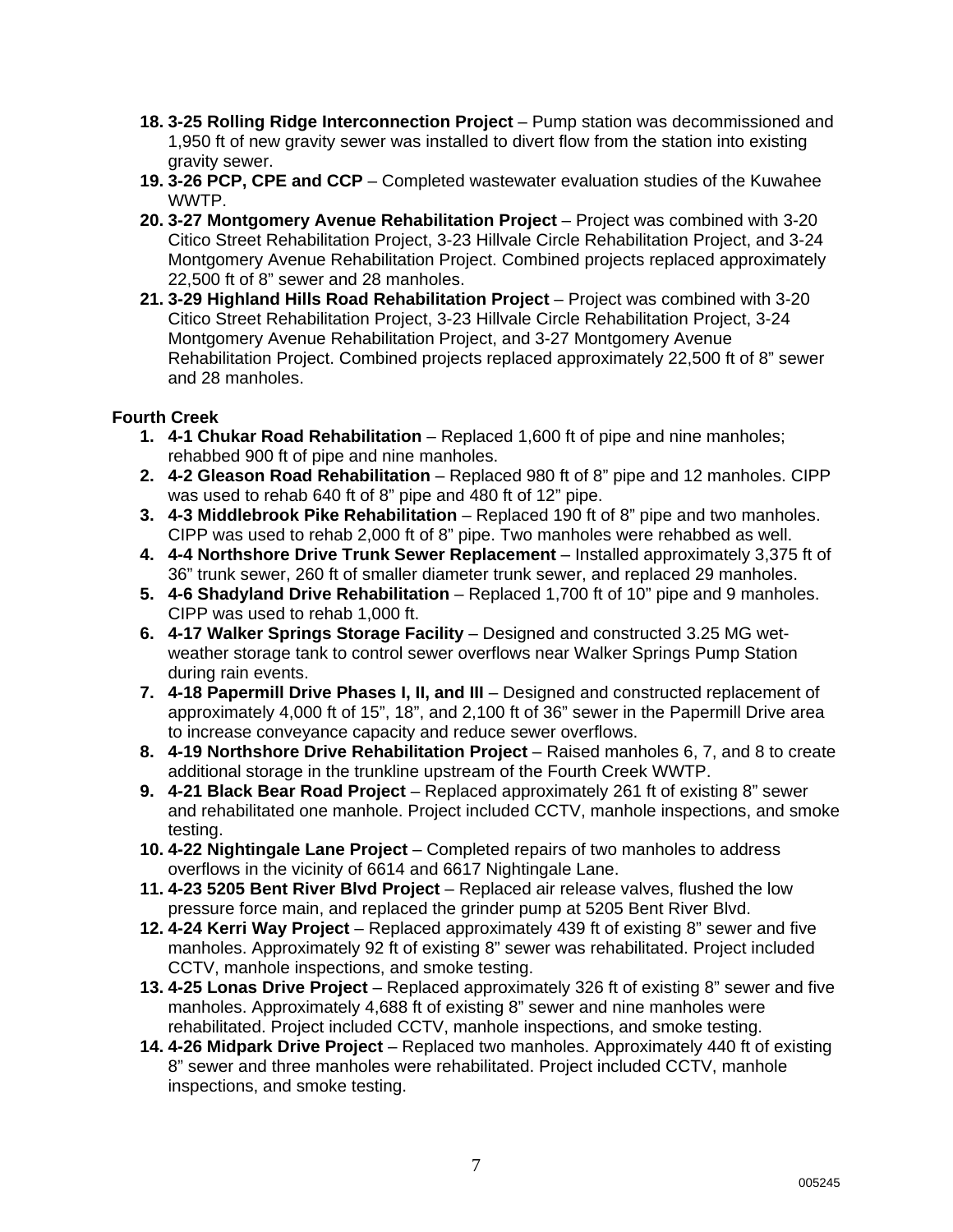18. **3-25 Rolling Ridge Interconnection Project** – Pump station was decommissioned and 1,950 ft of new gravity sewer was installed to divert flow from the station into existing gravity sewer.
19. **3-26 PCP, CPE and CCP** – Completed wastewater evaluation studies of the Kuwahee WWTP.
20. **3-27 Montgomery Avenue Rehabilitation Project** – Project was combined with 3-20 Citico Street Rehabilitation Project, 3-23 Hillvale Circle Rehabilitation Project, and 3-24 Montgomery Avenue Rehabilitation Project. Combined projects replaced approximately 22,500 ft of 8" sewer and 28 manholes.
21. **3-29 Highland Hills Road Rehabilitation Project** – Project was combined with 3-20 Citico Street Rehabilitation Project, 3-23 Hillvale Circle Rehabilitation Project, 3-24 Montgomery Avenue Rehabilitation Project, and 3-27 Montgomery Avenue Rehabilitation Project. Combined projects replaced approximately 22,500 ft of 8" sewer and 28 manholes.

**Fourth Creek**

1. **4-1 Chukar Road Rehabilitation** – Replaced 1,600 ft of pipe and nine manholes; rehabbed 900 ft of pipe and nine manholes.
2. **4-2 Gleason Road Rehabilitation** – Replaced 980 ft of 8" pipe and 12 manholes. CIPP was used to rehab 640 ft of 8" pipe and 480 ft of 12" pipe.
3. **4-3 Middlebrook Pike Rehabilitation** – Replaced 190 ft of 8" pipe and two manholes. CIPP was used to rehab 2,000 ft of 8" pipe. Two manholes were rehabbed as well.
4. **4-4 Northshore Drive Trunk Sewer Replacement** – Installed approximately 3,375 ft of 36" trunk sewer, 260 ft of smaller diameter trunk sewer, and replaced 29 manholes.
5. **4-6 Shadyland Drive Rehabilitation** – Replaced 1,700 ft of 10" pipe and 9 manholes. CIPP was used to rehab 1,000 ft.
6. **4-17 Walker Springs Storage Facility** – Designed and constructed 3.25 MG wet-weather storage tank to control sewer overflows near Walker Springs Pump Station during rain events.
7. **4-18 Papermill Drive Phases I, II, and III** – Designed and constructed replacement of approximately 4,000 ft of 15", 18", and 2,100 ft of 36" sewer in the Papermill Drive area to increase conveyance capacity and reduce sewer overflows.
8. **4-19 Northshore Drive Rehabilitation Project** – Raised manholes 6, 7, and 8 to create additional storage in the trunkline upstream of the Fourth Creek WWTP.
9. **4-21 Black Bear Road Project** – Replaced approximately 261 ft of existing 8" sewer and rehabilitated one manhole. Project included CCTV, manhole inspections, and smoke testing.
10. **4-22 Nightingale Lane Project** – Completed repairs of two manholes to address overflows in the vicinity of 6614 and 6617 Nightingale Lane.
11. **4-23 5205 Bent River Blvd Project** – Replaced air release valves, flushed the low pressure force main, and replaced the grinder pump at 5205 Bent River Blvd.
12. **4-24 Kerri Way Project** – Replaced approximately 439 ft of existing 8" sewer and five manholes. Approximately 92 ft of existing 8" sewer was rehabilitated. Project included CCTV, manhole inspections, and smoke testing.
13. **4-25 Lonas Drive Project** – Replaced approximately 326 ft of existing 8" sewer and five manholes. Approximately 4,688 ft of existing 8" sewer and nine manholes were rehabilitated. Project included CCTV, manhole inspections, and smoke testing.
14. **4-26 Midpark Drive Project** – Replaced two manholes. Approximately 440 ft of existing 8" sewer and three manholes were rehabilitated. Project included CCTV, manhole inspections, and smoke testing.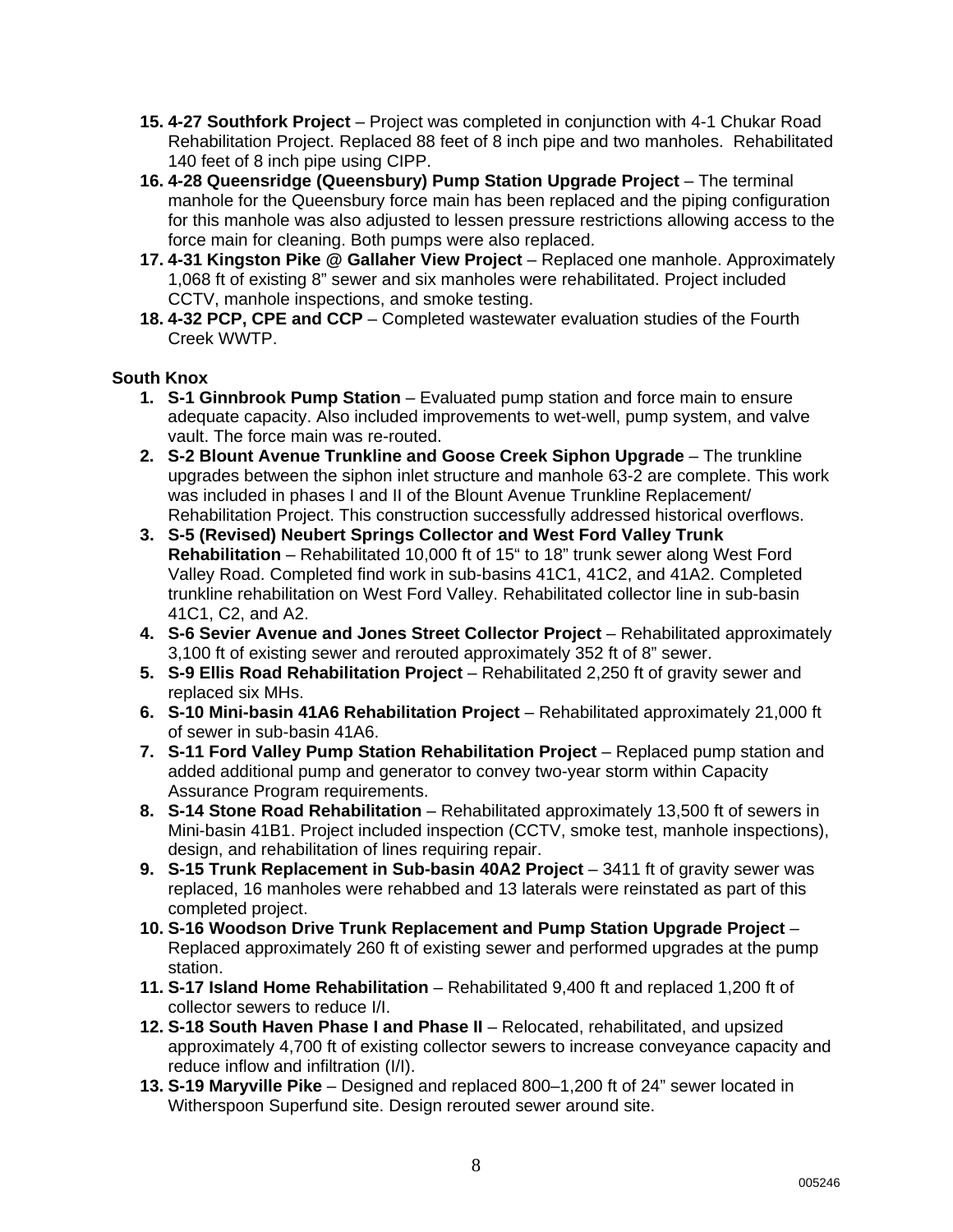15. **4-27 Southfork Project** – Project was completed in conjunction with 4-1 Chukar Road Rehabilitation Project. Replaced 88 feet of 8 inch pipe and two manholes.  Rehabilitated 140 feet of 8 inch pipe using CIPP.
16. **4-28 Queensridge (Queensbury) Pump Station Upgrade Project** – The terminal manhole for the Queensbury force main has been replaced and the piping configuration for this manhole was also adjusted to lessen pressure restrictions allowing access to the force main for cleaning. Both pumps were also replaced.
17. **4-31 Kingston Pike @ Gallaher View Project** – Replaced one manhole. Approximately 1,068 ft of existing 8" sewer and six manholes were rehabilitated. Project included CCTV, manhole inspections, and smoke testing.
18. **4-32 PCP, CPE and CCP** – Completed wastewater evaluation studies of the Fourth Creek WWTP.

**South Knox**

1. **S-1 Ginnbrook Pump Station** – Evaluated pump station and force main to ensure adequate capacity. Also included improvements to wet-well, pump system, and valve vault. The force main was re-routed.
2. **S-2 Blount Avenue Trunkline and Goose Creek Siphon Upgrade** – The trunkline upgrades between the siphon inlet structure and manhole 63-2 are complete. This work was included in phases I and II of the Blount Avenue Trunkline Replacement/ Rehabilitation Project. This construction successfully addressed historical overflows.
3. **S-5 (Revised) Neubert Springs Collector and West Ford Valley Trunk Rehabilitation** – Rehabilitated 10,000 ft of 15" to 18" trunk sewer along West Ford Valley Road. Completed find work in sub-basins 41C1, 41C2, and 41A2. Completed trunkline rehabilitation on West Ford Valley. Rehabilitated collector line in sub-basin 41C1, C2, and A2.
4. **S-6 Sevier Avenue and Jones Street Collector Project** – Rehabilitated approximately 3,100 ft of existing sewer and rerouted approximately 352 ft of 8" sewer.
5. **S-9 Ellis Road Rehabilitation Project** – Rehabilitated 2,250 ft of gravity sewer and replaced six MHs.
6. **S-10 Mini-basin 41A6 Rehabilitation Project** – Rehabilitated approximately 21,000 ft of sewer in sub-basin 41A6.
7. **S-11 Ford Valley Pump Station Rehabilitation Project** – Replaced pump station and added additional pump and generator to convey two-year storm within Capacity Assurance Program requirements.
8. **S-14 Stone Road Rehabilitation** – Rehabilitated approximately 13,500 ft of sewers in Mini-basin 41B1. Project included inspection (CCTV, smoke test, manhole inspections), design, and rehabilitation of lines requiring repair.
9. **S-15 Trunk Replacement in Sub-basin 40A2 Project** – 3411 ft of gravity sewer was replaced, 16 manholes were rehabbed and 13 laterals were reinstated as part of this completed project.
10. **S-16 Woodson Drive Trunk Replacement and Pump Station Upgrade Project** – Replaced approximately 260 ft of existing sewer and performed upgrades at the pump station.
11. **S-17 Island Home Rehabilitation** – Rehabilitated 9,400 ft and replaced 1,200 ft of collector sewers to reduce I/I.
12. **S-18 South Haven Phase I and Phase II** – Relocated, rehabilitated, and upsized approximately 4,700 ft of existing collector sewers to increase conveyance capacity and reduce inflow and infiltration (I/I).
13. **S-19 Maryville Pike** – Designed and replaced 800–1,200 ft of 24" sewer located in Witherspoon Superfund site. Design rerouted sewer around site.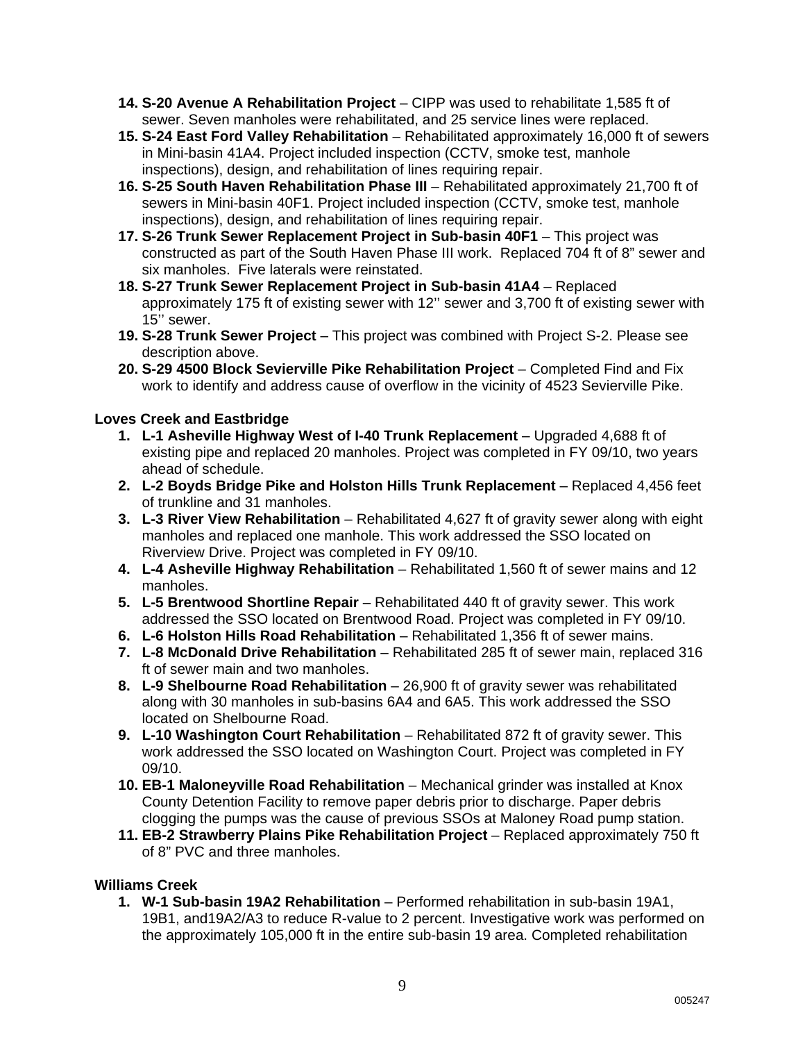14. **S-20 Avenue A Rehabilitation Project** – CIPP was used to rehabilitate 1,585 ft of sewer. Seven manholes were rehabilitated, and 25 service lines were replaced.
15. **S-24 East Ford Valley Rehabilitation** – Rehabilitated approximately 16,000 ft of sewers in Mini-basin 41A4. Project included inspection (CCTV, smoke test, manhole inspections), design, and rehabilitation of lines requiring repair.
16. **S-25 South Haven Rehabilitation Phase III** – Rehabilitated approximately 21,700 ft of sewers in Mini-basin 40F1. Project included inspection (CCTV, smoke test, manhole inspections), design, and rehabilitation of lines requiring repair.
17. **S-26 Trunk Sewer Replacement Project in Sub-basin 40F1** – This project was constructed as part of the South Haven Phase III work. Replaced 704 ft of 8" sewer and six manholes. Five laterals were reinstated.
18. **S-27 Trunk Sewer Replacement Project in Sub-basin 41A4** – Replaced approximately 175 ft of existing sewer with 12'' sewer and 3,700 ft of existing sewer with 15'' sewer.
19. **S-28 Trunk Sewer Project** – This project was combined with Project S-2. Please see description above.
20. **S-29 4500 Block Sevierville Pike Rehabilitation Project** – Completed Find and Fix work to identify and address cause of overflow in the vicinity of 4523 Sevierville Pike.

**Loves Creek and Eastbridge**

1. **L-1 Asheville Highway West of I-40 Trunk Replacement** – Upgraded 4,688 ft of existing pipe and replaced 20 manholes. Project was completed in FY 09/10, two years ahead of schedule.
2. **L-2 Boyds Bridge Pike and Holston Hills Trunk Replacement** – Replaced 4,456 feet of trunkline and 31 manholes.
3. **L-3 River View Rehabilitation** – Rehabilitated 4,627 ft of gravity sewer along with eight manholes and replaced one manhole. This work addressed the SSO located on Riverview Drive. Project was completed in FY 09/10.
4. **L-4 Asheville Highway Rehabilitation** – Rehabilitated 1,560 ft of sewer mains and 12 manholes.
5. **L-5 Brentwood Shortline Repair** – Rehabilitated 440 ft of gravity sewer. This work addressed the SSO located on Brentwood Road. Project was completed in FY 09/10.
6. **L-6 Holston Hills Road Rehabilitation** – Rehabilitated 1,356 ft of sewer mains.
7. **L-8 McDonald Drive Rehabilitation** – Rehabilitated 285 ft of sewer main, replaced 316 ft of sewer main and two manholes.
8. **L-9 Shelbourne Road Rehabilitation** – 26,900 ft of gravity sewer was rehabilitated along with 30 manholes in sub-basins 6A4 and 6A5. This work addressed the SSO located on Shelbourne Road.
9. **L-10 Washington Court Rehabilitation** – Rehabilitated 872 ft of gravity sewer. This work addressed the SSO located on Washington Court. Project was completed in FY 09/10.
10. **EB-1 Maloneyville Road Rehabilitation** – Mechanical grinder was installed at Knox County Detention Facility to remove paper debris prior to discharge. Paper debris clogging the pumps was the cause of previous SSOs at Maloney Road pump station.
11. **EB-2 Strawberry Plains Pike Rehabilitation Project** – Replaced approximately 750 ft of 8" PVC and three manholes.

**Williams Creek**

1. **W-1 Sub-basin 19A2 Rehabilitation** – Performed rehabilitation in sub-basin 19A1, 19B1, and19A2/A3 to reduce R-value to 2 percent. Investigative work was performed on the approximately 105,000 ft in the entire sub-basin 19 area. Completed rehabilitation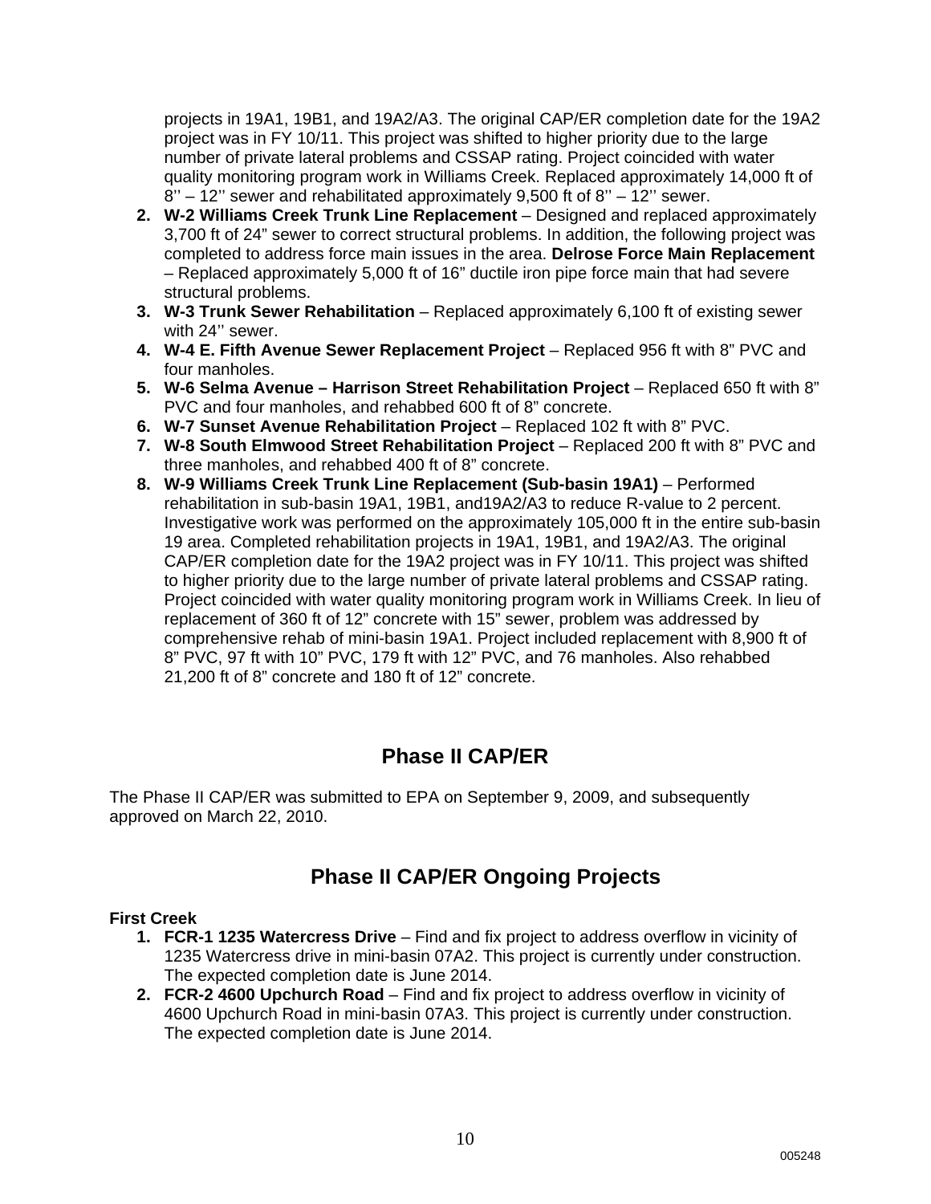projects in 19A1, 19B1, and 19A2/A3. The original CAP/ER completion date for the 19A2 project was in FY 10/11. This project was shifted to higher priority due to the large number of private lateral problems and CSSAP rating. Project coincided with water quality monitoring program work in Williams Creek. Replaced approximately 14,000 ft of 8'' – 12'' sewer and rehabilitated approximately 9,500 ft of 8'' – 12'' sewer.

2. **W-2 Williams Creek Trunk Line Replacement** – Designed and replaced approximately 3,700 ft of 24" sewer to correct structural problems. In addition, the following project was completed to address force main issues in the area. **Delrose Force Main Replacement** – Replaced approximately 5,000 ft of 16" ductile iron pipe force main that had severe structural problems.
3. **W-3 Trunk Sewer Rehabilitation** – Replaced approximately 6,100 ft of existing sewer with 24'' sewer.
4. **W-4 E. Fifth Avenue Sewer Replacement Project** – Replaced 956 ft with 8" PVC and four manholes.
5. **W-6 Selma Avenue – Harrison Street Rehabilitation Project** – Replaced 650 ft with 8" PVC and four manholes, and rehabbed 600 ft of 8" concrete.
6. **W-7 Sunset Avenue Rehabilitation Project** – Replaced 102 ft with 8" PVC.
7. **W-8 South Elmwood Street Rehabilitation Project** – Replaced 200 ft with 8" PVC and three manholes, and rehabbed 400 ft of 8" concrete.
8. **W-9 Williams Creek Trunk Line Replacement (Sub-basin 19A1)** – Performed rehabilitation in sub-basin 19A1, 19B1, and19A2/A3 to reduce R-value to 2 percent. Investigative work was performed on the approximately 105,000 ft in the entire sub-basin 19 area. Completed rehabilitation projects in 19A1, 19B1, and 19A2/A3. The original CAP/ER completion date for the 19A2 project was in FY 10/11. This project was shifted to higher priority due to the large number of private lateral problems and CSSAP rating. Project coincided with water quality monitoring program work in Williams Creek. In lieu of replacement of 360 ft of 12" concrete with 15" sewer, problem was addressed by comprehensive rehab of mini-basin 19A1. Project included replacement with 8,900 ft of 8" PVC, 97 ft with 10" PVC, 179 ft with 12" PVC, and 76 manholes. Also rehabbed 21,200 ft of 8" concrete and 180 ft of 12" concrete.

## Phase II CAP/ER

The Phase II CAP/ER was submitted to EPA on September 9, 2009, and subsequently approved on March 22, 2010.

## Phase II CAP/ER Ongoing Projects

**First Creek**

1. **FCR-1 1235 Watercress Drive** – Find and fix project to address overflow in vicinity of 1235 Watercress drive in mini-basin 07A2. This project is currently under construction. The expected completion date is June 2014.
2. **FCR-2 4600 Upchurch Road** – Find and fix project to address overflow in vicinity of 4600 Upchurch Road in mini-basin 07A3. This project is currently under construction. The expected completion date is June 2014.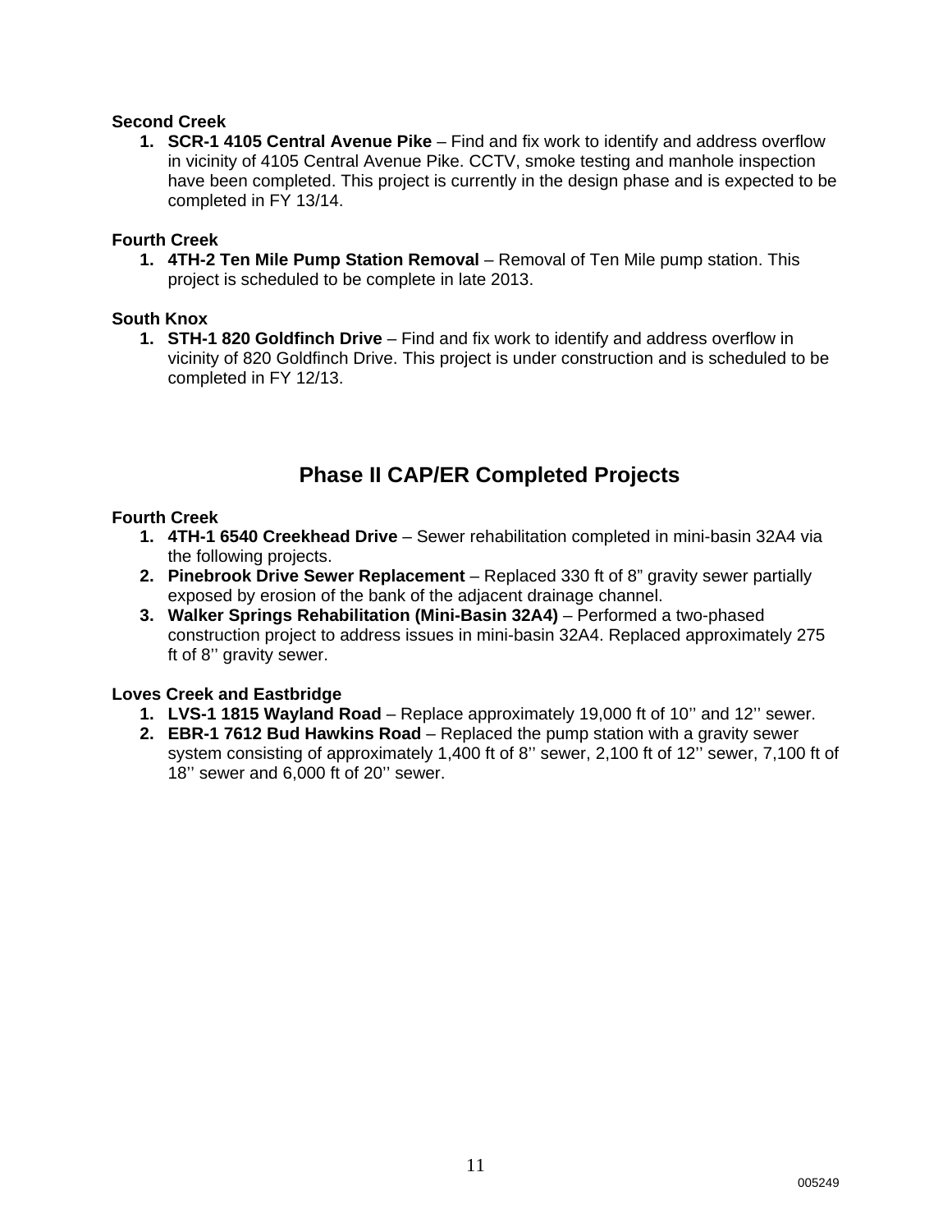**Second Creek**

1. **SCR-1 4105 Central Avenue Pike** – Find and fix work to identify and address overflow in vicinity of 4105 Central Avenue Pike. CCTV, smoke testing and manhole inspection have been completed. This project is currently in the design phase and is expected to be completed in FY 13/14.

**Fourth Creek**

1. **4TH-2 Ten Mile Pump Station Removal** – Removal of Ten Mile pump station. This project is scheduled to be complete in late 2013.

**South Knox**

1. **STH-1 820 Goldfinch Drive** – Find and fix work to identify and address overflow in vicinity of 820 Goldfinch Drive. This project is under construction and is scheduled to be completed in FY 12/13.

## Phase II CAP/ER Completed Projects

**Fourth Creek**

1. **4TH-1 6540 Creekhead Drive** – Sewer rehabilitation completed in mini-basin 32A4 via the following projects.
2. **Pinebrook Drive Sewer Replacement** – Replaced 330 ft of 8" gravity sewer partially exposed by erosion of the bank of the adjacent drainage channel.
3. **Walker Springs Rehabilitation (Mini-Basin 32A4)** – Performed a two-phased construction project to address issues in mini-basin 32A4. Replaced approximately 275 ft of 8'' gravity sewer.

**Loves Creek and Eastbridge**

1. **LVS-1 1815 Wayland Road** – Replace approximately 19,000 ft of 10'' and 12'' sewer.
2. **EBR-1 7612 Bud Hawkins Road** – Replaced the pump station with a gravity sewer system consisting of approximately 1,400 ft of 8'' sewer, 2,100 ft of 12'' sewer, 7,100 ft of 18'' sewer and 6,000 ft of 20'' sewer.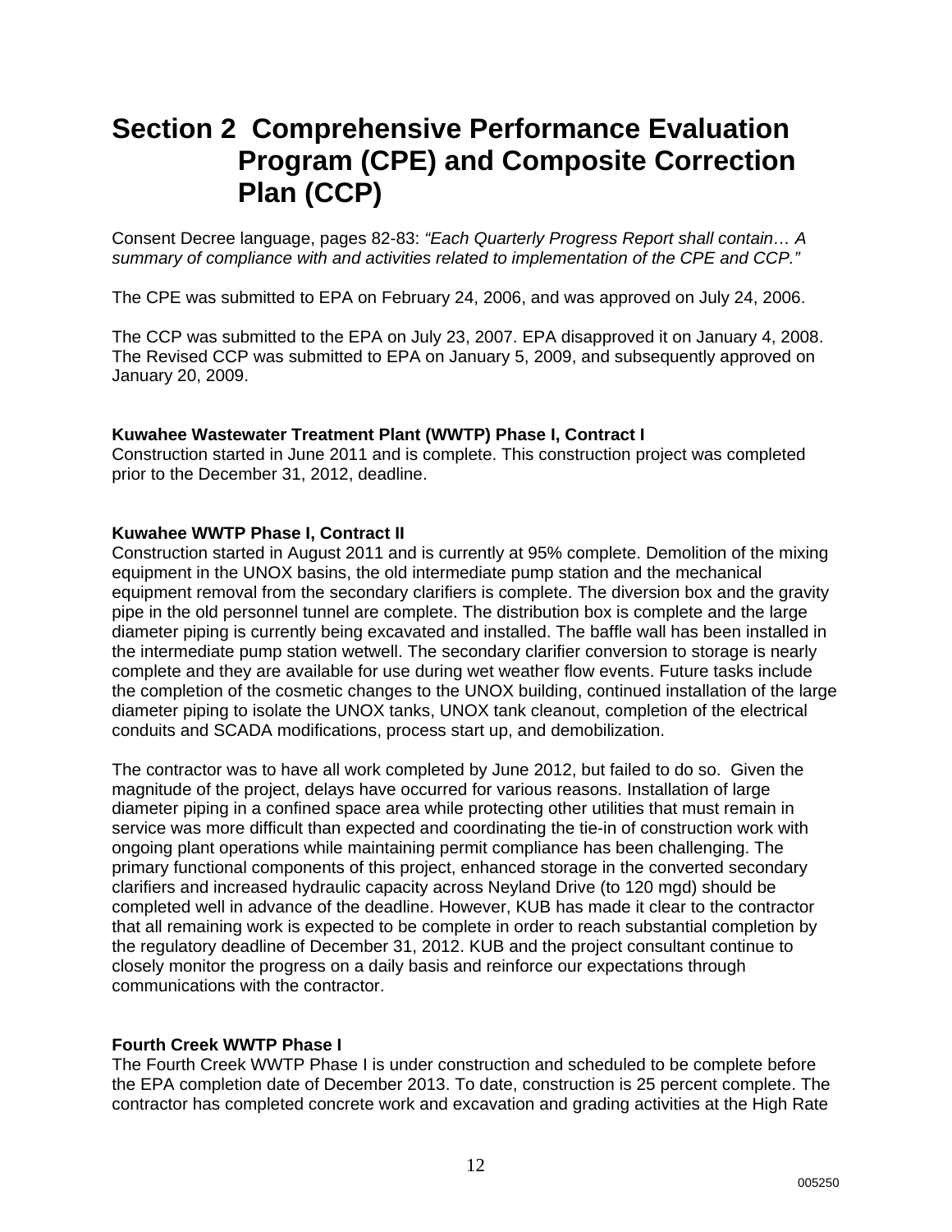# Section 2 Comprehensive Performance Evaluation Program (CPE) and Composite Correction Plan (CCP)

Consent Decree language, pages 82-83: *"Each Quarterly Progress Report shall contain… A summary of compliance with and activities related to implementation of the CPE and CCP."*

The CPE was submitted to EPA on February 24, 2006, and was approved on July 24, 2006.

The CCP was submitted to the EPA on July 23, 2007. EPA disapproved it on January 4, 2008. The Revised CCP was submitted to EPA on January 5, 2009, and subsequently approved on January 20, 2009.

**Kuwahee Wastewater Treatment Plant (WWTP) Phase I, Contract I**
Construction started in June 2011 and is complete. This construction project was completed prior to the December 31, 2012, deadline.

**Kuwahee WWTP Phase I, Contract II**
Construction started in August 2011 and is currently at 95% complete. Demolition of the mixing equipment in the UNOX basins, the old intermediate pump station and the mechanical equipment removal from the secondary clarifiers is complete. The diversion box and the gravity pipe in the old personnel tunnel are complete. The distribution box is complete and the large diameter piping is currently being excavated and installed. The baffle wall has been installed in the intermediate pump station wetwell. The secondary clarifier conversion to storage is nearly complete and they are available for use during wet weather flow events. Future tasks include the completion of the cosmetic changes to the UNOX building, continued installation of the large diameter piping to isolate the UNOX tanks, UNOX tank cleanout, completion of the electrical conduits and SCADA modifications, process start up, and demobilization.

The contractor was to have all work completed by June 2012, but failed to do so. Given the magnitude of the project, delays have occurred for various reasons. Installation of large diameter piping in a confined space area while protecting other utilities that must remain in service was more difficult than expected and coordinating the tie-in of construction work with ongoing plant operations while maintaining permit compliance has been challenging. The primary functional components of this project, enhanced storage in the converted secondary clarifiers and increased hydraulic capacity across Neyland Drive (to 120 mgd) should be completed well in advance of the deadline. However, KUB has made it clear to the contractor that all remaining work is expected to be complete in order to reach substantial completion by the regulatory deadline of December 31, 2012. KUB and the project consultant continue to closely monitor the progress on a daily basis and reinforce our expectations through communications with the contractor.

**Fourth Creek WWTP Phase I**
The Fourth Creek WWTP Phase I is under construction and scheduled to be complete before the EPA completion date of December 2013. To date, construction is 25 percent complete. The contractor has completed concrete work and excavation and grading activities at the High Rate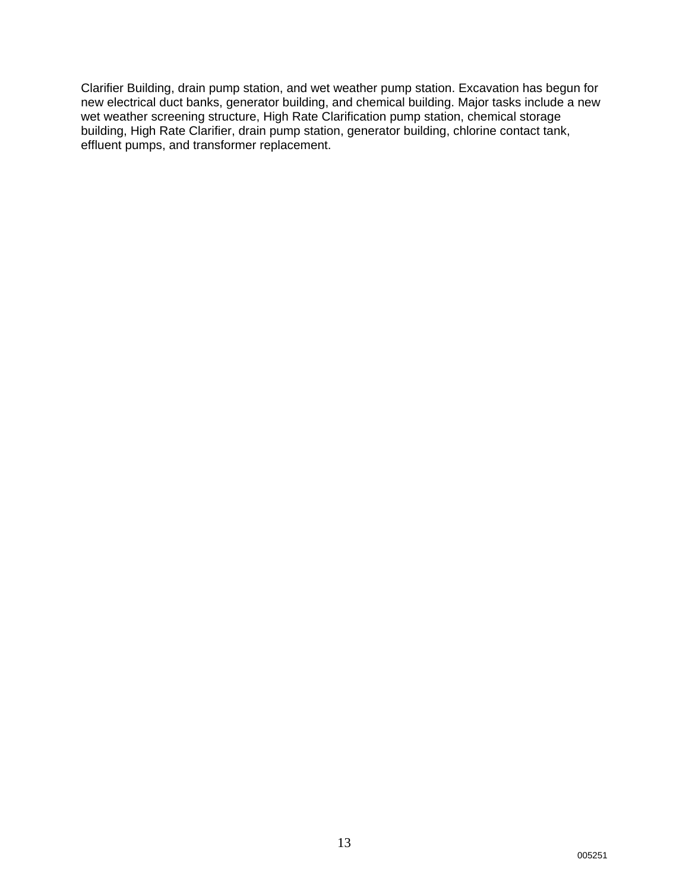Clarifier Building, drain pump station, and wet weather pump station. Excavation has begun for new electrical duct banks, generator building, and chemical building. Major tasks include a new wet weather screening structure, High Rate Clarification pump station, chemical storage building, High Rate Clarifier, drain pump station, generator building, chlorine contact tank, effluent pumps, and transformer replacement.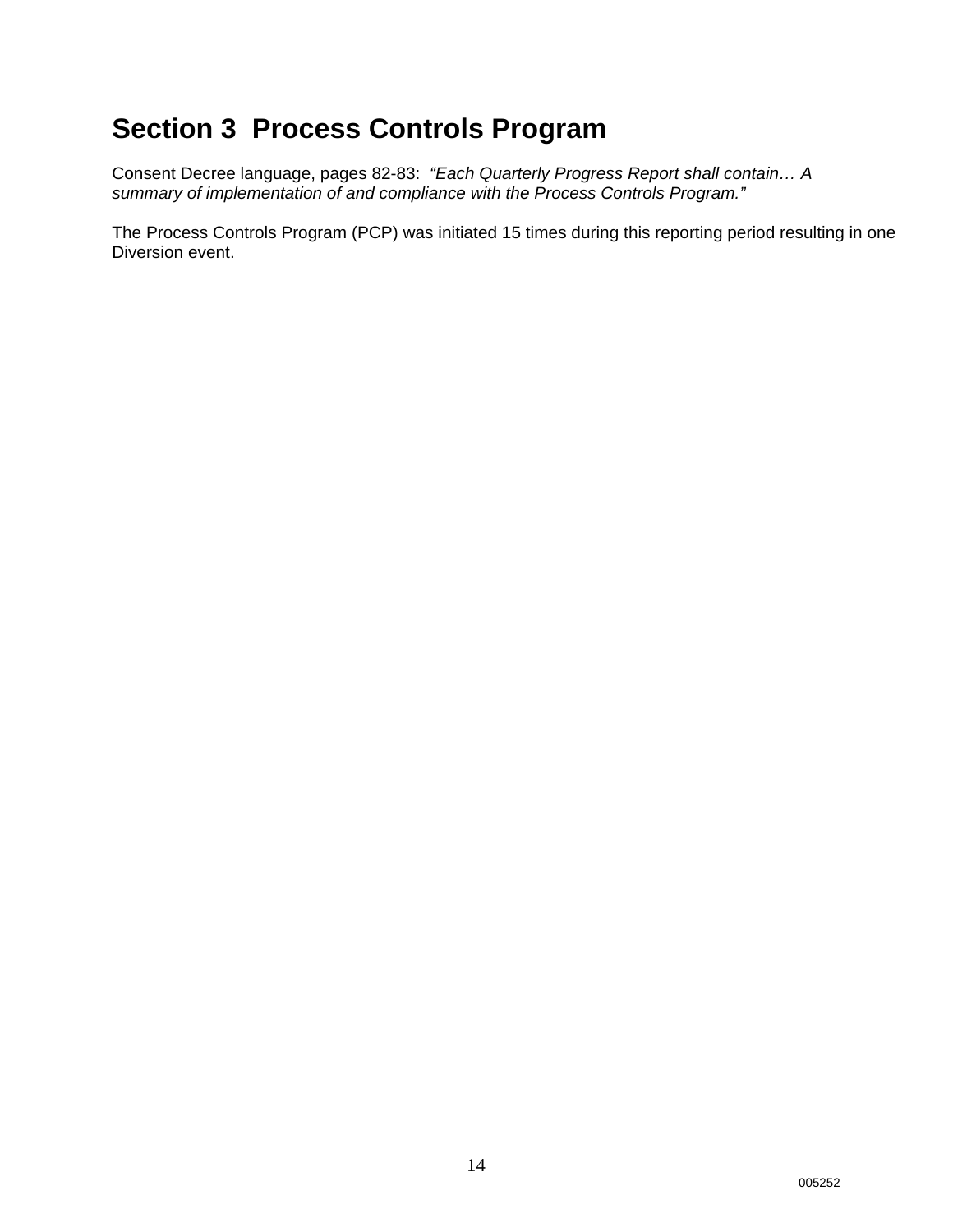# Section 3  Process Controls Program

Consent Decree language, pages 82-83:  *"Each Quarterly Progress Report shall contain… A summary of implementation of and compliance with the Process Controls Program."*

The Process Controls Program (PCP) was initiated 15 times during this reporting period resulting in one Diversion event.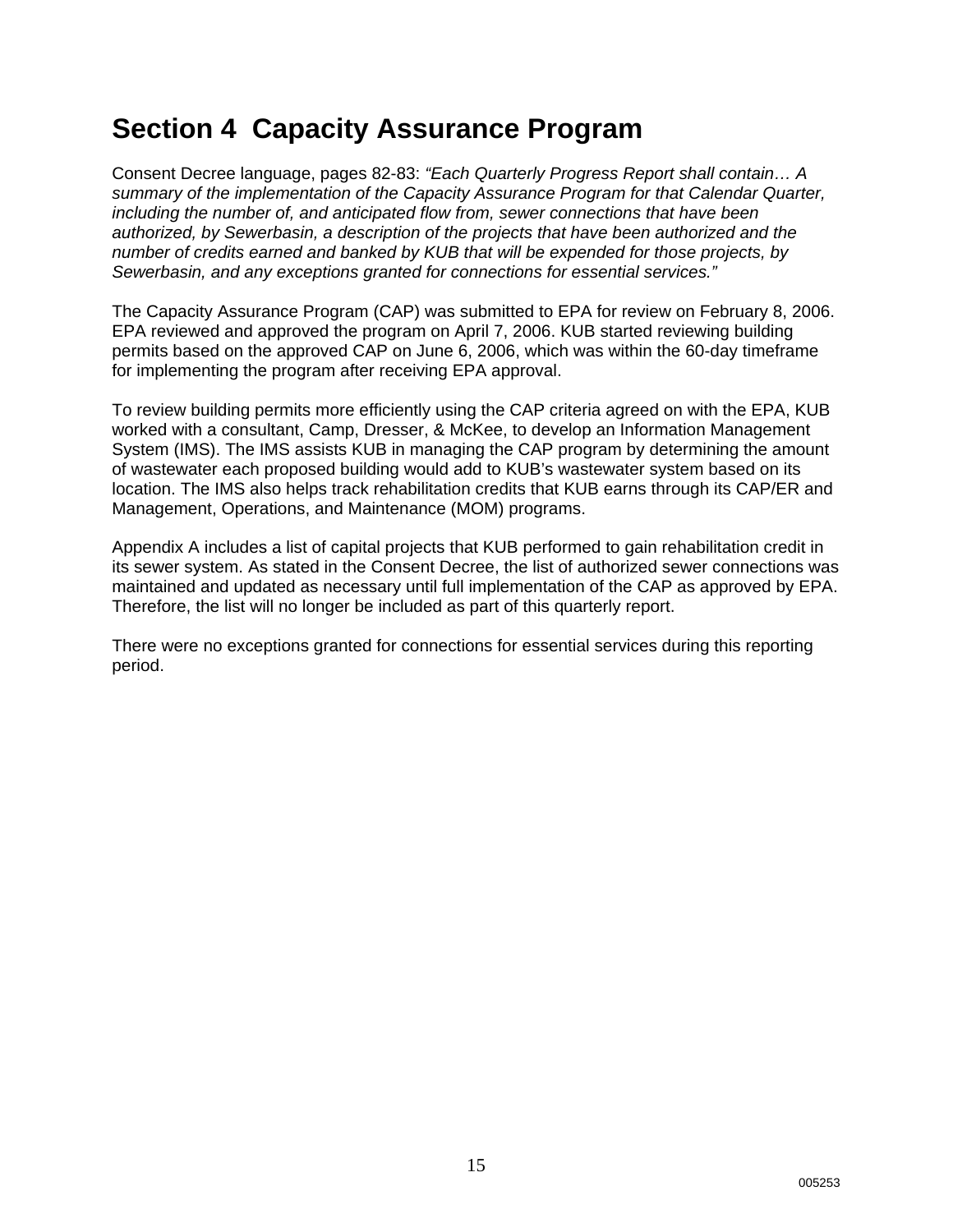# Section 4 Capacity Assurance Program

Consent Decree language, pages 82-83: *"Each Quarterly Progress Report shall contain… A summary of the implementation of the Capacity Assurance Program for that Calendar Quarter, including the number of, and anticipated flow from, sewer connections that have been authorized, by Sewerbasin, a description of the projects that have been authorized and the number of credits earned and banked by KUB that will be expended for those projects, by Sewerbasin, and any exceptions granted for connections for essential services."*

The Capacity Assurance Program (CAP) was submitted to EPA for review on February 8, 2006. EPA reviewed and approved the program on April 7, 2006. KUB started reviewing building permits based on the approved CAP on June 6, 2006, which was within the 60-day timeframe for implementing the program after receiving EPA approval.

To review building permits more efficiently using the CAP criteria agreed on with the EPA, KUB worked with a consultant, Camp, Dresser, & McKee, to develop an Information Management System (IMS). The IMS assists KUB in managing the CAP program by determining the amount of wastewater each proposed building would add to KUB's wastewater system based on its location. The IMS also helps track rehabilitation credits that KUB earns through its CAP/ER and Management, Operations, and Maintenance (MOM) programs.

Appendix A includes a list of capital projects that KUB performed to gain rehabilitation credit in its sewer system. As stated in the Consent Decree, the list of authorized sewer connections was maintained and updated as necessary until full implementation of the CAP as approved by EPA. Therefore, the list will no longer be included as part of this quarterly report.

There were no exceptions granted for connections for essential services during this reporting period.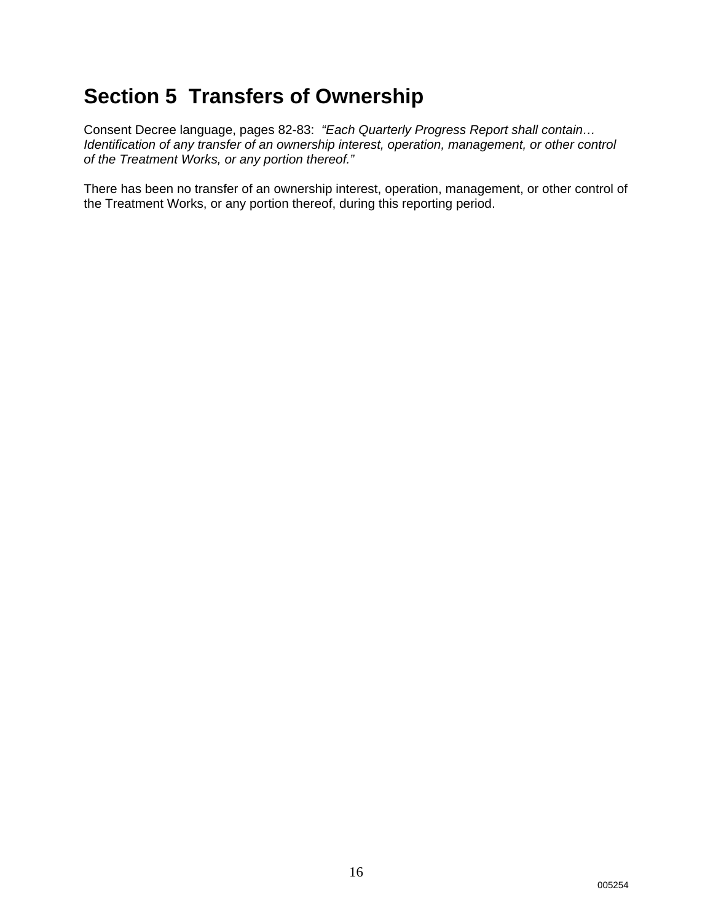# Section 5 Transfers of Ownership

Consent Decree language, pages 82-83: *"Each Quarterly Progress Report shall contain… Identification of any transfer of an ownership interest, operation, management, or other control of the Treatment Works, or any portion thereof."*

There has been no transfer of an ownership interest, operation, management, or other control of the Treatment Works, or any portion thereof, during this reporting period.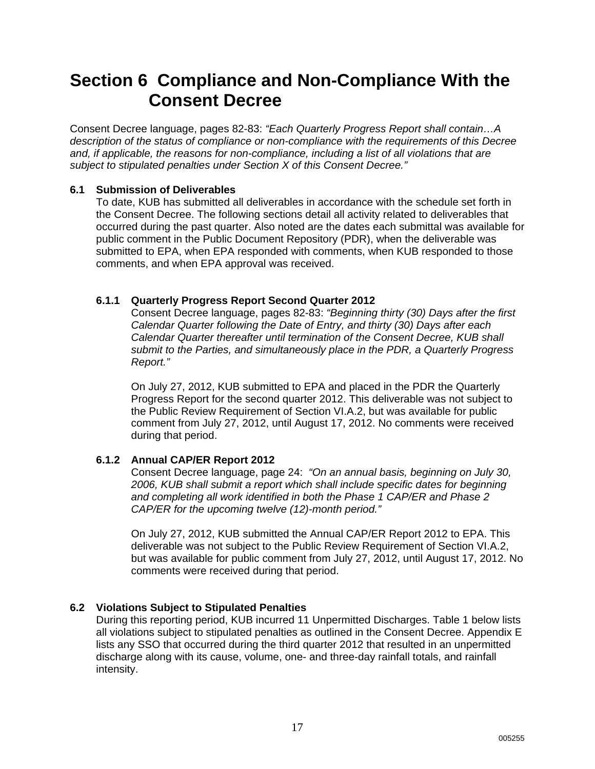# Section 6 Compliance and Non-Compliance With the Consent Decree

Consent Decree language, pages 82-83: *"Each Quarterly Progress Report shall contain…A description of the status of compliance or non-compliance with the requirements of this Decree and, if applicable, the reasons for non-compliance, including a list of all violations that are subject to stipulated penalties under Section X of this Consent Decree."*

## 6.1 Submission of Deliverables

To date, KUB has submitted all deliverables in accordance with the schedule set forth in the Consent Decree. The following sections detail all activity related to deliverables that occurred during the past quarter. Also noted are the dates each submittal was available for public comment in the Public Document Repository (PDR), when the deliverable was submitted to EPA, when EPA responded with comments, when KUB responded to those comments, and when EPA approval was received.

### 6.1.1 Quarterly Progress Report Second Quarter 2012

Consent Decree language, pages 82-83: *"Beginning thirty (30) Days after the first Calendar Quarter following the Date of Entry, and thirty (30) Days after each Calendar Quarter thereafter until termination of the Consent Decree, KUB shall submit to the Parties, and simultaneously place in the PDR, a Quarterly Progress Report."*

On July 27, 2012, KUB submitted to EPA and placed in the PDR the Quarterly Progress Report for the second quarter 2012. This deliverable was not subject to the Public Review Requirement of Section VI.A.2, but was available for public comment from July 27, 2012, until August 17, 2012. No comments were received during that period.

### 6.1.2 Annual CAP/ER Report 2012

Consent Decree language, page 24: *"On an annual basis, beginning on July 30, 2006, KUB shall submit a report which shall include specific dates for beginning and completing all work identified in both the Phase 1 CAP/ER and Phase 2 CAP/ER for the upcoming twelve (12)-month period."*

On July 27, 2012, KUB submitted the Annual CAP/ER Report 2012 to EPA. This deliverable was not subject to the Public Review Requirement of Section VI.A.2, but was available for public comment from July 27, 2012, until August 17, 2012. No comments were received during that period.

## 6.2 Violations Subject to Stipulated Penalties

During this reporting period, KUB incurred 11 Unpermitted Discharges. Table 1 below lists all violations subject to stipulated penalties as outlined in the Consent Decree. Appendix E lists any SSO that occurred during the third quarter 2012 that resulted in an unpermitted discharge along with its cause, volume, one- and three-day rainfall totals, and rainfall intensity.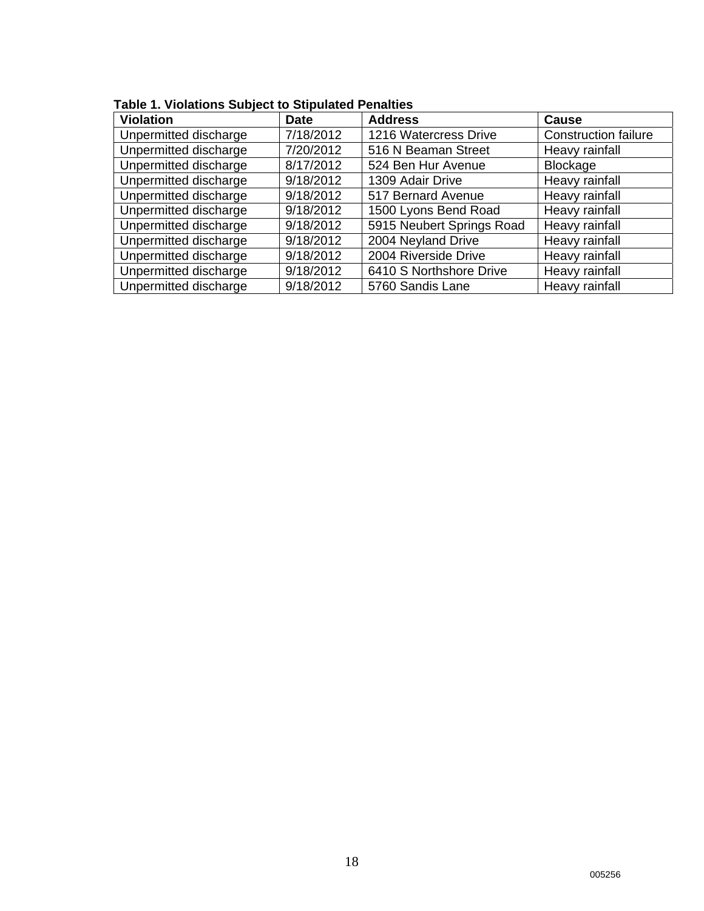**Table 1. Violations Subject to Stipulated Penalties**

| Violation | Date | Address | Cause |
|---|---|---|---|
| Unpermitted discharge | 7/18/2012 | 1216 Watercress Drive | Construction failure |
| Unpermitted discharge | 7/20/2012 | 516 N Beaman Street | Heavy rainfall |
| Unpermitted discharge | 8/17/2012 | 524 Ben Hur Avenue | Blockage |
| Unpermitted discharge | 9/18/2012 | 1309 Adair Drive | Heavy rainfall |
| Unpermitted discharge | 9/18/2012 | 517 Bernard Avenue | Heavy rainfall |
| Unpermitted discharge | 9/18/2012 | 1500 Lyons Bend Road | Heavy rainfall |
| Unpermitted discharge | 9/18/2012 | 5915 Neubert Springs Road | Heavy rainfall |
| Unpermitted discharge | 9/18/2012 | 2004 Neyland Drive | Heavy rainfall |
| Unpermitted discharge | 9/18/2012 | 2004 Riverside Drive | Heavy rainfall |
| Unpermitted discharge | 9/18/2012 | 6410 S Northshore Drive | Heavy rainfall |
| Unpermitted discharge | 9/18/2012 | 5760 Sandis Lane | Heavy rainfall |

005256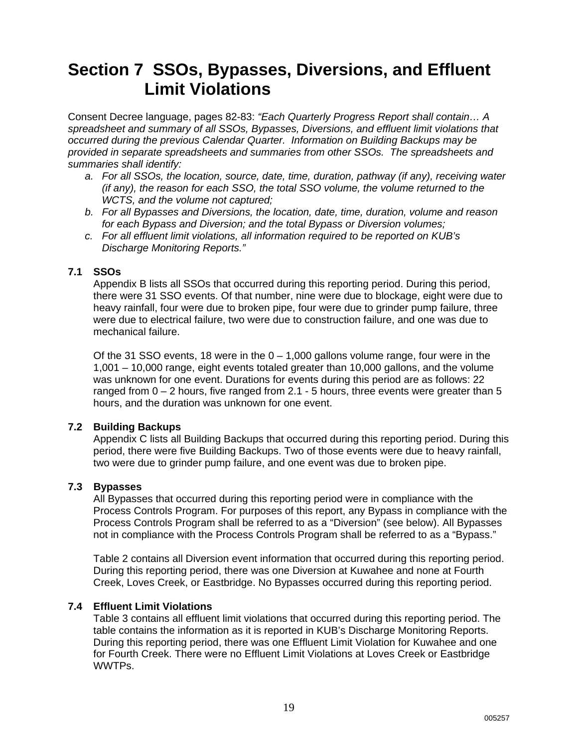# Section 7 SSOs, Bypasses, Diversions, and Effluent Limit Violations

Consent Decree language, pages 82-83: *"Each Quarterly Progress Report shall contain… A spreadsheet and summary of all SSOs, Bypasses, Diversions, and effluent limit violations that occurred during the previous Calendar Quarter. Information on Building Backups may be provided in separate spreadsheets and summaries from other SSOs. The spreadsheets and summaries shall identify:*

*a. For all SSOs, the location, source, date, time, duration, pathway (if any), receiving water (if any), the reason for each SSO, the total SSO volume, the volume returned to the WCTS, and the volume not captured;*

*b. For all Bypasses and Diversions, the location, date, time, duration, volume and reason for each Bypass and Diversion; and the total Bypass or Diversion volumes;*

*c. For all effluent limit violations, all information required to be reported on KUB's Discharge Monitoring Reports."*

### 7.1 SSOs

Appendix B lists all SSOs that occurred during this reporting period. During this period, there were 31 SSO events. Of that number, nine were due to blockage, eight were due to heavy rainfall, four were due to broken pipe, four were due to grinder pump failure, three were due to electrical failure, two were due to construction failure, and one was due to mechanical failure.

Of the 31 SSO events, 18 were in the 0 – 1,000 gallons volume range, four were in the 1,001 – 10,000 range, eight events totaled greater than 10,000 gallons, and the volume was unknown for one event. Durations for events during this period are as follows: 22 ranged from 0 – 2 hours, five ranged from 2.1 - 5 hours, three events were greater than 5 hours, and the duration was unknown for one event.

### 7.2 Building Backups

Appendix C lists all Building Backups that occurred during this reporting period. During this period, there were five Building Backups. Two of those events were due to heavy rainfall, two were due to grinder pump failure, and one event was due to broken pipe.

### 7.3 Bypasses

All Bypasses that occurred during this reporting period were in compliance with the Process Controls Program. For purposes of this report, any Bypass in compliance with the Process Controls Program shall be referred to as a "Diversion" (see below). All Bypasses not in compliance with the Process Controls Program shall be referred to as a "Bypass."

Table 2 contains all Diversion event information that occurred during this reporting period. During this reporting period, there was one Diversion at Kuwahee and none at Fourth Creek, Loves Creek, or Eastbridge. No Bypasses occurred during this reporting period.

### 7.4 Effluent Limit Violations

Table 3 contains all effluent limit violations that occurred during this reporting period. The table contains the information as it is reported in KUB's Discharge Monitoring Reports. During this reporting period, there was one Effluent Limit Violation for Kuwahee and one for Fourth Creek. There were no Effluent Limit Violations at Loves Creek or Eastbridge WWTPs.

005257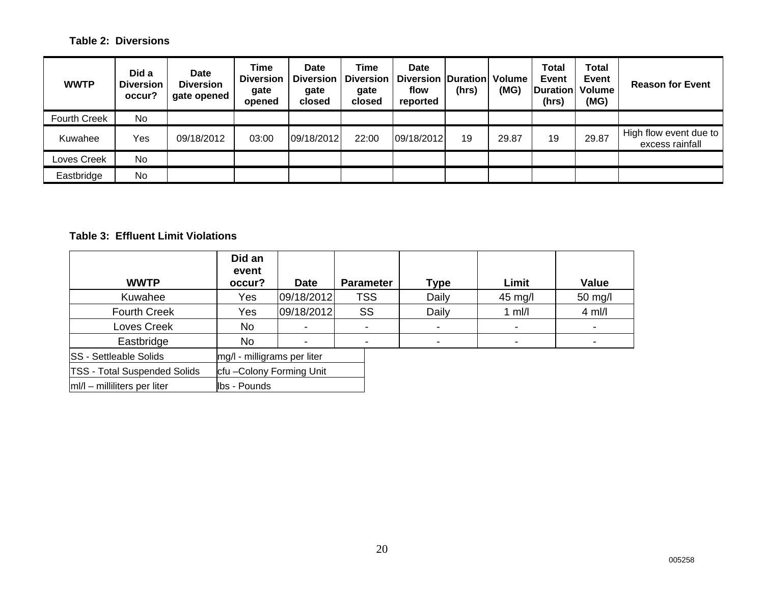**Table 2: Diversions**

| WWTP | Did a Diversion occur? | Date Diversion gate opened | Time Diversion gate opened | Date Diversion gate closed | Time Diversion gate closed | Date Diversion flow reported | Duration (hrs) | Volume (MG) | Total Event Duration (hrs) | Total Event Volume (MG) | Reason for Event |
|---|---|---|---|---|---|---|---|---|---|---|---|
| Fourth Creek | No | | | | | | | | | | |
| Kuwahee | Yes | 09/18/2012 | 03:00 | 09/18/2012 | 22:00 | 09/18/2012 | 19 | 29.87 | 19 | 29.87 | High flow event due to excess rainfall |
| Loves Creek | No | | | | | | | | | | |
| Eastbridge | No | | | | | | | | | | |

**Table 3: Effluent Limit Violations**

| WWTP | Did an event occur? | Date | Parameter | Type | Limit | Value |
|---|---|---|---|---|---|---|
| Kuwahee | Yes | 09/18/2012 | TSS | Daily | 45 mg/l | 50 mg/l |
| Fourth Creek | Yes | 09/18/2012 | SS | Daily | 1 ml/l | 4 ml/l |
| Loves Creek | No | - | - | - | - | - |
| Eastbridge | No | - | - | - | - | - |

| | |
|---|---|
| SS - Settleable Solids | mg/l - milligrams per liter |
| TSS - Total Suspended Solids | cfu –Colony Forming Unit |
| ml/l – milliliters per liter | lbs - Pounds |

005258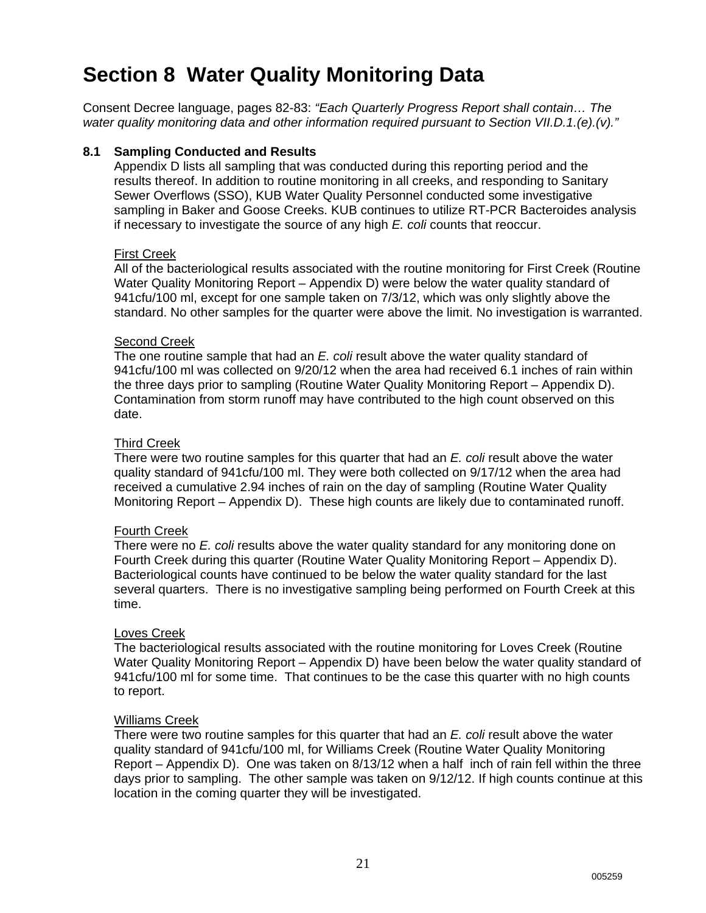# Section 8 Water Quality Monitoring Data

Consent Decree language, pages 82-83: *"Each Quarterly Progress Report shall contain… The water quality monitoring data and other information required pursuant to Section VII.D.1.(e).(v)."*

### 8.1 Sampling Conducted and Results

Appendix D lists all sampling that was conducted during this reporting period and the results thereof. In addition to routine monitoring in all creeks, and responding to Sanitary Sewer Overflows (SSO), KUB Water Quality Personnel conducted some investigative sampling in Baker and Goose Creeks. KUB continues to utilize RT-PCR Bacteroides analysis if necessary to investigate the source of any high *E. coli* counts that reoccur.

<u>First Creek</u>
All of the bacteriological results associated with the routine monitoring for First Creek (Routine Water Quality Monitoring Report – Appendix D) were below the water quality standard of 941cfu/100 ml, except for one sample taken on 7/3/12, which was only slightly above the standard. No other samples for the quarter were above the limit. No investigation is warranted.

<u>Second Creek</u>
The one routine sample that had an *E. coli* result above the water quality standard of 941cfu/100 ml was collected on 9/20/12 when the area had received 6.1 inches of rain within the three days prior to sampling (Routine Water Quality Monitoring Report – Appendix D). Contamination from storm runoff may have contributed to the high count observed on this date.

<u>Third Creek</u>
There were two routine samples for this quarter that had an *E. coli* result above the water quality standard of 941cfu/100 ml. They were both collected on 9/17/12 when the area had received a cumulative 2.94 inches of rain on the day of sampling (Routine Water Quality Monitoring Report – Appendix D). These high counts are likely due to contaminated runoff.

<u>Fourth Creek</u>
There were no *E. coli* results above the water quality standard for any monitoring done on Fourth Creek during this quarter (Routine Water Quality Monitoring Report – Appendix D). Bacteriological counts have continued to be below the water quality standard for the last several quarters. There is no investigative sampling being performed on Fourth Creek at this time.

<u>Loves Creek</u>
The bacteriological results associated with the routine monitoring for Loves Creek (Routine Water Quality Monitoring Report – Appendix D) have been below the water quality standard of 941cfu/100 ml for some time. That continues to be the case this quarter with no high counts to report.

<u>Williams Creek</u>
There were two routine samples for this quarter that had an *E. coli* result above the water quality standard of 941cfu/100 ml, for Williams Creek (Routine Water Quality Monitoring Report – Appendix D). One was taken on 8/13/12 when a half inch of rain fell within the three days prior to sampling. The other sample was taken on 9/12/12. If high counts continue at this location in the coming quarter they will be investigated.

005259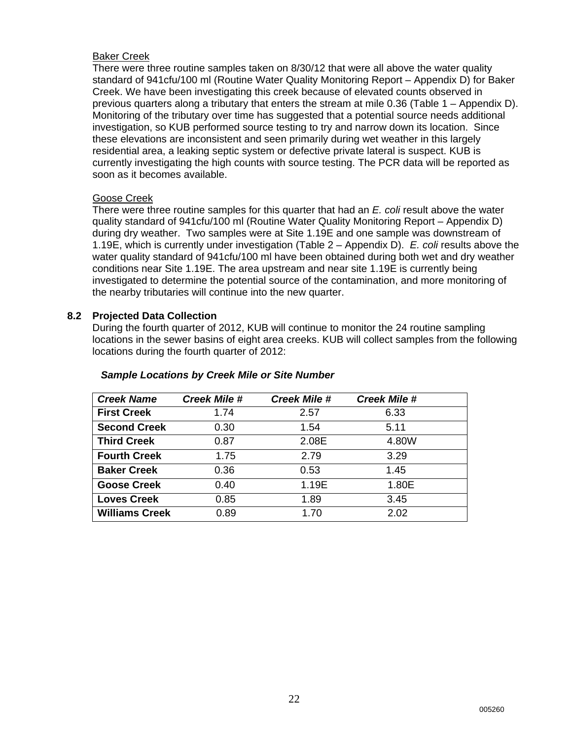Baker Creek

There were three routine samples taken on 8/30/12 that were all above the water quality standard of 941cfu/100 ml (Routine Water Quality Monitoring Report – Appendix D) for Baker Creek. We have been investigating this creek because of elevated counts observed in previous quarters along a tributary that enters the stream at mile 0.36 (Table 1 – Appendix D). Monitoring of the tributary over time has suggested that a potential source needs additional investigation, so KUB performed source testing to try and narrow down its location. Since these elevations are inconsistent and seen primarily during wet weather in this largely residential area, a leaking septic system or defective private lateral is suspect. KUB is currently investigating the high counts with source testing. The PCR data will be reported as soon as it becomes available.

Goose Creek

There were three routine samples for this quarter that had an *E. coli* result above the water quality standard of 941cfu/100 ml (Routine Water Quality Monitoring Report – Appendix D) during dry weather. Two samples were at Site 1.19E and one sample was downstream of 1.19E, which is currently under investigation (Table 2 – Appendix D). *E. coli* results above the water quality standard of 941cfu/100 ml have been obtained during both wet and dry weather conditions near Site 1.19E. The area upstream and near site 1.19E is currently being investigated to determine the potential source of the contamination, and more monitoring of the nearby tributaries will continue into the new quarter.

## 8.2 Projected Data Collection

During the fourth quarter of 2012, KUB will continue to monitor the 24 routine sampling locations in the sewer basins of eight area creeks. KUB will collect samples from the following locations during the fourth quarter of 2012:

***Sample Locations by Creek Mile or Site Number***

| *Creek Name* | *Creek Mile #* | *Creek Mile #* | *Creek Mile #* |
|---|---|---|---|
| **First Creek** | 1.74 | 2.57 | 6.33 |
| **Second Creek** | 0.30 | 1.54 | 5.11 |
| **Third Creek** | 0.87 | 2.08E | 4.80W |
| **Fourth Creek** | 1.75 | 2.79 | 3.29 |
| **Baker Creek** | 0.36 | 0.53 | 1.45 |
| **Goose Creek** | 0.40 | 1.19E | 1.80E |
| **Loves Creek** | 0.85 | 1.89 | 3.45 |
| **Williams Creek** | 0.89 | 1.70 | 2.02 |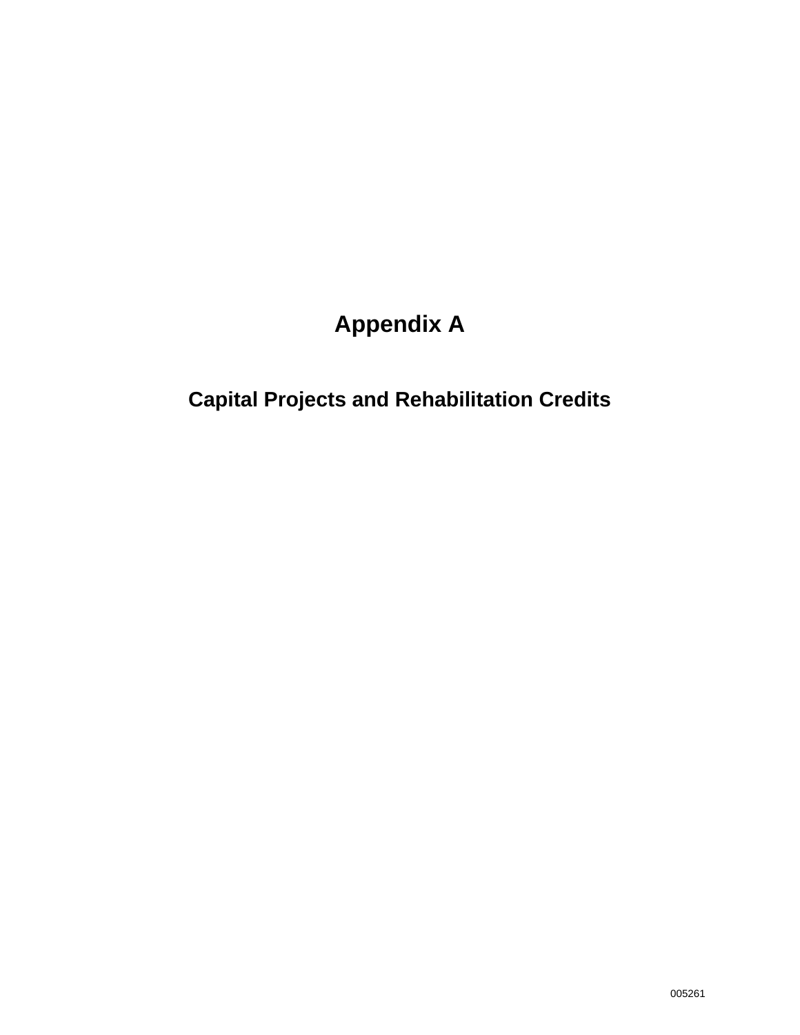# Appendix A

## Capital Projects and Rehabilitation Credits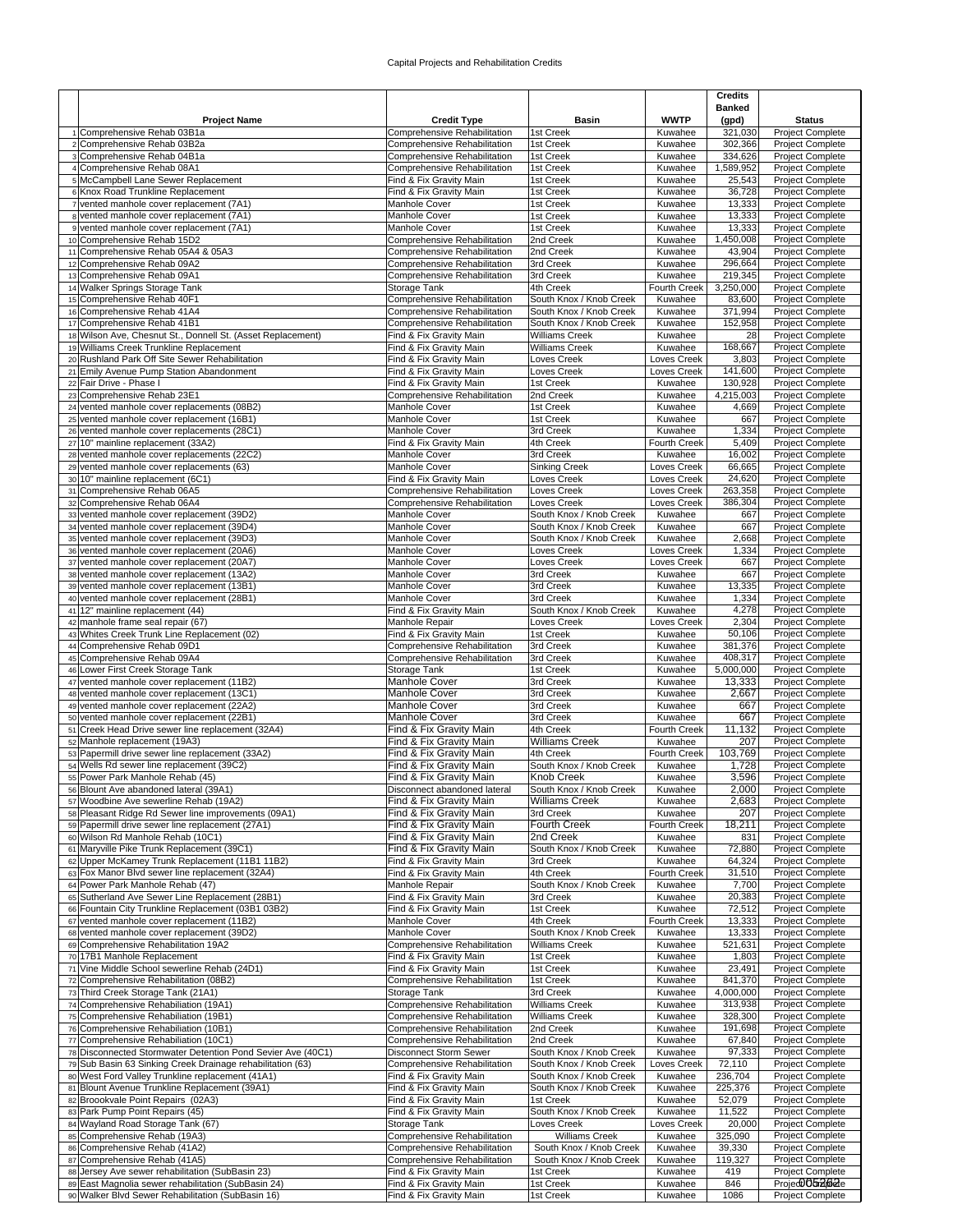# Capital Projects and Rehabilitation Credits

| | Project Name | Credit Type | Basin | WWTP | Credits Banked (gpd) | Status |
|---|---|---|---|---|---|---|
| 1 | Comprehensive Rehab 03B1a | Comprehensive Rehabilitation | 1st Creek | Kuwahee | 321,030 | Project Complete |
| 2 | Comprehensive Rehab 03B2a | Comprehensive Rehabilitation | 1st Creek | Kuwahee | 302,366 | Project Complete |
| 3 | Comprehensive Rehab 04B1a | Comprehensive Rehabilitation | 1st Creek | Kuwahee | 334,626 | Project Complete |
| 4 | Comprehensive Rehab 08A1 | Comprehensive Rehabilitation | 1st Creek | Kuwahee | 1,589,952 | Project Complete |
| 5 | McCampbell Lane Sewer Replacement | Find & Fix Gravity Main | 1st Creek | Kuwahee | 25,543 | Project Complete |
| 6 | Knox Road Trunkline Replacement | Find & Fix Gravity Main | 1st Creek | Kuwahee | 36,728 | Project Complete |
| 7 | vented manhole cover replacement (7A1) | Manhole Cover | 1st Creek | Kuwahee | 13,333 | Project Complete |
| 8 | vented manhole cover replacement (7A1) | Manhole Cover | 1st Creek | Kuwahee | 13,333 | Project Complete |
| 9 | vented manhole cover replacement (7A1) | Manhole Cover | 1st Creek | Kuwahee | 13,333 | Project Complete |
| 10 | Comprehensive Rehab 15D2 | Comprehensive Rehabilitation | 2nd Creek | Kuwahee | 1,450,008 | Project Complete |
| 11 | Comprehensive Rehab 05A4 & 05A3 | Comprehensive Rehabilitation | 2nd Creek | Kuwahee | 43,904 | Project Complete |
| 12 | Comprehensive Rehab 09A2 | Comprehensive Rehabilitation | 3rd Creek | Kuwahee | 296,664 | Project Complete |
| 13 | Comprehensive Rehab 09A1 | Comprehensive Rehabilitation | 3rd Creek | Kuwahee | 219,345 | Project Complete |
| 14 | Walker Springs Storage Tank | Storage Tank | 4th Creek | Fourth Creek | 3,250,000 | Project Complete |
| 15 | Comprehensive Rehab 40F1 | Comprehensive Rehabilitation | South Knox / Knob Creek | Kuwahee | 83,600 | Project Complete |
| 16 | Comprehensive Rehab 41A4 | Comprehensive Rehabilitation | South Knox / Knob Creek | Kuwahee | 371,994 | Project Complete |
| 17 | Comprehensive Rehab 41B1 | Comprehensive Rehabilitation | South Knox / Knob Creek | Kuwahee | 152,958 | Project Complete |
| 18 | Wilson Ave, Chesnut St., Donnell St. (Asset Replacement) | Find & Fix Gravity Main | Williams Creek | Kuwahee | 28 | Project Complete |
| 19 | Williams Creek Trunkline Replacement | Find & Fix Gravity Main | Williams Creek | Kuwahee | 168,667 | Project Complete |
| 20 | Rushland Park Off Site Sewer Rehabilitation | Find & Fix Gravity Main | Loves Creek | Loves Creek | 3,803 | Project Complete |
| 21 | Emily Avenue Pump Station Abandonment | Find & Fix Gravity Main | Loves Creek | Loves Creek | 141,600 | Project Complete |
| 22 | Fair Drive - Phase I | Find & Fix Gravity Main | 1st Creek | Kuwahee | 130,928 | Project Complete |
| 23 | Comprehensive Rehab 23E1 | Comprehensive Rehabilitation | 2nd Creek | Kuwahee | 4,215,003 | Project Complete |
| 24 | vented manhole cover replacements (08B2) | Manhole Cover | 1st Creek | Kuwahee | 4,669 | Project Complete |
| 25 | vented manhole cover replacement (16B1) | Manhole Cover | 1st Creek | Kuwahee | 667 | Project Complete |
| 26 | vented manhole cover replacements (28C1) | Manhole Cover | 3rd Creek | Kuwahee | 1,334 | Project Complete |
| 27 | 10" mainline replacement (33A2) | Find & Fix Gravity Main | 4th Creek | Fourth Creek | 5,409 | Project Complete |
| 28 | vented manhole cover replacements (22C2) | Manhole Cover | 3rd Creek | Kuwahee | 16,002 | Project Complete |
| 29 | vented manhole cover replacements (63) | Manhole Cover | Sinking Creek | Loves Creek | 66,665 | Project Complete |
| 30 | 10" mainline replacement (6C1) | Find & Fix Gravity Main | Loves Creek | Loves Creek | 24,620 | Project Complete |
| 31 | Comprehensive Rehab 06A5 | Comprehensive Rehabilitation | Loves Creek | Loves Creek | 263,358 | Project Complete |
| 32 | Comprehensive Rehab 06A4 | Comprehensive Rehabilitation | Loves Creek | Loves Creek | 386,304 | Project Complete |
| 33 | vented manhole cover replacement (39D2) | Manhole Cover | South Knox / Knob Creek | Kuwahee | 667 | Project Complete |
| 34 | vented manhole cover replacement (39D4) | Manhole Cover | South Knox / Knob Creek | Kuwahee | 667 | Project Complete |
| 35 | vented manhole cover replacement (39D3) | Manhole Cover | South Knox / Knob Creek | Kuwahee | 2,668 | Project Complete |
| 36 | vented manhole cover replacement (20A6) | Manhole Cover | Loves Creek | Loves Creek | 1,334 | Project Complete |
| 37 | vented manhole cover replacement (20A7) | Manhole Cover | Loves Creek | Loves Creek | 667 | Project Complete |
| 38 | vented manhole cover replacement (13A2) | Manhole Cover | 3rd Creek | Kuwahee | 667 | Project Complete |
| 39 | vented manhole cover replacement (13B1) | Manhole Cover | 3rd Creek | Kuwahee | 13,335 | Project Complete |
| 40 | vented manhole cover replacement (28B1) | Manhole Cover | 3rd Creek | Kuwahee | 1,334 | Project Complete |
| 41 | 12" mainline replacement (44) | Find & Fix Gravity Main | South Knox / Knob Creek | Kuwahee | 4,278 | Project Complete |
| 42 | manhole frame seal repair (67) | Manhole Repair | Loves Creek | Loves Creek | 2,304 | Project Complete |
| 43 | Whites Creek Trunk Line Replacement (02) | Find & Fix Gravity Main | 1st Creek | Kuwahee | 50,106 | Project Complete |
| 44 | Comprehensive Rehab 09D1 | Comprehensive Rehabilitation | 3rd Creek | Kuwahee | 381,376 | Project Complete |
| 45 | Comprehensive Rehab 09A4 | Comprehensive Rehabilitation | 3rd Creek | Kuwahee | 408,317 | Project Complete |
| 46 | Lower First Creek Storage Tank | Storage Tank | 1st Creek | Kuwahee | 5,000,000 | Project Complete |
| 47 | vented manhole cover replacement (11B2) | Manhole Cover | 3rd Creek | Kuwahee | 13,333 | Project Complete |
| 48 | vented manhole cover replacement (13C1) | Manhole Cover | 3rd Creek | Kuwahee | 2,667 | Project Complete |
| 49 | vented manhole cover replacement (22A2) | Manhole Cover | 3rd Creek | Kuwahee | 667 | Project Complete |
| 50 | vented manhole cover replacement (22B1) | Manhole Cover | 3rd Creek | Kuwahee | 667 | Project Complete |
| 51 | Creek Head Drive sewer line replacement (32A4) | Find & Fix Gravity Main | 4th Creek | Fourth Creek | 11,132 | Project Complete |
| 52 | Manhole replacement (19A3) | Find & Fix Gravity Main | Williams Creek | Kuwahee | 207 | Project Complete |
| 53 | Papermill drive sewer line replacement (33A2) | Find & Fix Gravity Main | 4th Creek | Fourth Creek | 103,769 | Project Complete |
| 54 | Wells Rd sewer line replacement (39C2) | Find & Fix Gravity Main | South Knox / Knob Creek | Kuwahee | 1,728 | Project Complete |
| 55 | Power Park Manhole Rehab (45) | Find & Fix Gravity Main | Knob Creek | Kuwahee | 3,596 | Project Complete |
| 56 | Blount Ave abandoned lateral (39A1) | Disconnect abandoned lateral | South Knox / Knob Creek | Kuwahee | 2,000 | Project Complete |
| 57 | Woodbine Ave sewerline Rehab (19A2) | Find & Fix Gravity Main | Williams Creek | Kuwahee | 2,683 | Project Complete |
| 58 | Pleasant Ridge Rd Sewer line improvements (09A1) | Find & Fix Gravity Main | 3rd Creek | Kuwahee | 207 | Project Complete |
| 59 | Papermill drive sewer line replacement (27A1) | Find & Fix Gravity Main | Fourth Creek | Fourth Creek | 18,211 | Project Complete |
| 60 | Wilson Rd Manhole Rehab (10C1) | Find & Fix Gravity Main | 2nd Creek | Kuwahee | 831 | Project Complete |
| 61 | Maryville Pike Trunk Replacement (39C1) | Find & Fix Gravity Main | South Knox / Knob Creek | Kuwahee | 72,880 | Project Complete |
| 62 | Upper McKamey Trunk Replacement (11B1 11B2) | Find & Fix Gravity Main | 3rd Creek | Kuwahee | 64,324 | Project Complete |
| 63 | Fox Manor Blvd sewer line replacement (32A4) | Find & Fix Gravity Main | 4th Creek | Fourth Creek | 31,510 | Project Complete |
| 64 | Power Park Manhole Rehab (47) | Manhole Repair | South Knox / Knob Creek | Kuwahee | 7,700 | Project Complete |
| 65 | Sutherland Ave Sewer Line Replacement (28B1) | Find & Fix Gravity Main | 3rd Creek | Kuwahee | 20,383 | Project Complete |
| 66 | Fountain City Trunkline Replacement (03B1 03B2) | Find & Fix Gravity Main | 1st Creek | Kuwahee | 72,512 | Project Complete |
| 67 | vented manhole cover replacement (11B2) | Manhole Cover | 4th Creek | Fourth Creek | 13,333 | Project Complete |
| 68 | vented manhole cover replacement (39D2) | Manhole Cover | South Knox / Knob Creek | Kuwahee | 13,333 | Project Complete |
| 69 | Comprehensive Rehabilitation 19A2 | Comprehensive Rehabilitation | Williams Creek | Kuwahee | 521,631 | Project Complete |
| 70 | 17B1 Manhole Replacement | Find & Fix Gravity Main | 1st Creek | Kuwahee | 1,803 | Project Complete |
| 71 | Vine Middle School sewerline Rehab (24D1) | Find & Fix Gravity Main | 1st Creek | Kuwahee | 23,491 | Project Complete |
| 72 | Comprehensive Rehabilitation (08B2) | Comprehensive Rehabilitation | 1st Creek | Kuwahee | 841,370 | Project Complete |
| 73 | Third Creek Storage Tank (21A1) | Storage Tank | 3rd Creek | Kuwahee | 4,000,000 | Project Complete |
| 74 | Comprehensive Rehabiliation (19A1) | Comprehensive Rehabilitation | Williams Creek | Kuwahee | 313,938 | Project Complete |
| 75 | Comprehensive Rehabiliation (19B1) | Comprehensive Rehabilitation | Williams Creek | Kuwahee | 328,300 | Project Complete |
| 76 | Comprehensive Rehabiliation (10B1) | Comprehensive Rehabilitation | 2nd Creek | Kuwahee | 191,698 | Project Complete |
| 77 | Comprehensive Rehabiliation (10C1) | Comprehensive Rehabilitation | 2nd Creek | Kuwahee | 67,840 | Project Complete |
| 78 | Disconnected Stormwater Detention Pond Sevier Ave (40C1) | Disconnect Storm Sewer | South Knox / Knob Creek | Kuwahee | 97,333 | Project Complete |
| 79 | Sub Basin 63 Sinking Creek Drainage rehabilitation (63) | Comprehensive Rehabilitation | South Knox / Knob Creek | Loves Creek | 72,110 | Project Complete |
| 80 | West Ford Valley Trunkline replacement (41A1) | Find & Fix Gravity Main | South Knox / Knob Creek | Kuwahee | 236,704 | Project Complete |
| 81 | Blount Avenue Trunkline Replacement (39A1) | Find & Fix Gravity Main | South Knox / Knob Creek | Kuwahee | 225,376 | Project Complete |
| 82 | Broookvale Point Repairs (02A3) | Find & Fix Gravity Main | 1st Creek | Kuwahee | 52,079 | Project Complete |
| 83 | Park Pump Point Repairs (45) | Find & Fix Gravity Main | South Knox / Knob Creek | Kuwahee | 11,522 | Project Complete |
| 84 | Wayland Road Storage Tank (67) | Storage Tank | Loves Creek | Loves Creek | 20,000 | Project Complete |
| 85 | Comprehensive Rehab (19A3) | Comprehensive Rehabilitation | Williams Creek | Kuwahee | 325,090 | Project Complete |
| 86 | Comprehensive Rehab (41A2) | Comprehensive Rehabilitation | South Knox / Knob Creek | Kuwahee | 39,330 | Project Complete |
| 87 | Comprehensive Rehab (41A5) | Comprehensive Rehabilitation | South Knox / Knob Creek | Kuwahee | 119,327 | Project Complete |
| 88 | Jersey Ave sewer rehabilitation (SubBasin 23) | Find & Fix Gravity Main | 1st Creek | Kuwahee | 419 | Project Complete |
| 89 | East Magnolia sewer rehabilitation (SubBasin 24) | Find & Fix Gravity Main | 1st Creek | Kuwahee | 846 | Project Complete |
| 90 | Walker Blvd Sewer Rehabilitation (SubBasin 16) | Find & Fix Gravity Main | 1st Creek | Kuwahee | 1086 | Project Complete |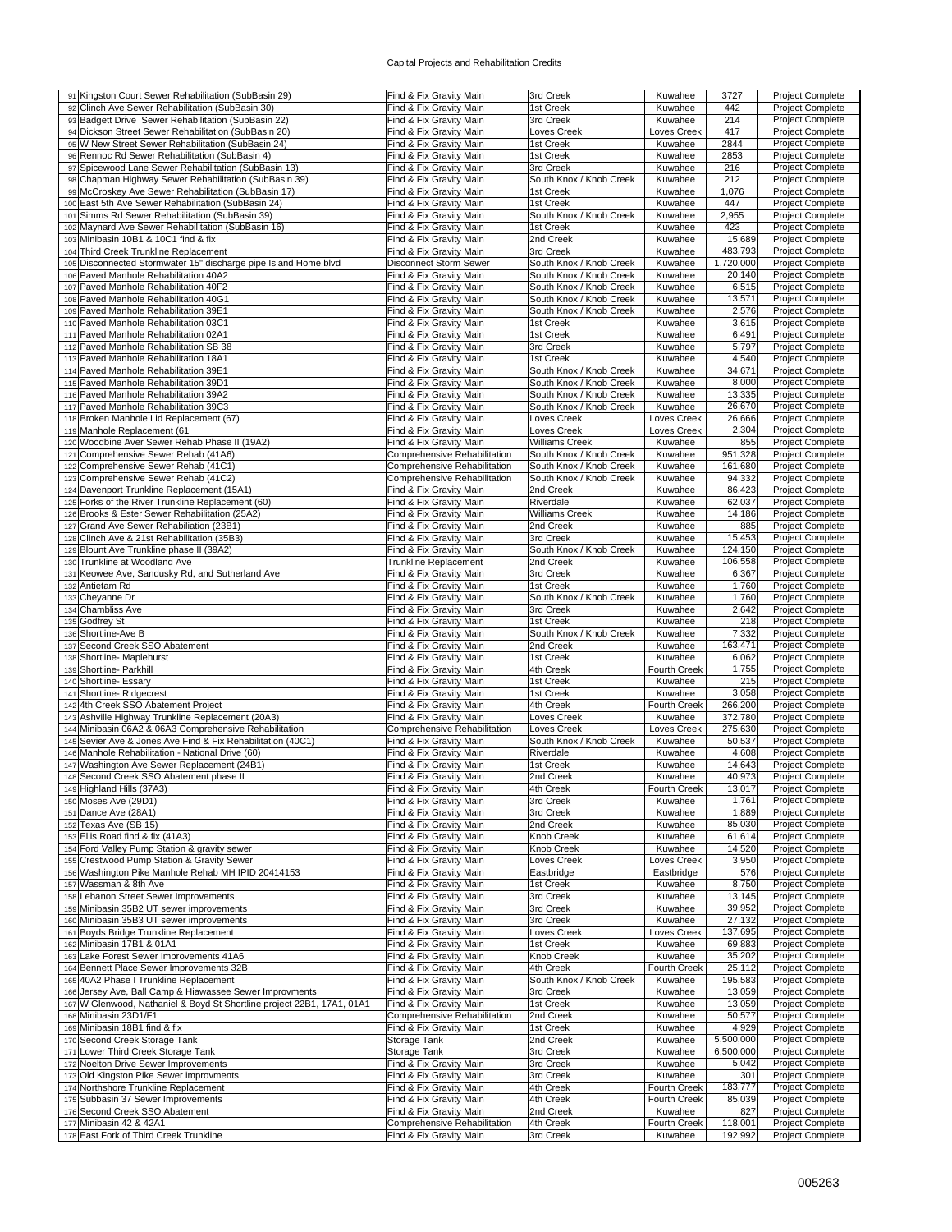# Capital Projects and Rehabilitation Credits

| # | Project | Type | Basin | Plant | Amount | Status |
|---|---|---|---|---|---|---|
| 91 | Kingston Court Sewer Rehabilitation (SubBasin 29) | Find & Fix Gravity Main | 3rd Creek | Kuwahee | 3727 | Project Complete |
| 92 | Clinch Ave Sewer Rehabilitation (SubBasin 30) | Find & Fix Gravity Main | 1st Creek | Kuwahee | 442 | Project Complete |
| 93 | Badgett Drive Sewer Rehabilitation (SubBasin 22) | Find & Fix Gravity Main | 3rd Creek | Kuwahee | 214 | Project Complete |
| 94 | Dickson Street Sewer Rehabilitation (SubBasin 20) | Find & Fix Gravity Main | Loves Creek | Loves Creek | 417 | Project Complete |
| 95 | W New Street Sewer Rehabilitation (SubBasin 24) | Find & Fix Gravity Main | 1st Creek | Kuwahee | 2844 | Project Complete |
| 96 | Rennoc Rd Sewer Rehabilitation (SubBasin 4) | Find & Fix Gravity Main | 1st Creek | Kuwahee | 2853 | Project Complete |
| 97 | Spicewood Lane Sewer Rehabilitation (SubBasin 13) | Find & Fix Gravity Main | 3rd Creek | Kuwahee | 216 | Project Complete |
| 98 | Chapman Highway Sewer Rehabilitation (SubBasin 39) | Find & Fix Gravity Main | South Knox / Knob Creek | Kuwahee | 212 | Project Complete |
| 99 | McCroskey Ave Sewer Rehabilitation (SubBasin 17) | Find & Fix Gravity Main | 1st Creek | Kuwahee | 1,076 | Project Complete |
| 100 | East 5th Ave Sewer Rehabilitation (SubBasin 24) | Find & Fix Gravity Main | 1st Creek | Kuwahee | 447 | Project Complete |
| 101 | Simms Rd Sewer Rehabilitation (SubBasin 39) | Find & Fix Gravity Main | South Knox / Knob Creek | Kuwahee | 2,955 | Project Complete |
| 102 | Maynard Ave Sewer Rehabilitation (SubBasin 16) | Find & Fix Gravity Main | 1st Creek | Kuwahee | 423 | Project Complete |
| 103 | Minibasin 10B1 & 10C1 find & fix | Find & Fix Gravity Main | 2nd Creek | Kuwahee | 15,689 | Project Complete |
| 104 | Third Creek Trunkline Replacement | Find & Fix Gravity Main | 3rd Creek | Kuwahee | 483,793 | Project Complete |
| 105 | Disconnected Stormwater 15" discharge pipe Island Home blvd | Disconnect Storm Sewer | South Knox / Knob Creek | Kuwahee | 1,720,000 | Project Complete |
| 106 | Paved Manhole Rehabilitation 40A2 | Find & Fix Gravity Main | South Knox / Knob Creek | Kuwahee | 20,140 | Project Complete |
| 107 | Paved Manhole Rehabilitation 40F2 | Find & Fix Gravity Main | South Knox / Knob Creek | Kuwahee | 6,515 | Project Complete |
| 108 | Paved Manhole Rehabilitation 40G1 | Find & Fix Gravity Main | South Knox / Knob Creek | Kuwahee | 13,571 | Project Complete |
| 109 | Paved Manhole Rehabilitation 39E1 | Find & Fix Gravity Main | South Knox / Knob Creek | Kuwahee | 2,576 | Project Complete |
| 110 | Paved Manhole Rehabilitation 03C1 | Find & Fix Gravity Main | 1st Creek | Kuwahee | 3,615 | Project Complete |
| 111 | Paved Manhole Rehabilitation 02A1 | Find & Fix Gravity Main | 1st Creek | Kuwahee | 6,491 | Project Complete |
| 112 | Paved Manhole Rehabilitation SB 38 | Find & Fix Gravity Main | 3rd Creek | Kuwahee | 5,797 | Project Complete |
| 113 | Paved Manhole Rehabilitation 18A1 | Find & Fix Gravity Main | 1st Creek | Kuwahee | 4,540 | Project Complete |
| 114 | Paved Manhole Rehabilitation 39E1 | Find & Fix Gravity Main | South Knox / Knob Creek | Kuwahee | 34,671 | Project Complete |
| 115 | Paved Manhole Rehabilitation 39D1 | Find & Fix Gravity Main | South Knox / Knob Creek | Kuwahee | 8,000 | Project Complete |
| 116 | Paved Manhole Rehabilitation 39A2 | Find & Fix Gravity Main | South Knox / Knob Creek | Kuwahee | 13,335 | Project Complete |
| 117 | Paved Manhole Rehabilitation 39C3 | Find & Fix Gravity Main | South Knox / Knob Creek | Kuwahee | 26,670 | Project Complete |
| 118 | Broken Manhole Lid Replacement (67) | Find & Fix Gravity Main | Loves Creek | Loves Creek | 26,666 | Project Complete |
| 119 | Manhole Replacement (61 | Find & Fix Gravity Main | Loves Creek | Loves Creek | 2,304 | Project Complete |
| 120 | Woodbine Aver Sewer Rehab Phase II (19A2) | Find & Fix Gravity Main | Williams Creek | Kuwahee | 855 | Project Complete |
| 121 | Comprehensive Sewer Rehab (41A6) | Comprehensive Rehabilitation | South Knox / Knob Creek | Kuwahee | 951,328 | Project Complete |
| 122 | Comprehensive Sewer Rehab (41C1) | Comprehensive Rehabilitation | South Knox / Knob Creek | Kuwahee | 161,680 | Project Complete |
| 123 | Comprehensive Sewer Rehab (41C2) | Comprehensive Rehabilitation | South Knox / Knob Creek | Kuwahee | 94,332 | Project Complete |
| 124 | Davenport Trunkline Replacement (15A1) | Find & Fix Gravity Main | 2nd Creek | Kuwahee | 86,423 | Project Complete |
| 125 | Forks of the River Trunkline Replacement (60) | Find & Fix Gravity Main | Riverdale | Kuwahee | 62,037 | Project Complete |
| 126 | Brooks & Ester Sewer Rehabilitation (25A2) | Find & Fix Gravity Main | Williams Creek | Kuwahee | 14,186 | Project Complete |
| 127 | Grand Ave Sewer Rehabiliation (23B1) | Find & Fix Gravity Main | 2nd Creek | Kuwahee | 885 | Project Complete |
| 128 | Clinch Ave & 21st Rehabilitation (35B3) | Find & Fix Gravity Main | 3rd Creek | Kuwahee | 15,453 | Project Complete |
| 129 | Blount Ave Trunkline phase II (39A2) | Find & Fix Gravity Main | South Knox / Knob Creek | Kuwahee | 124,150 | Project Complete |
| 130 | Trunkline at Woodland Ave | Trunkline Replacement | 2nd Creek | Kuwahee | 106,558 | Project Complete |
| 131 | Keowee Ave, Sandusky Rd, and Sutherland Ave | Find & Fix Gravity Main | 3rd Creek | Kuwahee | 6,367 | Project Complete |
| 132 | Antietam Rd | Find & Fix Gravity Main | 1st Creek | Kuwahee | 1,760 | Project Complete |
| 133 | Cheyanne Dr | Find & Fix Gravity Main | South Knox / Knob Creek | Kuwahee | 1,760 | Project Complete |
| 134 | Chambliss Ave | Find & Fix Gravity Main | 3rd Creek | Kuwahee | 2,642 | Project Complete |
| 135 | Godfrey St | Find & Fix Gravity Main | 1st Creek | Kuwahee | 218 | Project Complete |
| 136 | Shortline-Ave B | Find & Fix Gravity Main | South Knox / Knob Creek | Kuwahee | 7,332 | Project Complete |
| 137 | Second Creek SSO Abatement | Find & Fix Gravity Main | 2nd Creek | Kuwahee | 163,471 | Project Complete |
| 138 | Shortline- Maplehurst | Find & Fix Gravity Main | 1st Creek | Kuwahee | 6,062 | Project Complete |
| 139 | Shortline- Parkhill | Find & Fix Gravity Main | 4th Creek | Fourth Creek | 1,755 | Project Complete |
| 140 | Shortline- Essary | Find & Fix Gravity Main | 1st Creek | Kuwahee | 215 | Project Complete |
| 141 | Shortline- Ridgecrest | Find & Fix Gravity Main | 1st Creek | Kuwahee | 3,058 | Project Complete |
| 142 | 4th Creek SSO Abatement Project | Find & Fix Gravity Main | 4th Creek | Fourth Creek | 266,200 | Project Complete |
| 143 | Ashville Highway Trunkline Replacement (20A3) | Find & Fix Gravity Main | Loves Creek | Kuwahee | 372,780 | Project Complete |
| 144 | Minibasin 06A2 & 06A3 Comprehensive Rehabilitation | Comprehensive Rehabilitation | Loves Creek | Loves Creek | 275,630 | Project Complete |
| 145 | Sevier Ave & Jones Ave Find & Fix Rehabilitation (40C1) | Find & Fix Gravity Main | South Knox / Knob Creek | Kuwahee | 50,537 | Project Complete |
| 146 | Manhole Rehabilitation - National Drive (60) | Find & Fix Gravity Main | Riverdale | Kuwahee | 4,608 | Project Complete |
| 147 | Washington Ave Sewer Replacement (24B1) | Find & Fix Gravity Main | 1st Creek | Kuwahee | 14,643 | Project Complete |
| 148 | Second Creek SSO Abatement phase II | Find & Fix Gravity Main | 2nd Creek | Kuwahee | 40,973 | Project Complete |
| 149 | Highland Hills (37A3) | Find & Fix Gravity Main | 4th Creek | Fourth Creek | 13,017 | Project Complete |
| 150 | Moses Ave (29D1) | Find & Fix Gravity Main | 3rd Creek | Kuwahee | 1,761 | Project Complete |
| 151 | Dance Ave (28A1) | Find & Fix Gravity Main | 3rd Creek | Kuwahee | 1,889 | Project Complete |
| 152 | Texas Ave (SB 15) | Find & Fix Gravity Main | 2nd Creek | Kuwahee | 85,030 | Project Complete |
| 153 | Ellis Road find & fix (41A3) | Find & Fix Gravity Main | Knob Creek | Kuwahee | 61,614 | Project Complete |
| 154 | Ford Valley Pump Station & gravity sewer | Find & Fix Gravity Main | Knob Creek | Kuwahee | 14,520 | Project Complete |
| 155 | Crestwood Pump Station & Gravity Sewer | Find & Fix Gravity Main | Loves Creek | Loves Creek | 3,950 | Project Complete |
| 156 | Washington Pike Manhole Rehab MH IPID 20414153 | Find & Fix Gravity Main | Eastbridge | Eastbridge | 576 | Project Complete |
| 157 | Wassman & 8th Ave | Find & Fix Gravity Main | 1st Creek | Kuwahee | 8,750 | Project Complete |
| 158 | Lebanon Street Sewer Improvements | Find & Fix Gravity Main | 3rd Creek | Kuwahee | 13,145 | Project Complete |
| 159 | Minibasin 35B2 UT sewer improvements | Find & Fix Gravity Main | 3rd Creek | Kuwahee | 39,952 | Project Complete |
| 160 | Minibasin 35B3 UT sewer improvements | Find & Fix Gravity Main | 3rd Creek | Kuwahee | 27,132 | Project Complete |
| 161 | Boyds Bridge Trunkline Replacement | Find & Fix Gravity Main | Loves Creek | Loves Creek | 137,695 | Project Complete |
| 162 | Minibasin 17B1 & 01A1 | Find & Fix Gravity Main | 1st Creek | Kuwahee | 69,883 | Project Complete |
| 163 | Lake Forest Sewer Improvements 41A6 | Find & Fix Gravity Main | Knob Creek | Kuwahee | 35,202 | Project Complete |
| 164 | Bennett Place Sewer Improvements 32B | Find & Fix Gravity Main | 4th Creek | Fourth Creek | 25,112 | Project Complete |
| 165 | 40A2 Phase I Trunkline Replacement | Find & Fix Gravity Main | South Knox / Knob Creek | Kuwahee | 195,583 | Project Complete |
| 166 | Jersey Ave, Ball Camp & Hiawassee Sewer Improvments | Find & Fix Gravity Main | 3rd Creek | Kuwahee | 13,059 | Project Complete |
| 167 | W Glenwood, Nathaniel & Boyd St Shortline project 22B1, 17A1, 01A1 | Find & Fix Gravity Main | 1st Creek | Kuwahee | 13,059 | Project Complete |
| 168 | Minibasin 23D1/F1 | Comprehensive Rehabilitation | 2nd Creek | Kuwahee | 50,577 | Project Complete |
| 169 | Minibasin 18B1 find & fix | Find & Fix Gravity Main | 1st Creek | Kuwahee | 4,929 | Project Complete |
| 170 | Second Creek Storage Tank | Storage Tank | 2nd Creek | Kuwahee | 5,500,000 | Project Complete |
| 171 | Lower Third Creek Storage Tank | Storage Tank | 3rd Creek | Kuwahee | 6,500,000 | Project Complete |
| 172 | Noelton Drive Sewer Improvements | Find & Fix Gravity Main | 3rd Creek | Kuwahee | 5,042 | Project Complete |
| 173 | Old Kingston Pike Sewer improvments | Find & Fix Gravity Main | 3rd Creek | Kuwahee | 301 | Project Complete |
| 174 | Northshore Trunkline Replacement | Find & Fix Gravity Main | 4th Creek | Fourth Creek | 183,777 | Project Complete |
| 175 | Subbasin 37 Sewer Improvements | Find & Fix Gravity Main | 4th Creek | Fourth Creek | 85,039 | Project Complete |
| 176 | Second Creek SSO Abatement | Find & Fix Gravity Main | 2nd Creek | Kuwahee | 827 | Project Complete |
| 177 | Minibasin 42 & 42A1 | Comprehensive Rehabilitation | 4th Creek | Fourth Creek | 118,001 | Project Complete |
| 178 | East Fork of Third Creek Trunkline | Find & Fix Gravity Main | 3rd Creek | Kuwahee | 192,992 | Project Complete |

005263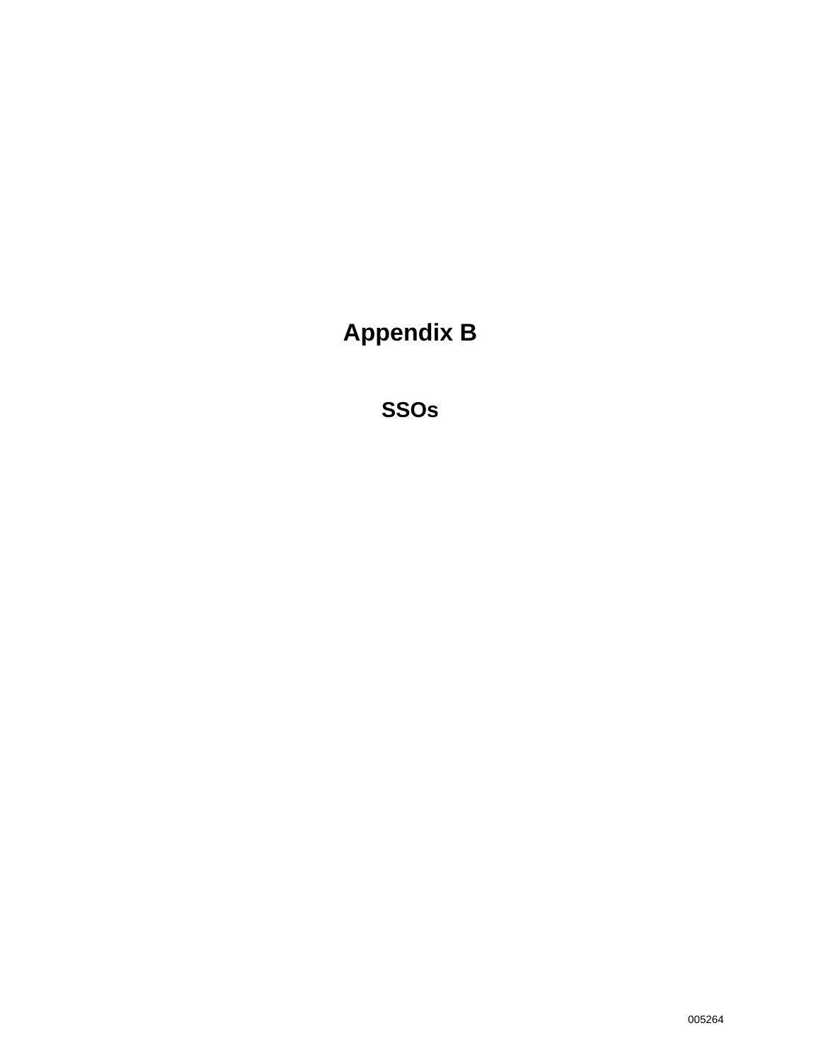# Appendix B

## SSOs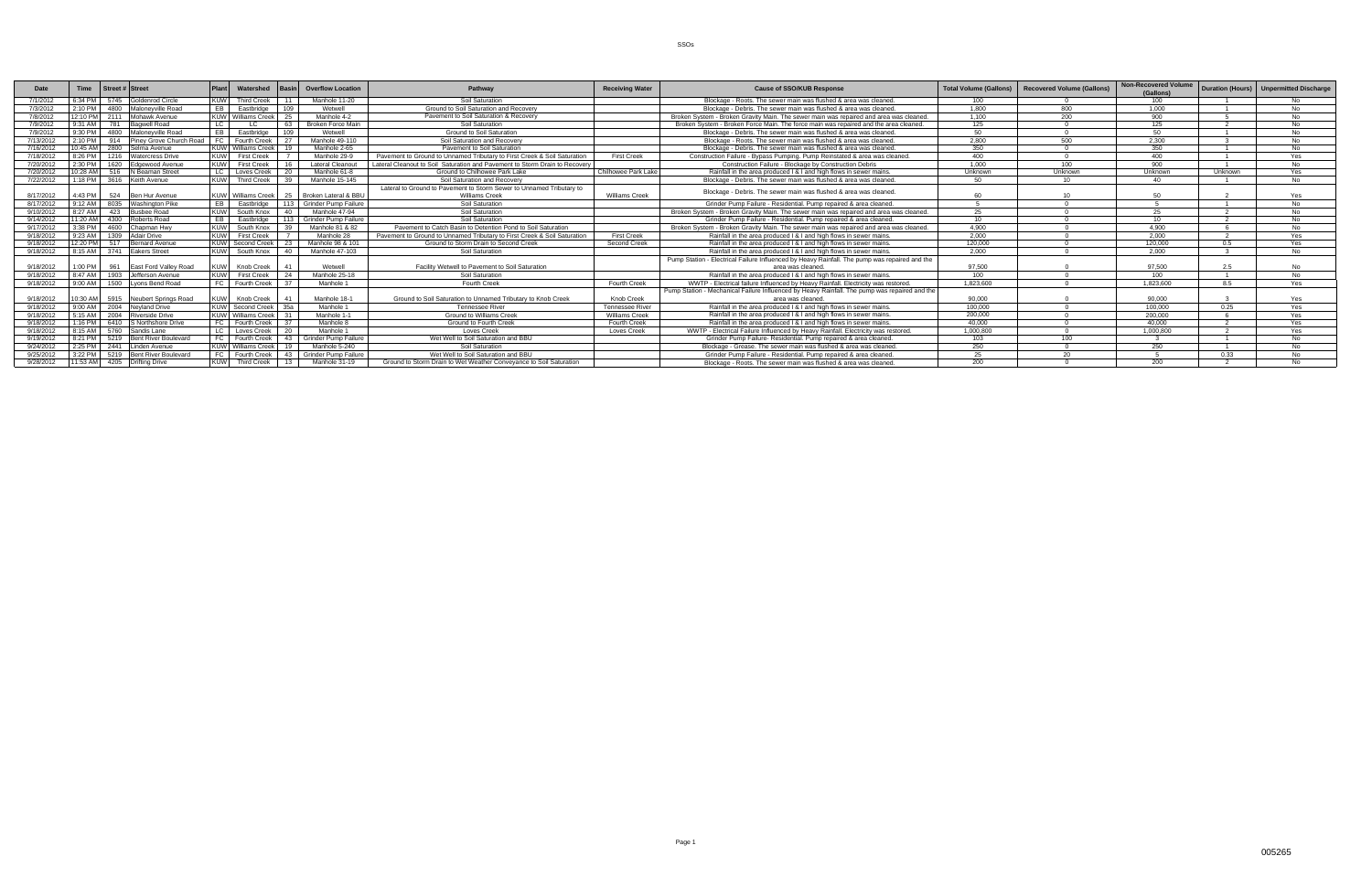| Date | Time | Street # | Street | Plant | Watershed | Basin | Overflow Location | Pathway | Receiving Water | Cause of SSO/KUB Response | Total Volume (Gallons) | Recovered Volume (Gallons) | Non-Recovered Volume (Gallons) | Duration (Hours) | Unpermitted Discharge |
|---|---|---|---|---|---|---|---|---|---|---|---|---|---|---|---|
| 7/1/2012 | 6:34 PM | 5745 | Goldenrod Circle | KUW | Third Creek | 11 | Manhole 11-20 | Soil Saturation | | Blockage - Roots. The sewer main was flushed & area was cleaned. | 100 | 0 | 100 | 1 | No |
| 7/3/2012 | 2:10 PM | 4800 | Maloneyville Road | EB | Eastbridge | 109 | Wetwell | Ground to Soil Saturation and Recovery | | Blockage - Debris. The sewer main was flushed & area was cleaned. | 1,800 | 800 | 1,000 | 1 | No |
| 7/8/2012 | 12:10 PM | 2111 | Mohawk Avenue | KUW | Williams Creek | 25 | Manhole 4-2 | Pavement to Soil Saturation & Recovery | | Broken System - Broken Gravity Main. The sewer main was repaired and area was cleaned. | 1,100 | 200 | 900 | 5 | No |
| 7/9/2012 | 9:31 AM | 781 | Bagwell Road | LC | LC | 63 | Broken Force Main | Soil Saturation | | Broken System - Broken Force Main. The force main was repaired and the area cleaned. | 125 | 0 | 125 | 2 | No |
| 7/9/2012 | 9:30 PM | 4800 | Maloneyville Road | EB | Eastbridge | 109 | Wetwell | Ground to Soil Saturation | | Blockage - Debris. The sewer main was flushed & area was cleaned. | 50 | 0 | 50 | 1 | No |
| 7/13/2012 | 2:10 PM | 914 | Piney Grove Church Road | FC | Fourth Creek | 27 | Manhole 49-110 | Soil Saturation and Recovery | | Blockage - Roots. The sewer main was flushed & area was cleaned. | 2,800 | 500 | 2,300 | 3 | No |
| 7/16/2012 | 10:45 AM | 2800 | Selma Avenue | KUW | Williams Creek | 19 | Manhole 2-65 | Pavement to Soil Saturation | | Blockage - Debris. The sewer main was flushed & area was cleaned. | 350 | 0 | 350 | 1 | No |
| 7/18/2012 | 8:26 PM | 1216 | Watercress Drive | KUW | First Creek | 7 | Manhole 29-9 | Pavement to Ground to Unnamed Tributary to First Creek & Soil Saturation | First Creek | Construction Failure - Bypass Pumping. Pump Reinstated & area was cleaned. | 400 | 0 | 400 | 1 | Yes |
| 7/20/2012 | 2:30 PM | 1620 | Edgewood Avenue | KUW | First Creek | 16 | Lateral Cleanout | Lateral Cleanout to Soil Saturation and Pavement to Storm Drain to Recovery | | Construction Failure - Blockage by Construction Debris | 1,000 | 100 | 900 | 1 | No |
| 7/20/2012 | 10:28 AM | 516 | N Beaman Street | LC | Loves Creek | 20 | Manhole 61-8 | Ground to Chilhowee Park Lake | Chilhowee Park Lake | Rainfall in the area produced I & I and high flows in sewer mains. | Unknown | Unknown | Unknown | Unknown | Yes |
| 7/22/2012 | 1:18 PM | 3616 | Keith Avenue | KUW | Third Creek | 39 | Manhole 15-145 | Soil Saturation and Recovery | | Blockage - Debris. The sewer main was flushed & area was cleaned. | 50 | 10 | 40 | 1 | No |
| 8/17/2012 | 4:43 PM | 524 | Ben Hur Avenue | KUW | Williams Creek | 25 | Broken Lateral & BBU | Lateral to Ground to Pavement to Storm Sewer to Unnamed Tributary to Williams Creek | Williams Creek | Blockage - Debris. The sewer main was flushed & area was cleaned. | 60 | 10 | 50 | 2 | Yes |
| 8/17/2012 | 9:12 AM | 8035 | Washington Pike | EB | Eastbridge | 113 | Grinder Pump Failure | Soil Saturation | | Grinder Pump Failure - Residential. Pump repaired & area cleaned. | 5 | 0 | 5 | 1 | No |
| 9/10/2012 | 8:27 AM | 423 | Busbee Road | KUW | South Knox | 40 | Manhole 47-94 | Soil Saturation | | Broken System - Broken Gravity Main. The sewer main was repaired and area was cleaned. | 25 | 0 | 25 | 2 | No |
| 9/14/2012 | 11:20 AM | 4300 | Roberts Road | EB | Eastbridge | 113 | Grinder Pump Failure | Soil Saturation | | Grinder Pump Failure - Residential. Pump repaired & area cleaned. | 10 | 0 | 10 | 2 | No |
| 9/17/2012 | 3:38 PM | 4600 | Chapman Hwy | KUW | South Knox | 39 | Manhole 81 & 82 | Pavement to Catch Basin to Detention Pond to Soil Saturation | | Broken System - Broken Gravity Main. The sewer main was repaired and area was cleaned. | 4,900 | 0 | 4,900 | 6 | No |
| 9/18/2012 | 9:23 AM | 1309 | Adair Drive | KUW | First Creek | 7 | Manhole 28 | Pavement to Ground to Unnamed Tributary to First Creek & Soil Saturation | First Creek | Rainfall in the area produced I & I and high flows in sewer mains. | 2,000 | 0 | 2,000 | 2 | Yes |
| 9/18/2012 | 12:20 PM | 517 | Bernard Avenue | KUW | Second Creek | 23 | Manhole 98 & 101 | Ground to Storm Drain to Second Creek | Second Creek | Rainfall in the area produced I & I and high flows in sewer mains. | 120,000 | 0 | 120,000 | 0.5 | Yes |
| 9/18/2012 | 8:15 AM | 3741 | Eakers Street | KUW | South Knox | 40 | Manhole 47-103 | Soil Saturation | | Rainfall in the area produced I & I and high flows in sewer mains. | 2,000 | 0 | 2,000 | 3 | No |
| 9/18/2012 | 1:00 PM | 961 | East Ford Valley Road | KUW | Knob Creek | 41 | Wetwell | Facility Wetwell to Pavement to Soil Saturation | | Pump Station - Electrical Failure Influenced by Heavy Rainfall. The pump was repaired and the area was cleaned. | 97,500 | 0 | 97,500 | 2.5 | No |
| 9/18/2012 | 8:47 AM | 1903 | Jefferson Avenue | KUW | First Creek | 24 | Manhole 25-18 | Soil Saturation | | Rainfall in the area produced I & I and high flows in sewer mains. | 100 | 0 | 100 | 1 | No |
| 9/18/2012 | 9:00 AM | 1500 | Lyons Bend Road | FC | Fourth Creek | 37 | Manhole 1 | Fourth Creek | Fourth Creek | WWTP - Electrical failure Influenced by Heavy Rainfall. Electricity was restored. | 1,823,600 | 0 | 1,823,600 | 8.5 | Yes |
| 9/18/2012 | 10:30 AM | 5915 | Neubert Springs Road | KUW | Knob Creek | 41 | Manhole 18-1 | Ground to Soil Saturation to Unnamed Tributary to Knob Creek | Knob Creek | Pump Station - Mechanical Failure Influenced by Heavy Rainfall. The pump was repaired and the area was cleaned. | 90,000 | 0 | 90,000 | 3 | Yes |
| 9/18/2012 | 9:00 AM | 2004 | Neyland Drive | KUW | Second Creek | 35a | Manhole 1 | Tennessee River | Tennessee River | Rainfall in the area produced I & I and high flows in sewer mains. | 100,000 | 0 | 100,000 | 0.25 | Yes |
| 9/18/2012 | 5:15 AM | 2004 | Riverside Drive | KUW | Williams Creek | 31 | Manhole 1-1 | Ground to Williams Creek | Williams Creek | Rainfall in the area produced I & I and high flows in sewer mains. | 200,000 | 0 | 200,000 | 6 | Yes |
| 9/18/2012 | 1:16 PM | 6410 | S Northshore Drive | FC | Fourth Creek | 37 | Manhole 8 | Ground to Fourth Creek | Fourth Creek | Rainfall in the area produced I & I and high flows in sewer mains. | 40,000 | 0 | 40,000 | 2 | Yes |
| 9/18/2012 | 8:15 AM | 5760 | Sandis Lane | LC | Loves Creek | 20 | Manhole 1 | Loves Creek | Loves Creek | WWTP - Electrical Failure Influenced by Heavy Rainfall. Electricity was restored. | 1,000,800 | 0 | 1,000,800 | 2 | Yes |
| 9/19/2012 | 8:21 PM | 5219 | Bent River Boulevard | FC | Fourth Creek | 43 | Grinder Pump Failure | Wet Well to Soil Saturation and BBU | | Grinder Pump Failure- Residential. Pump repaired & area cleaned. | 103 | 100 | 3 | 1 | No |
| 9/24/2012 | 2:25 PM | 2441 | Linden Avenue | KUW | Williams Creek | 19 | Manhole 5-240 | Soil Saturation | | Blockage - Grease. The sewer main was flushed & area was cleaned. | 250 | 0 | 250 | 1 | No |
| 9/25/2012 | 3:22 PM | 5219 | Bent River Boulevard | FC | Fourth Creek | 43 | Grinder Pump Failure | Wet Well to Soil Saturation and BBU | | Grinder Pump Failure - Residential. Pump repaired & area cleaned. | 25 | 20 | 5 | 0.33 | No |
| 9/28/2012 | 11:53 AM | 4205 | Drifting Drive | KUW | Third Creek | 13 | Manhole 31-19 | Ground to Storm Drain to Wet Weather Conveyance to Soil Saturation | | Blockage - Roots. The sewer main was flushed & area was cleaned. | 200 | 0 | 200 | 2 | No |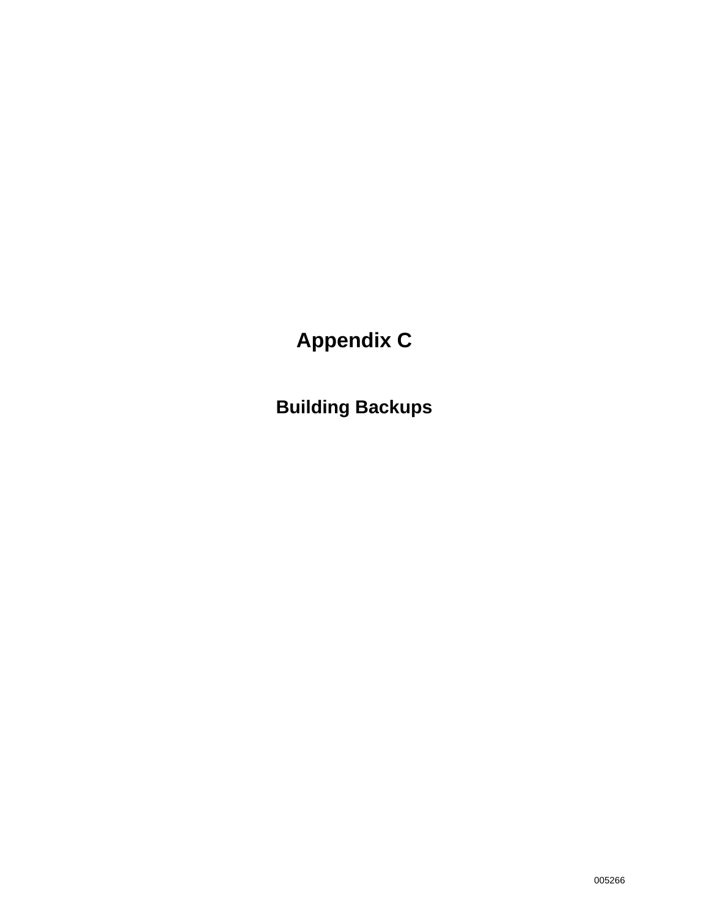# Appendix C

## Building Backups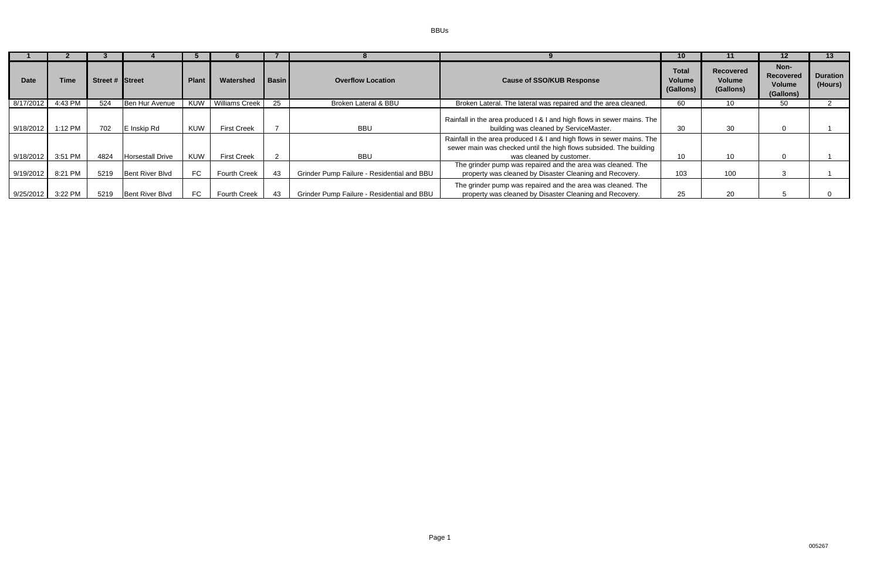| 1 | 2 | 3 | 4 | 5 | 6 | 7 | 8 | 9 | 10 | 11 | 12 | 13 |
|---|---|---|---|---|---|---|---|---|---|---|---|---|
| **Date** | **Time** | **Street #** | **Street** | **Plant** | **Watershed** | **Basin** | **Overflow Location** | **Cause of SSO/KUB Response** | **Total Volume (Gallons)** | **Recovered Volume (Gallons)** | **Non-Recovered Volume (Gallons)** | **Duration (Hours)** |
| 8/17/2012 | 4:43 PM | 524 | Ben Hur Avenue | KUW | Williams Creek | 25 | Broken Lateral & BBU | Broken Lateral. The lateral was repaired and the area cleaned. | 60 | 10 | 50 | 2 |
| 9/18/2012 | 1:12 PM | 702 | E Inskip Rd | KUW | First Creek | 7 | BBU | Rainfall in the area produced I & I and high flows in sewer mains. The building was cleaned by ServiceMaster. | 30 | 30 | 0 | 1 |
| 9/18/2012 | 3:51 PM | 4824 | Horsestall Drive | KUW | First Creek | 2 | BBU | Rainfall in the area produced I & I and high flows in sewer mains. The sewer main was checked until the high flows subsided. The building was cleaned by customer. | 10 | 10 | 0 | 1 |
| 9/19/2012 | 8:21 PM | 5219 | Bent River Blvd | FC | Fourth Creek | 43 | Grinder Pump Failure - Residential and BBU | The grinder pump was repaired and the area was cleaned. The property was cleaned by Disaster Cleaning and Recovery. | 103 | 100 | 3 | 1 |
| 9/25/2012 | 3:22 PM | 5219 | Bent River Blvd | FC | Fourth Creek | 43 | Grinder Pump Failure - Residential and BBU | The grinder pump was repaired and the area was cleaned. The property was cleaned by Disaster Cleaning and Recovery. | 25 | 20 | 5 | 0 |

005267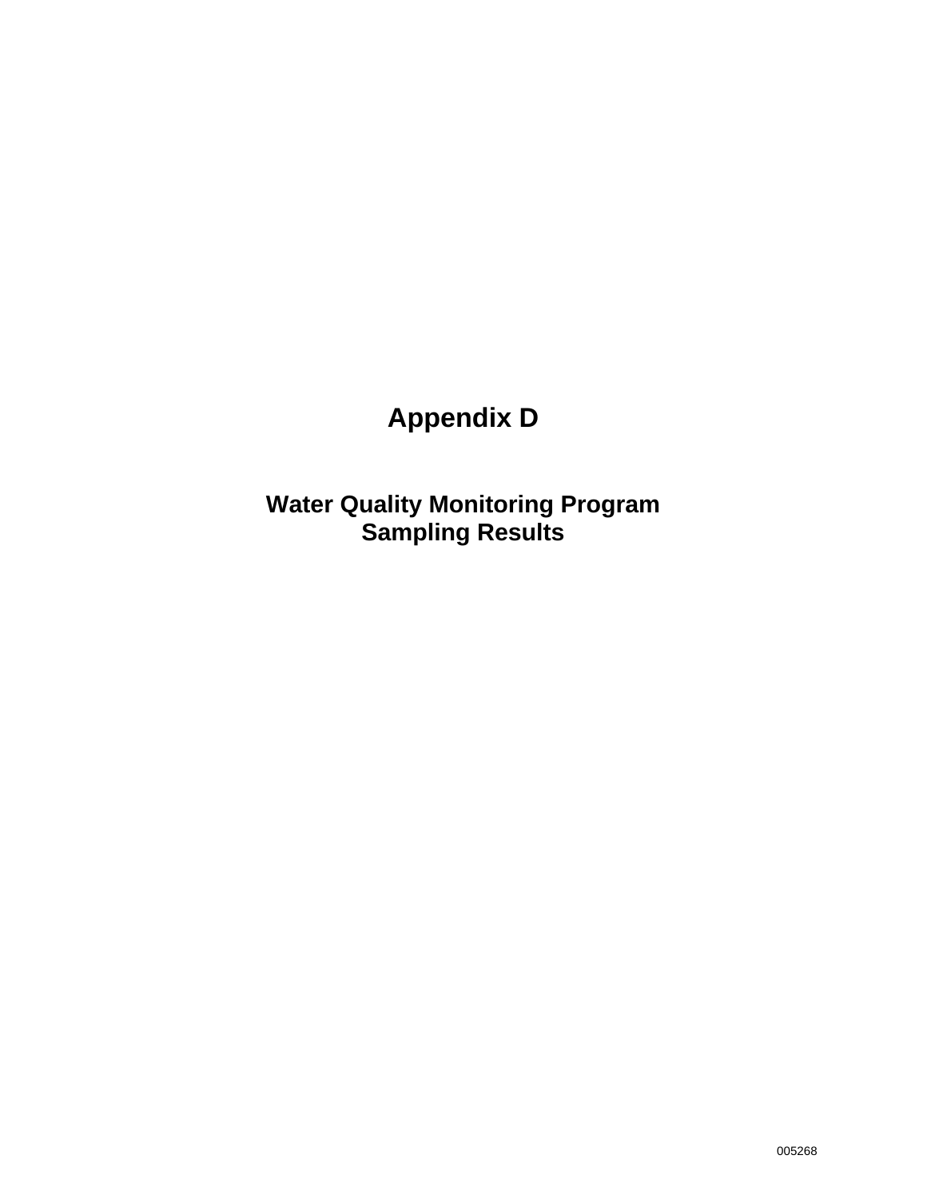# Appendix D

## Water Quality Monitoring Program Sampling Results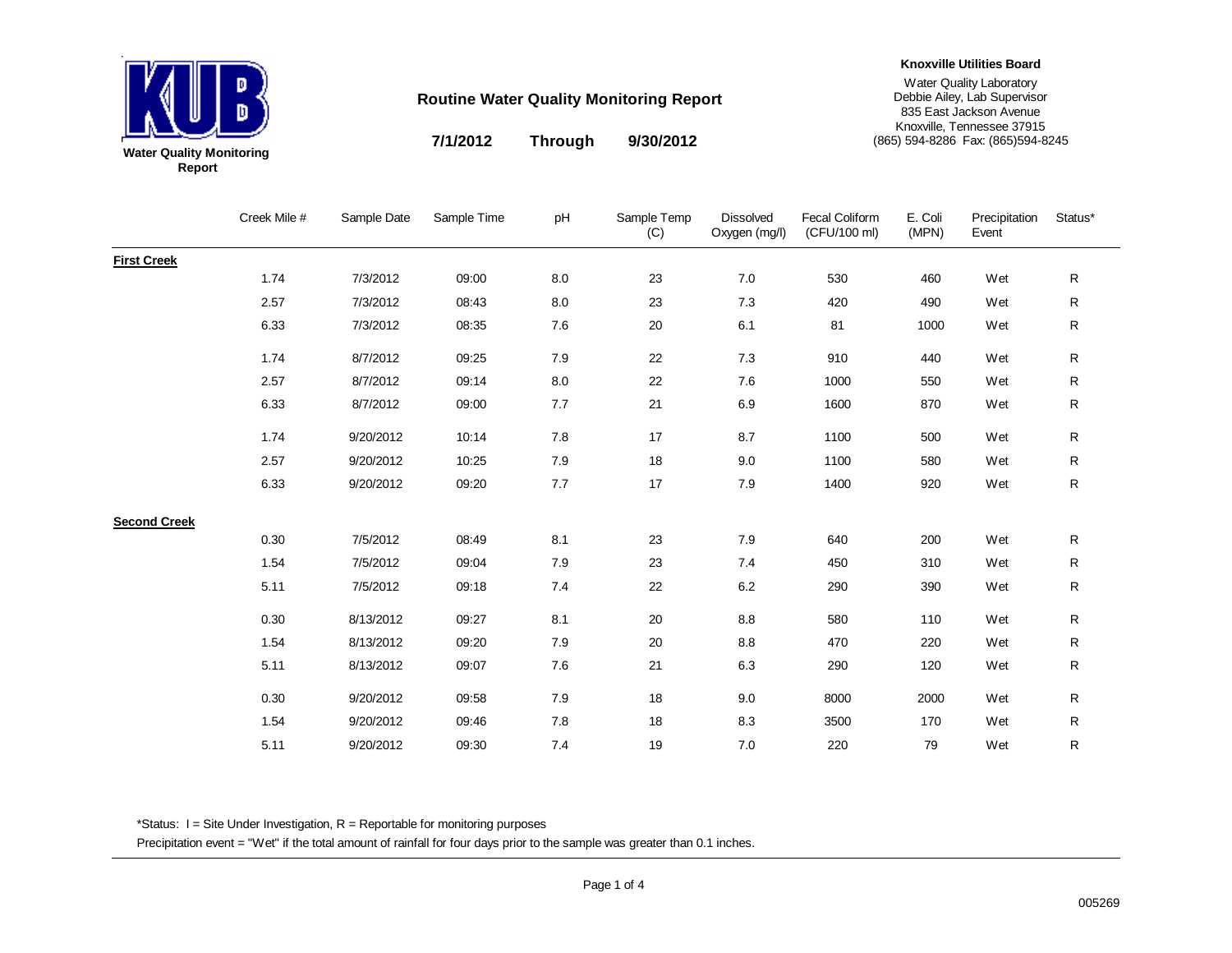**Water Quality Monitoring Report**

# Routine Water Quality Monitoring Report

**7/1/2012 Through 9/30/2012**

**Knoxville Utilities Board**

Water Quality Laboratory
Debbie Ailey, Lab Supervisor
835 East Jackson Avenue
Knoxville, Tennessee 37915
(865) 594-8286 Fax: (865)594-8245

| | Creek Mile # | Sample Date | Sample Time | pH | Sample Temp (C) | Dissolved Oxygen (mg/l) | Fecal Coliform (CFU/100 ml) | E. Coli (MPN) | Precipitation Event | Status* |
|---|---|---|---|---|---|---|---|---|---|---|
| **First Creek** | | | | | | | | | | |
| | 1.74 | 7/3/2012 | 09:00 | 8.0 | 23 | 7.0 | 530 | 460 | Wet | R |
| | 2.57 | 7/3/2012 | 08:43 | 8.0 | 23 | 7.3 | 420 | 490 | Wet | R |
| | 6.33 | 7/3/2012 | 08:35 | 7.6 | 20 | 6.1 | 81 | 1000 | Wet | R |
| | 1.74 | 8/7/2012 | 09:25 | 7.9 | 22 | 7.3 | 910 | 440 | Wet | R |
| | 2.57 | 8/7/2012 | 09:14 | 8.0 | 22 | 7.6 | 1000 | 550 | Wet | R |
| | 6.33 | 8/7/2012 | 09:00 | 7.7 | 21 | 6.9 | 1600 | 870 | Wet | R |
| | 1.74 | 9/20/2012 | 10:14 | 7.8 | 17 | 8.7 | 1100 | 500 | Wet | R |
| | 2.57 | 9/20/2012 | 10:25 | 7.9 | 18 | 9.0 | 1100 | 580 | Wet | R |
| | 6.33 | 9/20/2012 | 09:20 | 7.7 | 17 | 7.9 | 1400 | 920 | Wet | R |
| **Second Creek** | | | | | | | | | | |
| | 0.30 | 7/5/2012 | 08:49 | 8.1 | 23 | 7.9 | 640 | 200 | Wet | R |
| | 1.54 | 7/5/2012 | 09:04 | 7.9 | 23 | 7.4 | 450 | 310 | Wet | R |
| | 5.11 | 7/5/2012 | 09:18 | 7.4 | 22 | 6.2 | 290 | 390 | Wet | R |
| | 0.30 | 8/13/2012 | 09:27 | 8.1 | 20 | 8.8 | 580 | 110 | Wet | R |
| | 1.54 | 8/13/2012 | 09:20 | 7.9 | 20 | 8.8 | 470 | 220 | Wet | R |
| | 5.11 | 8/13/2012 | 09:07 | 7.6 | 21 | 6.3 | 290 | 120 | Wet | R |
| | 0.30 | 9/20/2012 | 09:58 | 7.9 | 18 | 9.0 | 8000 | 2000 | Wet | R |
| | 1.54 | 9/20/2012 | 09:46 | 7.8 | 18 | 8.3 | 3500 | 170 | Wet | R |
| | 5.11 | 9/20/2012 | 09:30 | 7.4 | 19 | 7.0 | 220 | 79 | Wet | R |

*Status: I = Site Under Investigation, R = Reportable for monitoring purposes

Precipitation event = "Wet" if the total amount of rainfall for four days prior to the sample was greater than 0.1 inches.

005269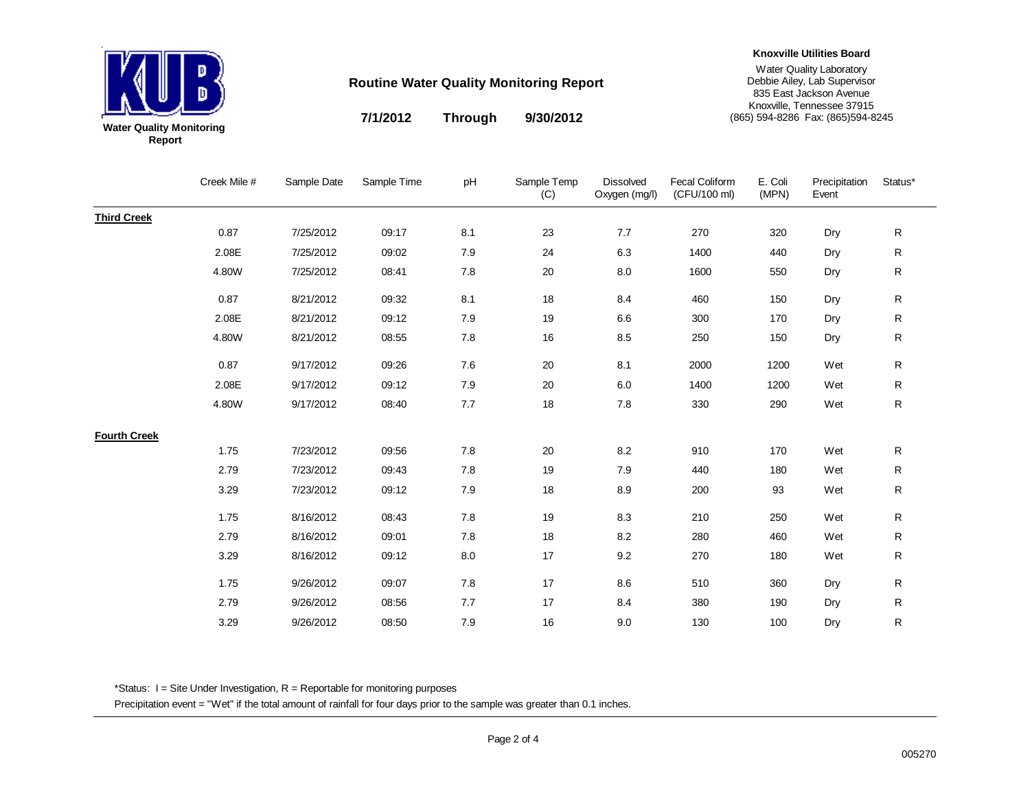**Water Quality Monitoring Report**

## Routine Water Quality Monitoring Report

**7/1/2012 Through 9/30/2012**

**Knoxville Utilities Board**

Water Quality Laboratory
Debbie Ailey, Lab Supervisor
835 East Jackson Avenue
Knoxville, Tennessee 37915
(865) 594-8286 Fax: (865)594-8245

| | Creek Mile # | Sample Date | Sample Time | pH | Sample Temp (C) | Dissolved Oxygen (mg/l) | Fecal Coliform (CFU/100 ml) | E. Coli (MPN) | Precipitation Event | Status* |
|---|---|---|---|---|---|---|---|---|---|---|
| **Third Creek** | | | | | | | | | | |
| | 0.87 | 7/25/2012 | 09:17 | 8.1 | 23 | 7.7 | 270 | 320 | Dry | R |
| | 2.08E | 7/25/2012 | 09:02 | 7.9 | 24 | 6.3 | 1400 | 440 | Dry | R |
| | 4.80W | 7/25/2012 | 08:41 | 7.8 | 20 | 8.0 | 1600 | 550 | Dry | R |
| | 0.87 | 8/21/2012 | 09:32 | 8.1 | 18 | 8.4 | 460 | 150 | Dry | R |
| | 2.08E | 8/21/2012 | 09:12 | 7.9 | 19 | 6.6 | 300 | 170 | Dry | R |
| | 4.80W | 8/21/2012 | 08:55 | 7.8 | 16 | 8.5 | 250 | 150 | Dry | R |
| | 0.87 | 9/17/2012 | 09:26 | 7.6 | 20 | 8.1 | 2000 | 1200 | Wet | R |
| | 2.08E | 9/17/2012 | 09:12 | 7.9 | 20 | 6.0 | 1400 | 1200 | Wet | R |
| | 4.80W | 9/17/2012 | 08:40 | 7.7 | 18 | 7.8 | 330 | 290 | Wet | R |
| **Fourth Creek** | | | | | | | | | | |
| | 1.75 | 7/23/2012 | 09:56 | 7.8 | 20 | 8.2 | 910 | 170 | Wet | R |
| | 2.79 | 7/23/2012 | 09:43 | 7.8 | 19 | 7.9 | 440 | 180 | Wet | R |
| | 3.29 | 7/23/2012 | 09:12 | 7.9 | 18 | 8.9 | 200 | 93 | Wet | R |
| | 1.75 | 8/16/2012 | 08:43 | 7.8 | 19 | 8.3 | 210 | 250 | Wet | R |
| | 2.79 | 8/16/2012 | 09:01 | 7.8 | 18 | 8.2 | 280 | 460 | Wet | R |
| | 3.29 | 8/16/2012 | 09:12 | 8.0 | 17 | 9.2 | 270 | 180 | Wet | R |
| | 1.75 | 9/26/2012 | 09:07 | 7.8 | 17 | 8.6 | 510 | 360 | Dry | R |
| | 2.79 | 9/26/2012 | 08:56 | 7.7 | 17 | 8.4 | 380 | 190 | Dry | R |
| | 3.29 | 9/26/2012 | 08:50 | 7.9 | 16 | 9.0 | 130 | 100 | Dry | R |

*Status: I = Site Under Investigation, R = Reportable for monitoring purposes

Precipitation event = "Wet" if the total amount of rainfall for four days prior to the sample was greater than 0.1 inches.

005270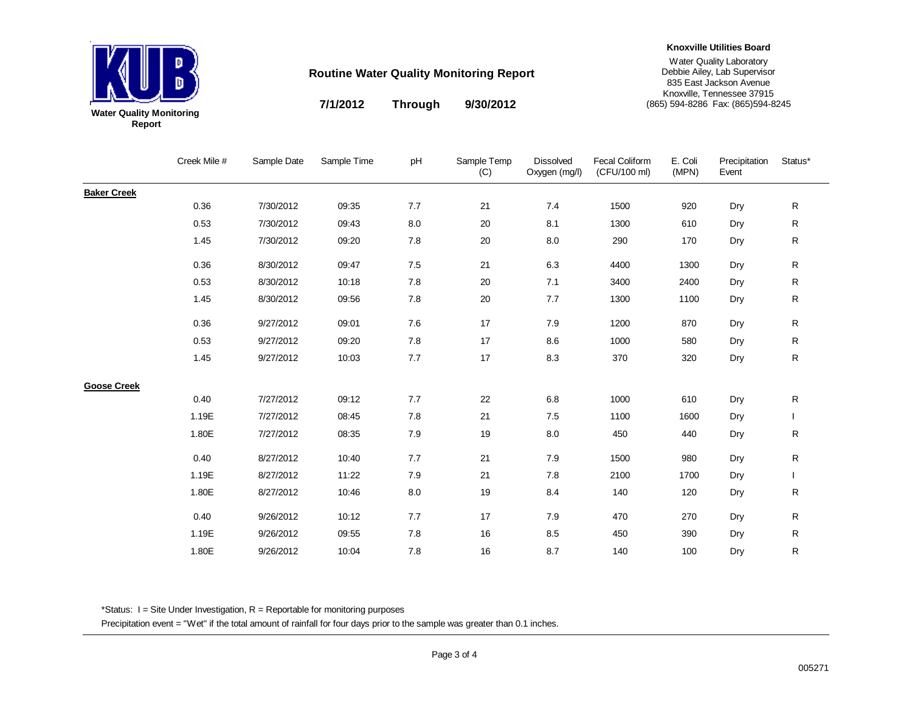**Water Quality Monitoring Report**

## Routine Water Quality Monitoring Report

**7/1/2012 Through 9/30/2012**

**Knoxville Utilities Board**
Water Quality Laboratory
Debbie Ailey, Lab Supervisor
835 East Jackson Avenue
Knoxville, Tennessee 37915
(865) 594-8286 Fax: (865)594-8245

| | Creek Mile # | Sample Date | Sample Time | pH | Sample Temp (C) | Dissolved Oxygen (mg/l) | Fecal Coliform (CFU/100 ml) | E. Coli (MPN) | Precipitation Event | Status* |
|---|---|---|---|---|---|---|---|---|---|---|
| **Baker Creek** | | | | | | | | | | |
| | 0.36 | 7/30/2012 | 09:35 | 7.7 | 21 | 7.4 | 1500 | 920 | Dry | R |
| | 0.53 | 7/30/2012 | 09:43 | 8.0 | 20 | 8.1 | 1300 | 610 | Dry | R |
| | 1.45 | 7/30/2012 | 09:20 | 7.8 | 20 | 8.0 | 290 | 170 | Dry | R |
| | 0.36 | 8/30/2012 | 09:47 | 7.5 | 21 | 6.3 | 4400 | 1300 | Dry | R |
| | 0.53 | 8/30/2012 | 10:18 | 7.8 | 20 | 7.1 | 3400 | 2400 | Dry | R |
| | 1.45 | 8/30/2012 | 09:56 | 7.8 | 20 | 7.7 | 1300 | 1100 | Dry | R |
| | 0.36 | 9/27/2012 | 09:01 | 7.6 | 17 | 7.9 | 1200 | 870 | Dry | R |
| | 0.53 | 9/27/2012 | 09:20 | 7.8 | 17 | 8.6 | 1000 | 580 | Dry | R |
| | 1.45 | 9/27/2012 | 10:03 | 7.7 | 17 | 8.3 | 370 | 320 | Dry | R |
| **Goose Creek** | | | | | | | | | | |
| | 0.40 | 7/27/2012 | 09:12 | 7.7 | 22 | 6.8 | 1000 | 610 | Dry | R |
| | 1.19E | 7/27/2012 | 08:45 | 7.8 | 21 | 7.5 | 1100 | 1600 | Dry | I |
| | 1.80E | 7/27/2012 | 08:35 | 7.9 | 19 | 8.0 | 450 | 440 | Dry | R |
| | 0.40 | 8/27/2012 | 10:40 | 7.7 | 21 | 7.9 | 1500 | 980 | Dry | R |
| | 1.19E | 8/27/2012 | 11:22 | 7.9 | 21 | 7.8 | 2100 | 1700 | Dry | I |
| | 1.80E | 8/27/2012 | 10:46 | 8.0 | 19 | 8.4 | 140 | 120 | Dry | R |
| | 0.40 | 9/26/2012 | 10:12 | 7.7 | 17 | 7.9 | 470 | 270 | Dry | R |
| | 1.19E | 9/26/2012 | 09:55 | 7.8 | 16 | 8.5 | 450 | 390 | Dry | R |
| | 1.80E | 9/26/2012 | 10:04 | 7.8 | 16 | 8.7 | 140 | 100 | Dry | R |

*Status: I = Site Under Investigation, R = Reportable for monitoring purposes

Precipitation event = "Wet" if the total amount of rainfall for four days prior to the sample was greater than 0.1 inches.

005271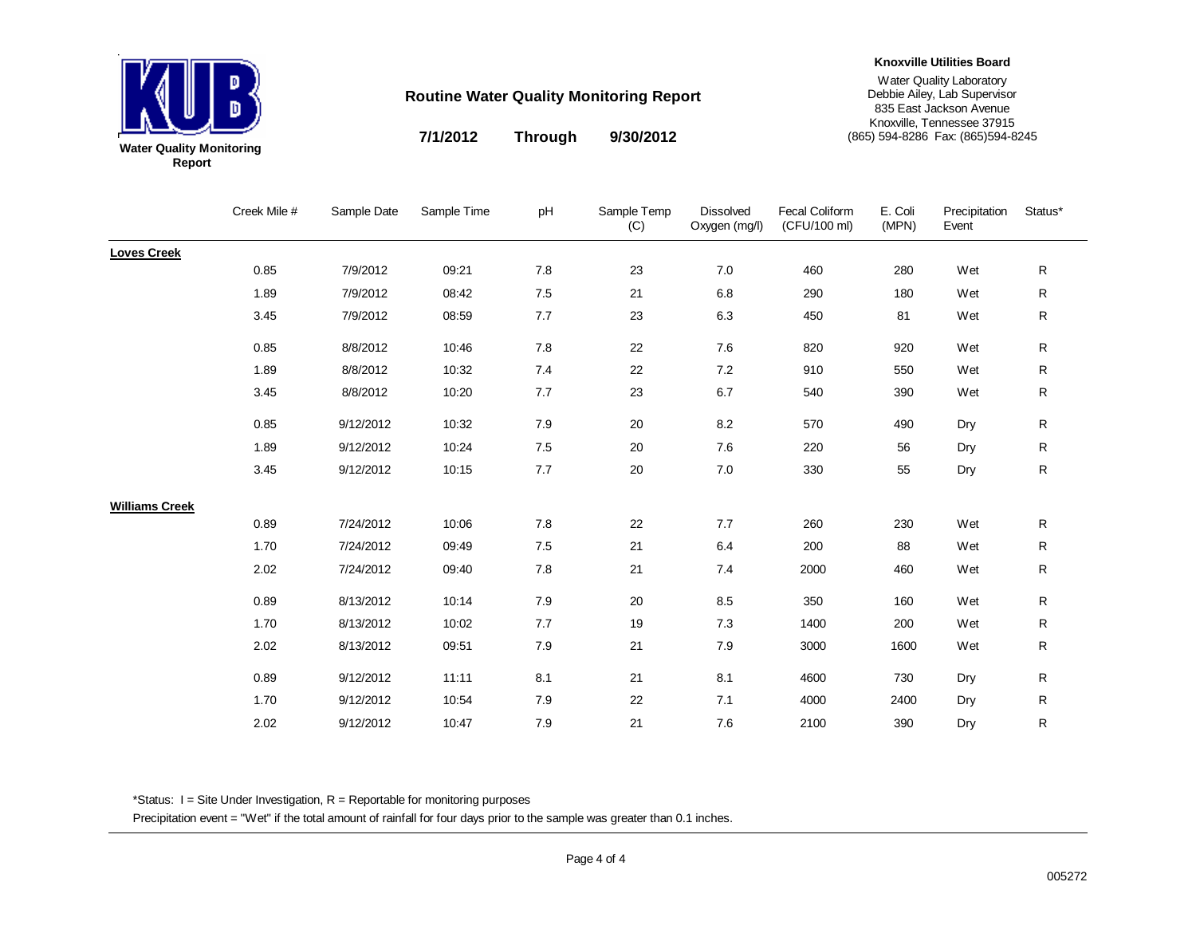**Water Quality Monitoring Report**

# Routine Water Quality Monitoring Report

**7/1/2012 Through 9/30/2012**

**Knoxville Utilities Board**

Water Quality Laboratory
Debbie Ailey, Lab Supervisor
835 East Jackson Avenue
Knoxville, Tennessee 37915
(865) 594-8286 Fax: (865)594-8245

| | Creek Mile # | Sample Date | Sample Time | pH | Sample Temp (C) | Dissolved Oxygen (mg/l) | Fecal Coliform (CFU/100 ml) | E. Coli (MPN) | Precipitation Event | Status* |
|---|---|---|---|---|---|---|---|---|---|---|
| **Loves Creek** | | | | | | | | | | |
| | 0.85 | 7/9/2012 | 09:21 | 7.8 | 23 | 7.0 | 460 | 280 | Wet | R |
| | 1.89 | 7/9/2012 | 08:42 | 7.5 | 21 | 6.8 | 290 | 180 | Wet | R |
| | 3.45 | 7/9/2012 | 08:59 | 7.7 | 23 | 6.3 | 450 | 81 | Wet | R |
| | 0.85 | 8/8/2012 | 10:46 | 7.8 | 22 | 7.6 | 820 | 920 | Wet | R |
| | 1.89 | 8/8/2012 | 10:32 | 7.4 | 22 | 7.2 | 910 | 550 | Wet | R |
| | 3.45 | 8/8/2012 | 10:20 | 7.7 | 23 | 6.7 | 540 | 390 | Wet | R |
| | 0.85 | 9/12/2012 | 10:32 | 7.9 | 20 | 8.2 | 570 | 490 | Dry | R |
| | 1.89 | 9/12/2012 | 10:24 | 7.5 | 20 | 7.6 | 220 | 56 | Dry | R |
| | 3.45 | 9/12/2012 | 10:15 | 7.7 | 20 | 7.0 | 330 | 55 | Dry | R |
| **Williams Creek** | | | | | | | | | | |
| | 0.89 | 7/24/2012 | 10:06 | 7.8 | 22 | 7.7 | 260 | 230 | Wet | R |
| | 1.70 | 7/24/2012 | 09:49 | 7.5 | 21 | 6.4 | 200 | 88 | Wet | R |
| | 2.02 | 7/24/2012 | 09:40 | 7.8 | 21 | 7.4 | 2000 | 460 | Wet | R |
| | 0.89 | 8/13/2012 | 10:14 | 7.9 | 20 | 8.5 | 350 | 160 | Wet | R |
| | 1.70 | 8/13/2012 | 10:02 | 7.7 | 19 | 7.3 | 1400 | 200 | Wet | R |
| | 2.02 | 8/13/2012 | 09:51 | 7.9 | 21 | 7.9 | 3000 | 1600 | Wet | R |
| | 0.89 | 9/12/2012 | 11:11 | 8.1 | 21 | 8.1 | 4600 | 730 | Dry | R |
| | 1.70 | 9/12/2012 | 10:54 | 7.9 | 22 | 7.1 | 4000 | 2400 | Dry | R |
| | 2.02 | 9/12/2012 | 10:47 | 7.9 | 21 | 7.6 | 2100 | 390 | Dry | R |

*Status: I = Site Under Investigation, R = Reportable for monitoring purposes

Precipitation event = "Wet" if the total amount of rainfall for four days prior to the sample was greater than 0.1 inches.

005272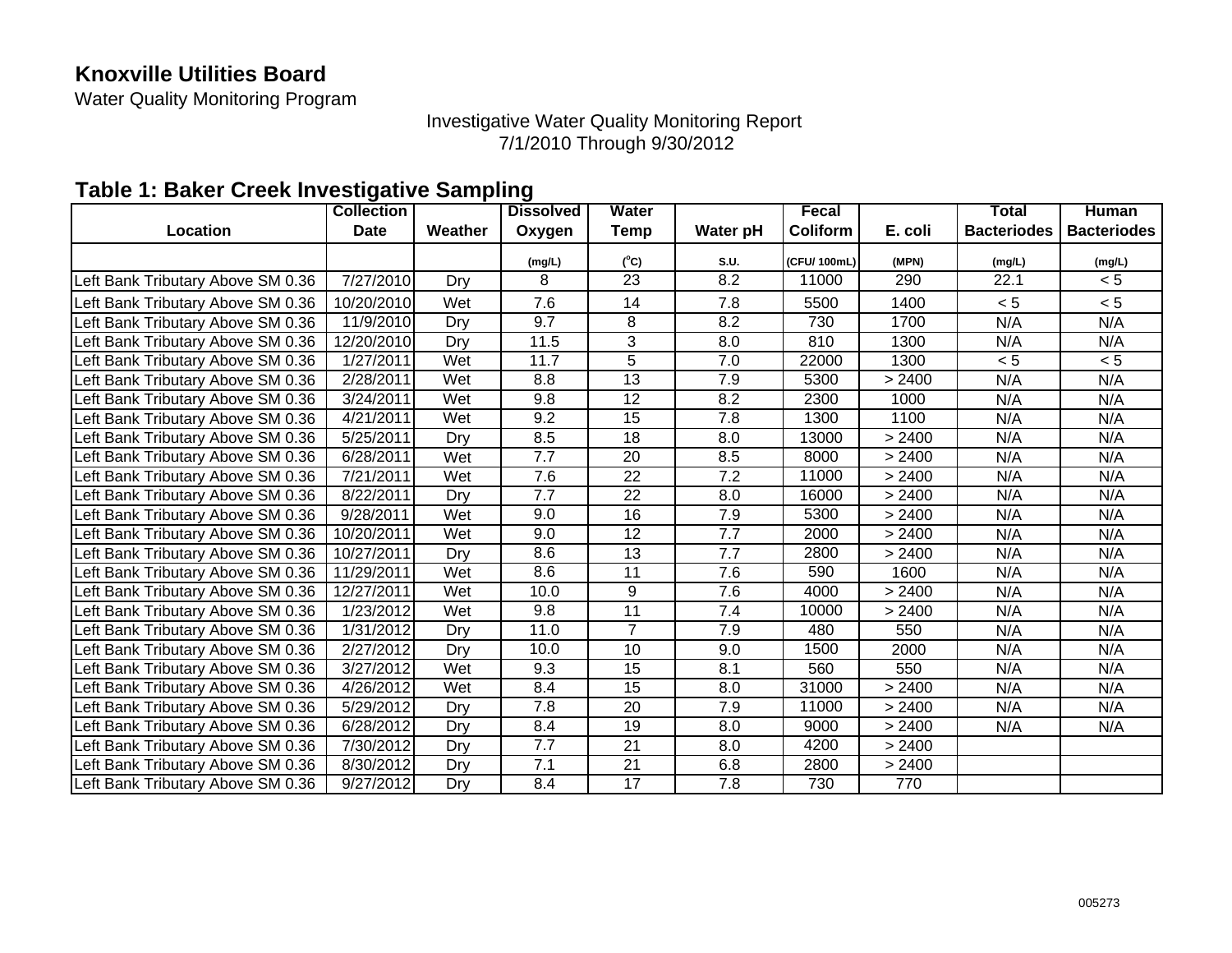**Knoxville Utilities Board**

Water Quality Monitoring Program

Investigative Water Quality Monitoring Report
7/1/2010 Through 9/30/2012

## Table 1: Baker Creek Investigative Sampling

| Location | Collection Date | Weather | Dissolved Oxygen | Water Temp | Water pH | Fecal Coliform | E. coli | Total Bacteriodes | Human Bacteriodes |
|---|---|---|---|---|---|---|---|---|---|
| | | | (mg/L) | (°C) | S.U. | (CFU/ 100mL) | (MPN) | (mg/L) | (mg/L) |
| Left Bank Tributary Above SM 0.36 | 7/27/2010 | Dry | 8 | 23 | 8.2 | 11000 | 290 | 22.1 | < 5 |
| Left Bank Tributary Above SM 0.36 | 10/20/2010 | Wet | 7.6 | 14 | 7.8 | 5500 | 1400 | < 5 | < 5 |
| Left Bank Tributary Above SM 0.36 | 11/9/2010 | Dry | 9.7 | 8 | 8.2 | 730 | 1700 | N/A | N/A |
| Left Bank Tributary Above SM 0.36 | 12/20/2010 | Dry | 11.5 | 3 | 8.0 | 810 | 1300 | N/A | N/A |
| Left Bank Tributary Above SM 0.36 | 1/27/2011 | Wet | 11.7 | 5 | 7.0 | 22000 | 1300 | < 5 | < 5 |
| Left Bank Tributary Above SM 0.36 | 2/28/2011 | Wet | 8.8 | 13 | 7.9 | 5300 | > 2400 | N/A | N/A |
| Left Bank Tributary Above SM 0.36 | 3/24/2011 | Wet | 9.8 | 12 | 8.2 | 2300 | 1000 | N/A | N/A |
| Left Bank Tributary Above SM 0.36 | 4/21/2011 | Wet | 9.2 | 15 | 7.8 | 1300 | 1100 | N/A | N/A |
| Left Bank Tributary Above SM 0.36 | 5/25/2011 | Dry | 8.5 | 18 | 8.0 | 13000 | > 2400 | N/A | N/A |
| Left Bank Tributary Above SM 0.36 | 6/28/2011 | Wet | 7.7 | 20 | 8.5 | 8000 | > 2400 | N/A | N/A |
| Left Bank Tributary Above SM 0.36 | 7/21/2011 | Wet | 7.6 | 22 | 7.2 | 11000 | > 2400 | N/A | N/A |
| Left Bank Tributary Above SM 0.36 | 8/22/2011 | Dry | 7.7 | 22 | 8.0 | 16000 | > 2400 | N/A | N/A |
| Left Bank Tributary Above SM 0.36 | 9/28/2011 | Wet | 9.0 | 16 | 7.9 | 5300 | > 2400 | N/A | N/A |
| Left Bank Tributary Above SM 0.36 | 10/20/2011 | Wet | 9.0 | 12 | 7.7 | 2000 | > 2400 | N/A | N/A |
| Left Bank Tributary Above SM 0.36 | 10/27/2011 | Dry | 8.6 | 13 | 7.7 | 2800 | > 2400 | N/A | N/A |
| Left Bank Tributary Above SM 0.36 | 11/29/2011 | Wet | 8.6 | 11 | 7.6 | 590 | 1600 | N/A | N/A |
| Left Bank Tributary Above SM 0.36 | 12/27/2011 | Wet | 10.0 | 9 | 7.6 | 4000 | > 2400 | N/A | N/A |
| Left Bank Tributary Above SM 0.36 | 1/23/2012 | Wet | 9.8 | 11 | 7.4 | 10000 | > 2400 | N/A | N/A |
| Left Bank Tributary Above SM 0.36 | 1/31/2012 | Dry | 11.0 | 7 | 7.9 | 480 | 550 | N/A | N/A |
| Left Bank Tributary Above SM 0.36 | 2/27/2012 | Dry | 10.0 | 10 | 9.0 | 1500 | 2000 | N/A | N/A |
| Left Bank Tributary Above SM 0.36 | 3/27/2012 | Wet | 9.3 | 15 | 8.1 | 560 | 550 | N/A | N/A |
| Left Bank Tributary Above SM 0.36 | 4/26/2012 | Wet | 8.4 | 15 | 8.0 | 31000 | > 2400 | N/A | N/A |
| Left Bank Tributary Above SM 0.36 | 5/29/2012 | Dry | 7.8 | 20 | 7.9 | 11000 | > 2400 | N/A | N/A |
| Left Bank Tributary Above SM 0.36 | 6/28/2012 | Dry | 8.4 | 19 | 8.0 | 9000 | > 2400 | N/A | N/A |
| Left Bank Tributary Above SM 0.36 | 7/30/2012 | Dry | 7.7 | 21 | 8.0 | 4200 | > 2400 | | |
| Left Bank Tributary Above SM 0.36 | 8/30/2012 | Dry | 7.1 | 21 | 6.8 | 2800 | > 2400 | | |
| Left Bank Tributary Above SM 0.36 | 9/27/2012 | Dry | 8.4 | 17 | 7.8 | 730 | 770 | | |

005273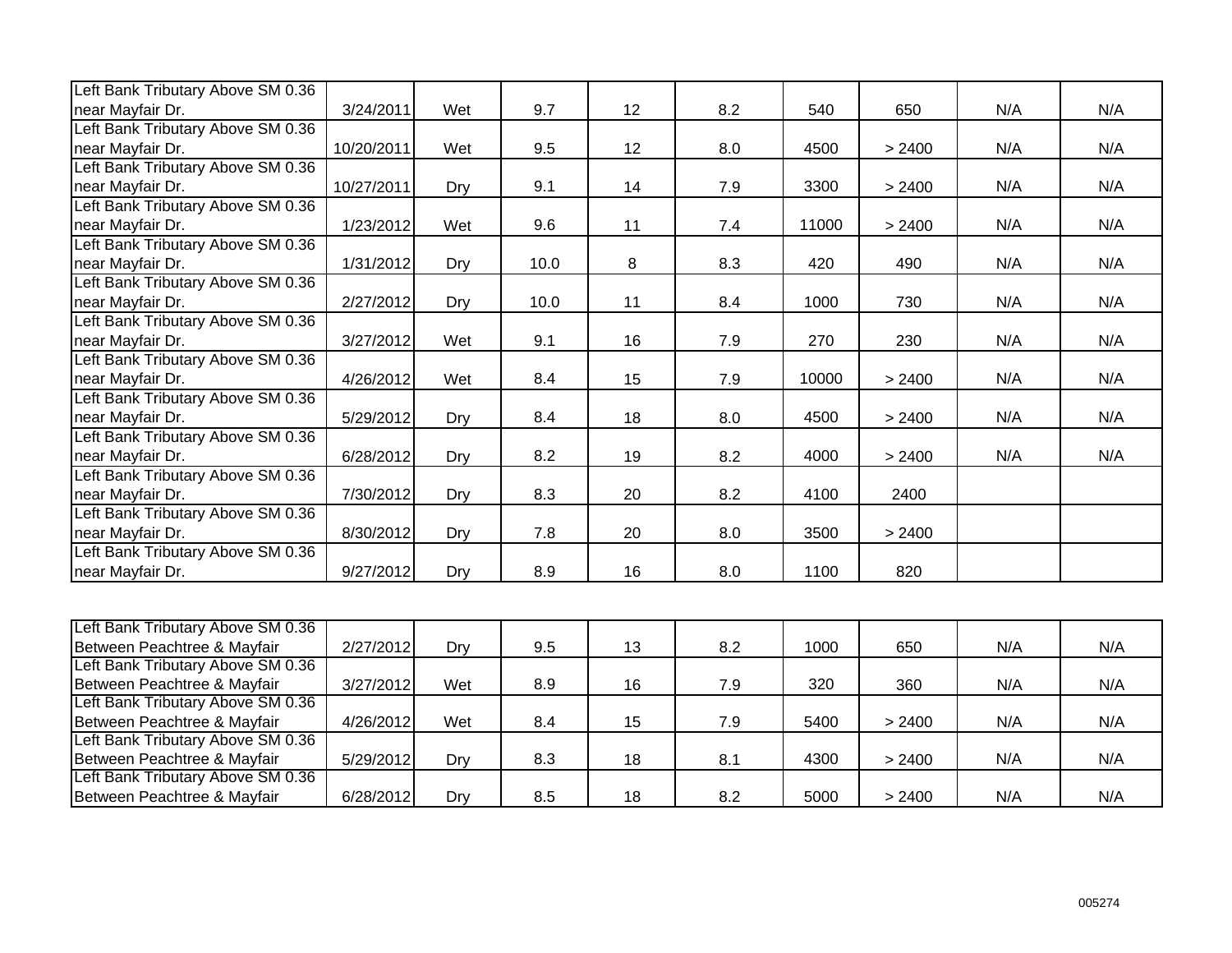| | | | | | | | | | |
|---|---|---|---|---|---|---|---|---|---|
| Left Bank Tributary Above SM 0.36 near Mayfair Dr. | 3/24/2011 | Wet | 9.7 | 12 | 8.2 | 540 | 650 | N/A | N/A |
| Left Bank Tributary Above SM 0.36 near Mayfair Dr. | 10/20/2011 | Wet | 9.5 | 12 | 8.0 | 4500 | > 2400 | N/A | N/A |
| Left Bank Tributary Above SM 0.36 near Mayfair Dr. | 10/27/2011 | Dry | 9.1 | 14 | 7.9 | 3300 | > 2400 | N/A | N/A |
| Left Bank Tributary Above SM 0.36 near Mayfair Dr. | 1/23/2012 | Wet | 9.6 | 11 | 7.4 | 11000 | > 2400 | N/A | N/A |
| Left Bank Tributary Above SM 0.36 near Mayfair Dr. | 1/31/2012 | Dry | 10.0 | 8 | 8.3 | 420 | 490 | N/A | N/A |
| Left Bank Tributary Above SM 0.36 near Mayfair Dr. | 2/27/2012 | Dry | 10.0 | 11 | 8.4 | 1000 | 730 | N/A | N/A |
| Left Bank Tributary Above SM 0.36 near Mayfair Dr. | 3/27/2012 | Wet | 9.1 | 16 | 7.9 | 270 | 230 | N/A | N/A |
| Left Bank Tributary Above SM 0.36 near Mayfair Dr. | 4/26/2012 | Wet | 8.4 | 15 | 7.9 | 10000 | > 2400 | N/A | N/A |
| Left Bank Tributary Above SM 0.36 near Mayfair Dr. | 5/29/2012 | Dry | 8.4 | 18 | 8.0 | 4500 | > 2400 | N/A | N/A |
| Left Bank Tributary Above SM 0.36 near Mayfair Dr. | 6/28/2012 | Dry | 8.2 | 19 | 8.2 | 4000 | > 2400 | N/A | N/A |
| Left Bank Tributary Above SM 0.36 near Mayfair Dr. | 7/30/2012 | Dry | 8.3 | 20 | 8.2 | 4100 | 2400 | | |
| Left Bank Tributary Above SM 0.36 near Mayfair Dr. | 8/30/2012 | Dry | 7.8 | 20 | 8.0 | 3500 | > 2400 | | |
| Left Bank Tributary Above SM 0.36 near Mayfair Dr. | 9/27/2012 | Dry | 8.9 | 16 | 8.0 | 1100 | 820 | | |

| | | | | | | | | | |
|---|---|---|---|---|---|---|---|---|---|
| Left Bank Tributary Above SM 0.36 Between Peachtree & Mayfair | 2/27/2012 | Dry | 9.5 | 13 | 8.2 | 1000 | 650 | N/A | N/A |
| Left Bank Tributary Above SM 0.36 Between Peachtree & Mayfair | 3/27/2012 | Wet | 8.9 | 16 | 7.9 | 320 | 360 | N/A | N/A |
| Left Bank Tributary Above SM 0.36 Between Peachtree & Mayfair | 4/26/2012 | Wet | 8.4 | 15 | 7.9 | 5400 | > 2400 | N/A | N/A |
| Left Bank Tributary Above SM 0.36 Between Peachtree & Mayfair | 5/29/2012 | Dry | 8.3 | 18 | 8.1 | 4300 | > 2400 | N/A | N/A |
| Left Bank Tributary Above SM 0.36 Between Peachtree & Mayfair | 6/28/2012 | Dry | 8.5 | 18 | 8.2 | 5000 | > 2400 | N/A | N/A |

005274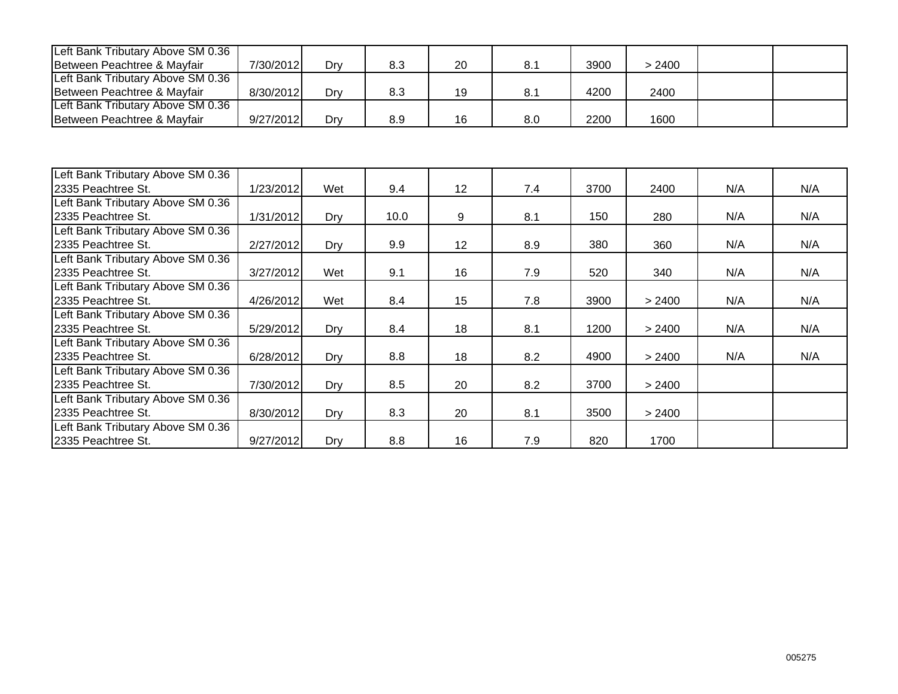| | | | | | | | | | |
|---|---|---|---|---|---|---|---|---|---|
| Left Bank Tributary Above SM 0.36 Between Peachtree & Mayfair | 7/30/2012 | Dry | 8.3 | 20 | 8.1 | 3900 | > 2400 | | |
| Left Bank Tributary Above SM 0.36 Between Peachtree & Mayfair | 8/30/2012 | Dry | 8.3 | 19 | 8.1 | 4200 | 2400 | | |
| Left Bank Tributary Above SM 0.36 Between Peachtree & Mayfair | 9/27/2012 | Dry | 8.9 | 16 | 8.0 | 2200 | 1600 | | |

| | | | | | | | | | |
|---|---|---|---|---|---|---|---|---|---|
| Left Bank Tributary Above SM 0.36 2335 Peachtree St. | 1/23/2012 | Wet | 9.4 | 12 | 7.4 | 3700 | 2400 | N/A | N/A |
| Left Bank Tributary Above SM 0.36 2335 Peachtree St. | 1/31/2012 | Dry | 10.0 | 9 | 8.1 | 150 | 280 | N/A | N/A |
| Left Bank Tributary Above SM 0.36 2335 Peachtree St. | 2/27/2012 | Dry | 9.9 | 12 | 8.9 | 380 | 360 | N/A | N/A |
| Left Bank Tributary Above SM 0.36 2335 Peachtree St. | 3/27/2012 | Wet | 9.1 | 16 | 7.9 | 520 | 340 | N/A | N/A |
| Left Bank Tributary Above SM 0.36 2335 Peachtree St. | 4/26/2012 | Wet | 8.4 | 15 | 7.8 | 3900 | > 2400 | N/A | N/A |
| Left Bank Tributary Above SM 0.36 2335 Peachtree St. | 5/29/2012 | Dry | 8.4 | 18 | 8.1 | 1200 | > 2400 | N/A | N/A |
| Left Bank Tributary Above SM 0.36 2335 Peachtree St. | 6/28/2012 | Dry | 8.8 | 18 | 8.2 | 4900 | > 2400 | N/A | N/A |
| Left Bank Tributary Above SM 0.36 2335 Peachtree St. | 7/30/2012 | Dry | 8.5 | 20 | 8.2 | 3700 | > 2400 | | |
| Left Bank Tributary Above SM 0.36 2335 Peachtree St. | 8/30/2012 | Dry | 8.3 | 20 | 8.1 | 3500 | > 2400 | | |
| Left Bank Tributary Above SM 0.36 2335 Peachtree St. | 9/27/2012 | Dry | 8.8 | 16 | 7.9 | 820 | 1700 | | |

005275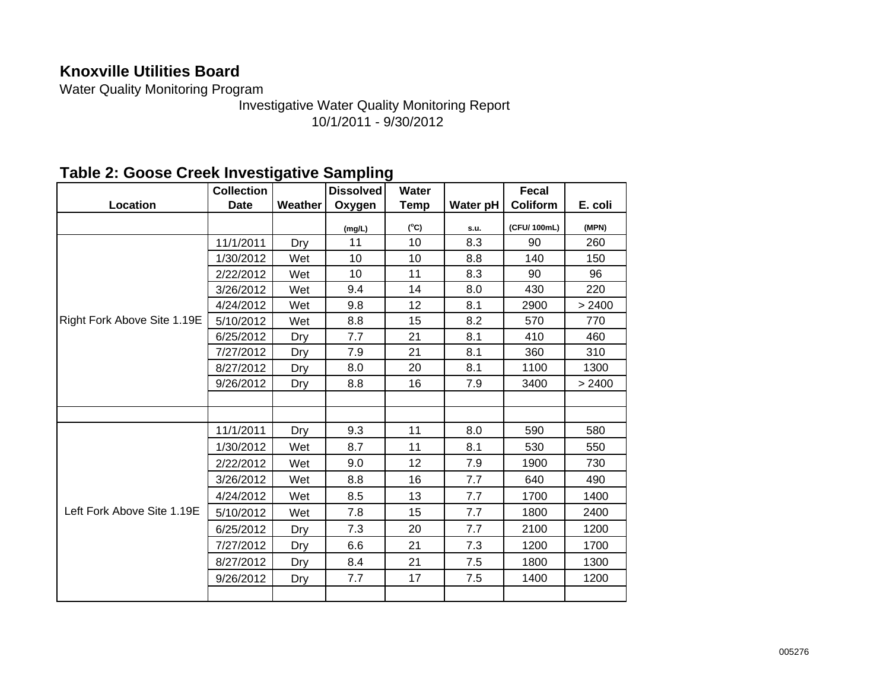**Knoxville Utilities Board**

Water Quality Monitoring Program

Investigative Water Quality Monitoring Report

10/1/2011 - 9/30/2012

## Table 2: Goose Creek Investigative Sampling

| Location | Collection Date | Weather | Dissolved Oxygen | Water Temp | Water pH | Fecal Coliform | E. coli |
|---|---|---|---|---|---|---|---|
| | | | (mg/L) | (°C) | s.u. | (CFU/ 100mL) | (MPN) |
| Right Fork Above Site 1.19E | 11/1/2011 | Dry | 11 | 10 | 8.3 | 90 | 260 |
| | 1/30/2012 | Wet | 10 | 10 | 8.8 | 140 | 150 |
| | 2/22/2012 | Wet | 10 | 11 | 8.3 | 90 | 96 |
| | 3/26/2012 | Wet | 9.4 | 14 | 8.0 | 430 | 220 |
| | 4/24/2012 | Wet | 9.8 | 12 | 8.1 | 2900 | > 2400 |
| | 5/10/2012 | Wet | 8.8 | 15 | 8.2 | 570 | 770 |
| | 6/25/2012 | Dry | 7.7 | 21 | 8.1 | 410 | 460 |
| | 7/27/2012 | Dry | 7.9 | 21 | 8.1 | 360 | 310 |
| | 8/27/2012 | Dry | 8.0 | 20 | 8.1 | 1100 | 1300 |
| | 9/26/2012 | Dry | 8.8 | 16 | 7.9 | 3400 | > 2400 |
| | | | | | | | |
| | | | | | | | |
| Left Fork Above Site 1.19E | 11/1/2011 | Dry | 9.3 | 11 | 8.0 | 590 | 580 |
| | 1/30/2012 | Wet | 8.7 | 11 | 8.1 | 530 | 550 |
| | 2/22/2012 | Wet | 9.0 | 12 | 7.9 | 1900 | 730 |
| | 3/26/2012 | Wet | 8.8 | 16 | 7.7 | 640 | 490 |
| | 4/24/2012 | Wet | 8.5 | 13 | 7.7 | 1700 | 1400 |
| | 5/10/2012 | Wet | 7.8 | 15 | 7.7 | 1800 | 2400 |
| | 6/25/2012 | Dry | 7.3 | 20 | 7.7 | 2100 | 1200 |
| | 7/27/2012 | Dry | 6.6 | 21 | 7.3 | 1200 | 1700 |
| | 8/27/2012 | Dry | 8.4 | 21 | 7.5 | 1800 | 1300 |
| | 9/26/2012 | Dry | 7.7 | 17 | 7.5 | 1400 | 1200 |
| | | | | | | | |

005276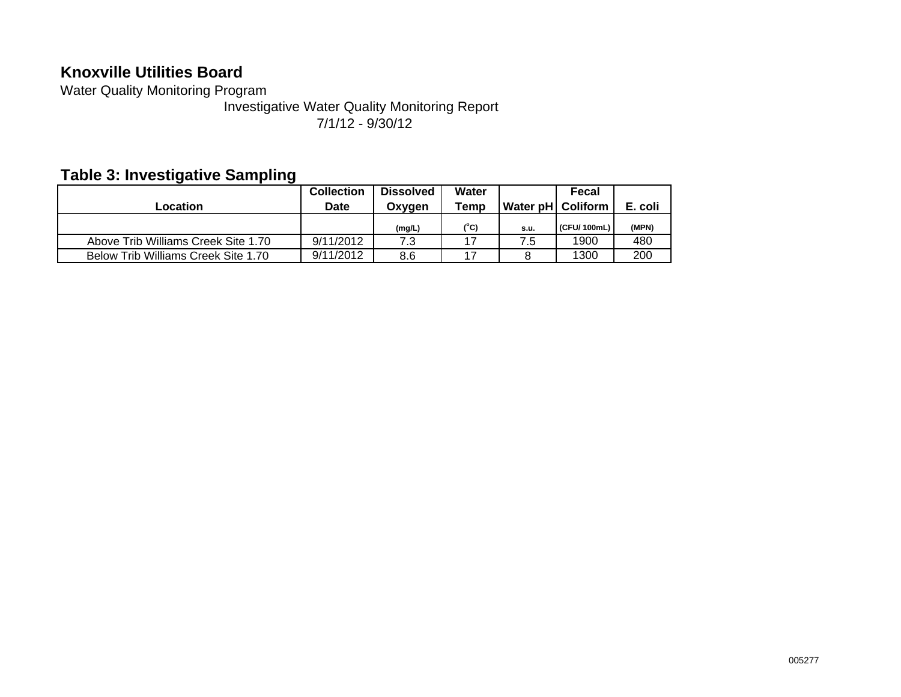# Knoxville Utilities Board

Water Quality Monitoring Program

Investigative Water Quality Monitoring Report

7/1/12 - 9/30/12

## Table 3: Investigative Sampling

| Location | Collection Date | Dissolved Oxygen | Water Temp | Water pH | Fecal Coliform | E. coli |
|---|---|---|---|---|---|---|
| | | (mg/L) | (°C) | s.u. | (CFU/ 100mL) | (MPN) |
| Above Trib Williams Creek Site 1.70 | 9/11/2012 | 7.3 | 17 | 7.5 | 1900 | 480 |
| Below Trib Williams Creek Site 1.70 | 9/11/2012 | 8.6 | 17 | 8 | 1300 | 200 |

005277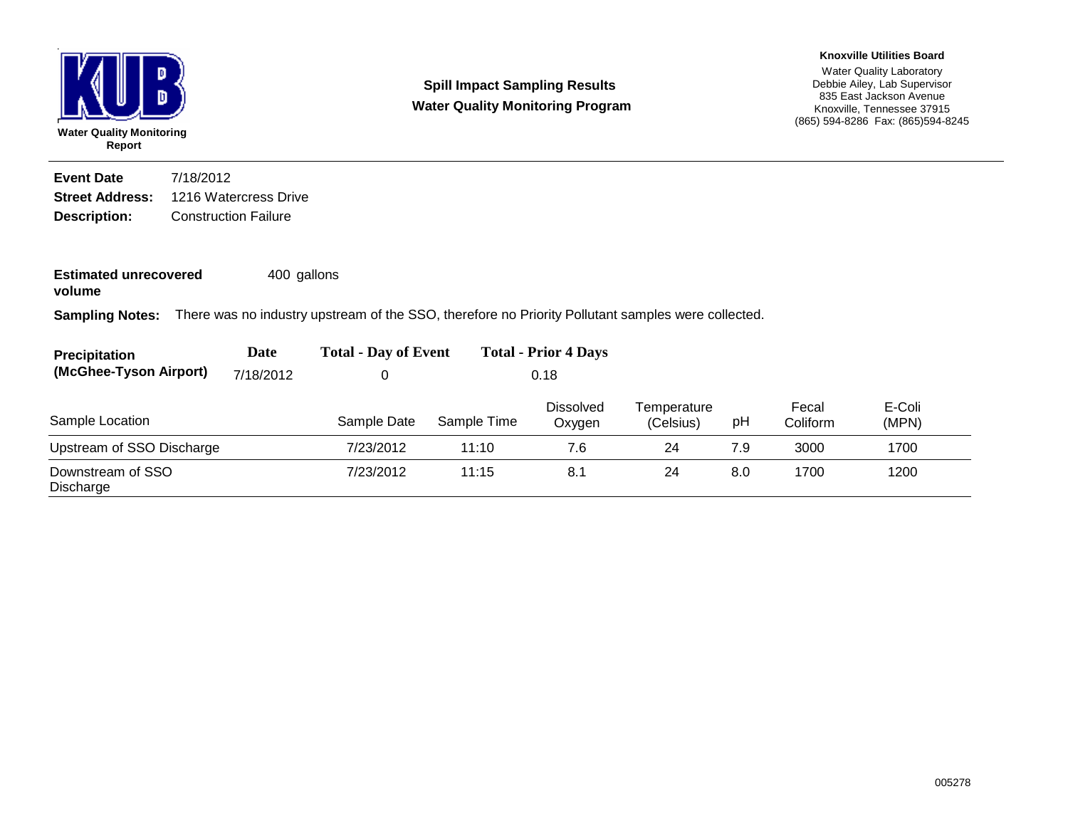KUB

**Water Quality Monitoring Report**

## Spill Impact Sampling Results
## Water Quality Monitoring Program

**Knoxville Utilities Board**
Water Quality Laboratory
Debbie Ailey, Lab Supervisor
835 East Jackson Avenue
Knoxville, Tennessee 37915
(865) 594-8286 Fax: (865)594-8245

**Event Date** 7/18/2012
**Street Address:** 1216 Watercress Drive
**Description:** Construction Failure

**Estimated unrecovered volume** 400 gallons

**Sampling Notes:** There was no industry upstream of the SSO, therefore no Priority Pollutant samples were collected.

| Precipitation (McGhee-Tyson Airport) | Date | Total - Day of Event | Total - Prior 4 Days |
|---|---|---|---|
| | 7/18/2012 | 0 | 0.18 |

| Sample Location | Sample Date | Sample Time | Dissolved Oxygen | Temperature (Celsius) | pH | Fecal Coliform | E-Coli (MPN) |
|---|---|---|---|---|---|---|---|
| Upstream of SSO Discharge | 7/23/2012 | 11:10 | 7.6 | 24 | 7.9 | 3000 | 1700 |
| Downstream of SSO Discharge | 7/23/2012 | 11:15 | 8.1 | 24 | 8.0 | 1700 | 1200 |

005278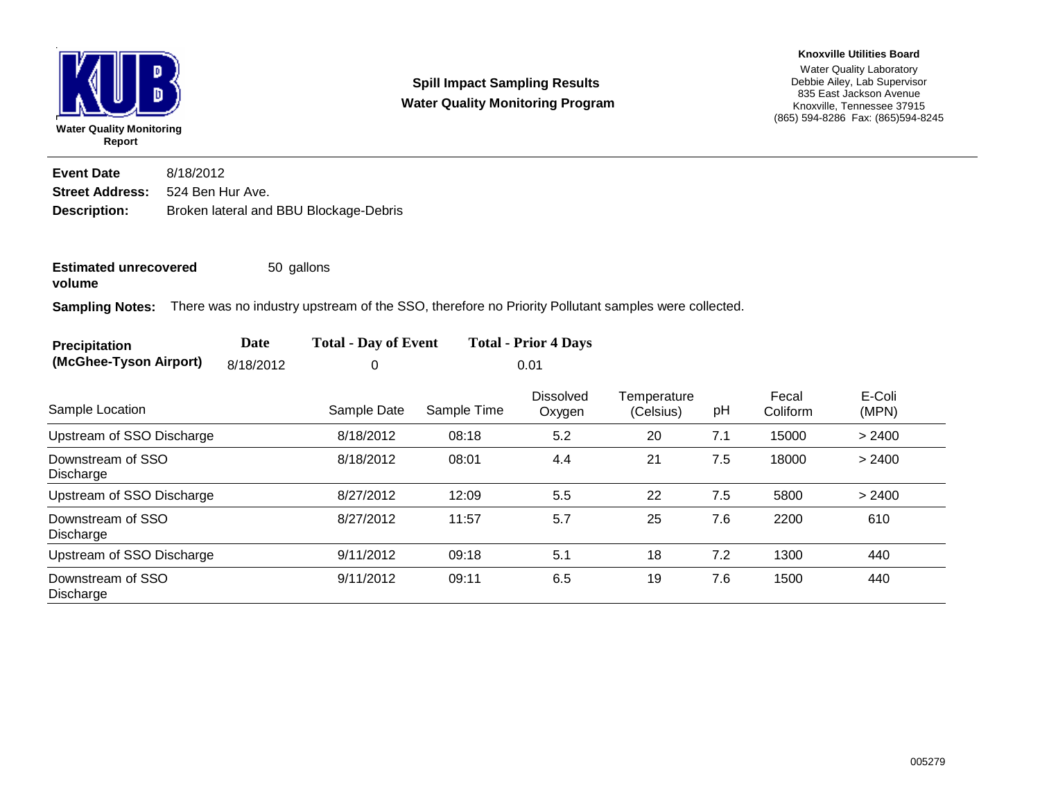KUB

**Water Quality Monitoring Report**

## Spill Impact Sampling Results
## Water Quality Monitoring Program

**Knoxville Utilities Board**
Water Quality Laboratory
Debbie Ailey, Lab Supervisor
835 East Jackson Avenue
Knoxville, Tennessee 37915
(865) 594-8286 Fax: (865)594-8245

**Event Date** 8/18/2012
**Street Address:** 524 Ben Hur Ave.
**Description:** Broken lateral and BBU Blockage-Debris

**Estimated unrecovered volume** 50 gallons

**Sampling Notes:** There was no industry upstream of the SSO, therefore no Priority Pollutant samples were collected.

| Precipitation (McGhee-Tyson Airport) | Date | Total - Day of Event | Total - Prior 4 Days |
|---|---|---|---|
| | 8/18/2012 | 0 | 0.01 |

| Sample Location | Sample Date | Sample Time | Dissolved Oxygen | Temperature (Celsius) | pH | Fecal Coliform | E-Coli (MPN) |
|---|---|---|---|---|---|---|---|
| Upstream of SSO Discharge | 8/18/2012 | 08:18 | 5.2 | 20 | 7.1 | 15000 | > 2400 |
| Downstream of SSO Discharge | 8/18/2012 | 08:01 | 4.4 | 21 | 7.5 | 18000 | > 2400 |
| Upstream of SSO Discharge | 8/27/2012 | 12:09 | 5.5 | 22 | 7.5 | 5800 | > 2400 |
| Downstream of SSO Discharge | 8/27/2012 | 11:57 | 5.7 | 25 | 7.6 | 2200 | 610 |
| Upstream of SSO Discharge | 9/11/2012 | 09:18 | 5.1 | 18 | 7.2 | 1300 | 440 |
| Downstream of SSO Discharge | 9/11/2012 | 09:11 | 6.5 | 19 | 7.6 | 1500 | 440 |

005279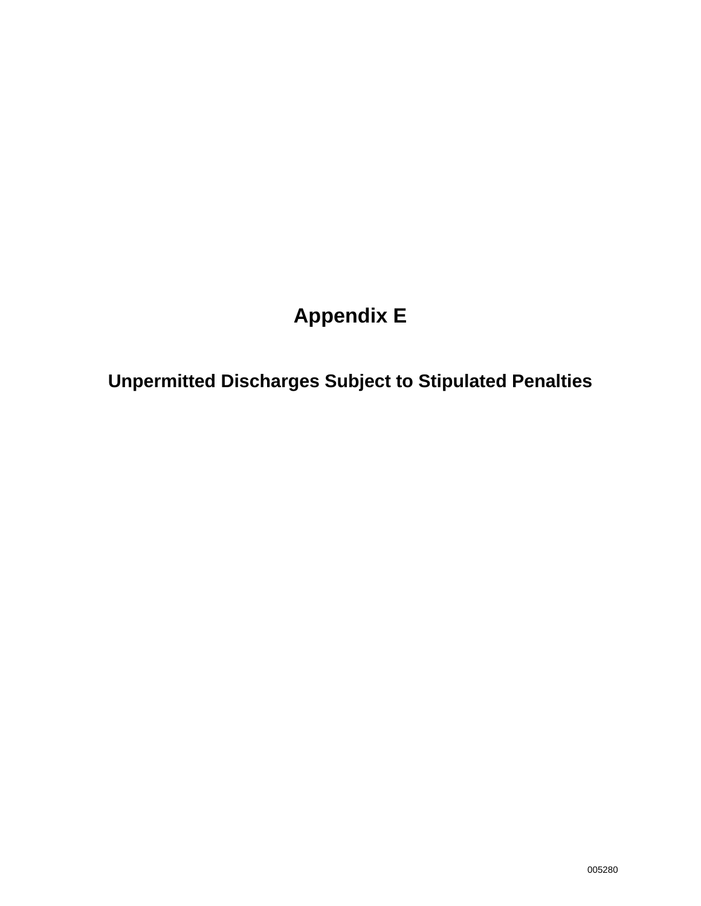# Appendix E

## Unpermitted Discharges Subject to Stipulated Penalties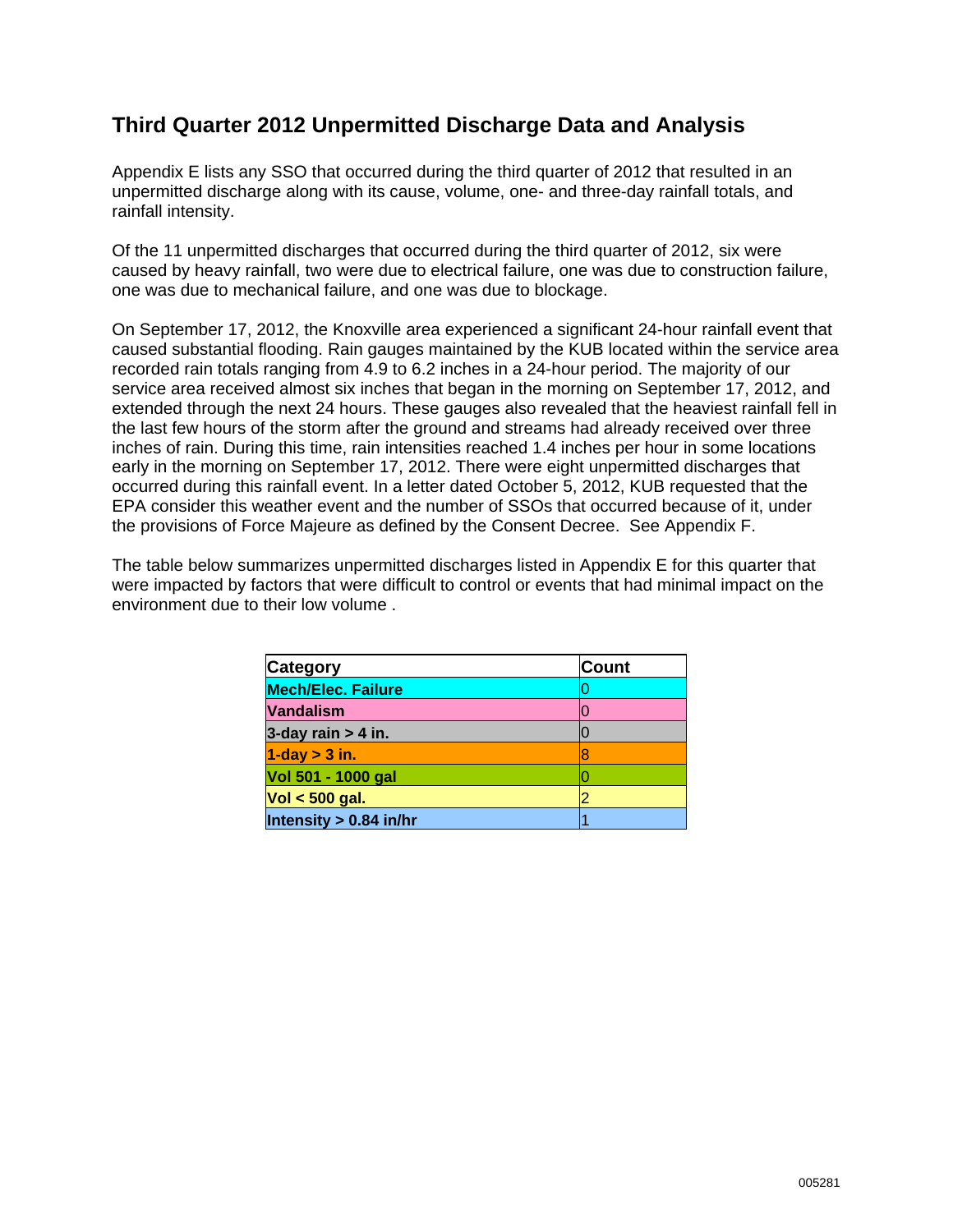# Third Quarter 2012 Unpermitted Discharge Data and Analysis

Appendix E lists any SSO that occurred during the third quarter of 2012 that resulted in an unpermitted discharge along with its cause, volume, one- and three-day rainfall totals, and rainfall intensity.

Of the 11 unpermitted discharges that occurred during the third quarter of 2012, six were caused by heavy rainfall, two were due to electrical failure, one was due to construction failure, one was due to mechanical failure, and one was due to blockage.

On September 17, 2012, the Knoxville area experienced a significant 24-hour rainfall event that caused substantial flooding. Rain gauges maintained by the KUB located within the service area recorded rain totals ranging from 4.9 to 6.2 inches in a 24-hour period. The majority of our service area received almost six inches that began in the morning on September 17, 2012, and extended through the next 24 hours. These gauges also revealed that the heaviest rainfall fell in the last few hours of the storm after the ground and streams had already received over three inches of rain. During this time, rain intensities reached 1.4 inches per hour in some locations early in the morning on September 17, 2012. There were eight unpermitted discharges that occurred during this rainfall event. In a letter dated October 5, 2012, KUB requested that the EPA consider this weather event and the number of SSOs that occurred because of it, under the provisions of Force Majeure as defined by the Consent Decree. See Appendix F.

The table below summarizes unpermitted discharges listed in Appendix E for this quarter that were impacted by factors that were difficult to control or events that had minimal impact on the environment due to their low volume .

| Category | Count |
|---|---|
| **Mech/Elec. Failure** | 0 |
| **Vandalism** | 0 |
| **3-day rain > 4 in.** | 0 |
| **1-day > 3 in.** | 8 |
| **Vol 501 - 1000 gal** | 0 |
| **Vol < 500 gal.** | 2 |
| **Intensity > 0.84 in/hr** | 1 |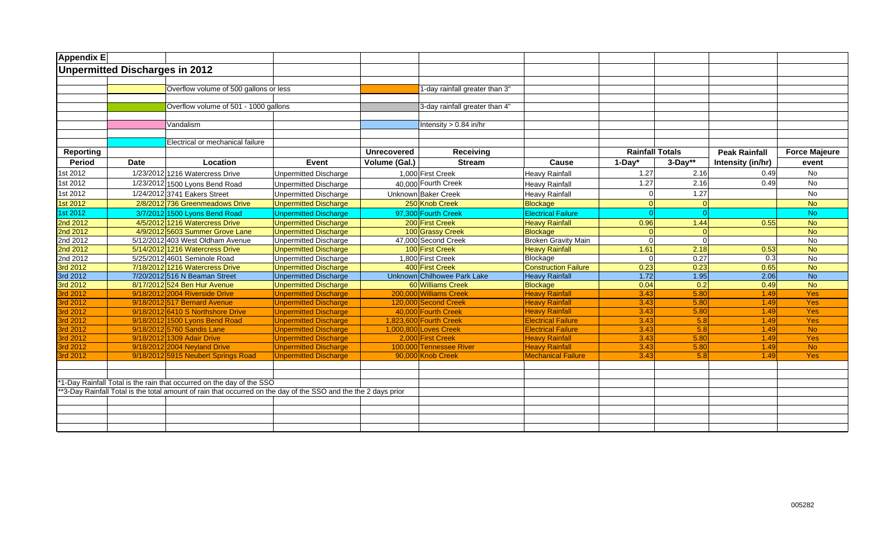## Appendix E

## Unpermitted Discharges in 2012

Legend:

- Overflow volume of 500 gallons or less
- Overflow volume of 501 - 1000 gallons
- Vandalism
- Electrical or mechanical failure
- 1-day rainfall greater than 3"
- 3-day rainfall greater than 4"
- Intensity > 0.84 in/hr

| Reporting | | | | Unrecovered | Receiving | | Rainfall Totals | | Peak Rainfall | Force Majeure |
|---|---|---|---|---|---|---|---|---|---|---|
| Period | Date | Location | Event | Volume (Gal.) | Stream | Cause | 1-Day* | 3-Day** | Intensity (in/hr) | event |
| 1st 2012 | 1/23/2012 | 1216 Watercress Drive | Unpermitted Discharge | 1,000 | First Creek | Heavy Rainfall | 1.27 | 2.16 | 0.49 | No |
| 1st 2012 | 1/23/2012 | 1500 Lyons Bend Road | Unpermitted Discharge | 40,000 | Fourth Creek | Heavy Rainfall | 1.27 | 2.16 | 0.49 | No |
| 1st 2012 | 1/24/2012 | 3741 Eakers Street | Unpermitted Discharge | Unknown | Baker Creek | Heavy Rainfall | 0 | 1.27 | | No |
| 1st 2012 | 2/8/2012 | 736 Greenmeadows Drive | Unpermitted Discharge | 250 | Knob Creek | Blockage | 0 | 0 | | No |
| 1st 2012 | 3/7/2012 | 1500 Lyons Bend Road | Unpermitted Discharge | 97,300 | Fourth Creek | Electrical Failure | 0 | 0 | | No |
| 2nd 2012 | 4/5/2012 | 1216 Watercress Drive | Unpermitted Discharge | 200 | First Creek | Heavy Rainfall | 0.96 | 1.44 | 0.55 | No |
| 2nd 2012 | 4/9/2012 | 5603 Summer Grove Lane | Unpermitted Discharge | 100 | Grassy Creek | Blockage | 0 | 0 | | No |
| 2nd 2012 | 5/12/2012 | 403 West Oldham Avenue | Unpermitted Discharge | 47,000 | Second Creek | Broken Gravity Main | 0 | 0 | | No |
| 2nd 2012 | 5/14/2012 | 1216 Watercress Drive | Unpermitted Discharge | 100 | First Creek | Heavy Rainfall | 1.61 | 2.18 | 0.53 | No |
| 2nd 2012 | 5/25/2012 | 4601 Seminole Road | Unpermitted Discharge | 1,800 | First Creek | Blockage | 0 | 0.27 | 0.3 | No |
| 3rd 2012 | 7/18/2012 | 1216 Watercress Drive | Unpermitted Discharge | 400 | First Creek | Construction Failure | 0.23 | 0.23 | 0.65 | No |
| 3rd 2012 | 7/20/2012 | 516 N Beaman Street | Unpermitted Discharge | Unknown | Chilhowee Park Lake | Heavy Rainfall | 1.72 | 1.95 | 2.06 | No |
| 3rd 2012 | 8/17/2012 | 524 Ben Hur Avenue | Unpermitted Discharge | 60 | Williams Creek | Blockage | 0.04 | 0.2 | 0.49 | No |
| 3rd 2012 | 9/18/2012 | 2004 Riverside Drive | Unpermitted Discharge | 200,000 | Williams Creek | Heavy Rainfall | 3.43 | 5.80 | 1.49 | Yes |
| 3rd 2012 | 9/18/2012 | 517 Bernard Avenue | Unpermitted Discharge | 120,000 | Second Creek | Heavy Rainfall | 3.43 | 5.80 | 1.49 | Yes |
| 3rd 2012 | 9/18/2012 | 6410 S Northshore Drive | Unpermitted Discharge | 40,000 | Fourth Creek | Heavy Rainfall | 3.43 | 5.80 | 1.49 | Yes |
| 3rd 2012 | 9/18/2012 | 1500 Lyons Bend Road | Unpermitted Discharge | 1,823,600 | Fourth Creek | Electrical Failure | 3.43 | 5.8 | 1.49 | Yes |
| 3rd 2012 | 9/18/2012 | 5760 Sandis Lane | Unpermitted Discharge | 1,000,800 | Loves Creek | Electrical Failure | 3.43 | 5.8 | 1.49 | No |
| 3rd 2012 | 9/18/2012 | 1309 Adair Drive | Unpermitted Discharge | 2,000 | First Creek | Heavy Rainfall | 3.43 | 5.80 | 1.49 | Yes |
| 3rd 2012 | 9/18/2012 | 2004 Neyland Drive | Unpermitted Discharge | 100,000 | Tennessee River | Heavy Rainfall | 3.43 | 5.80 | 1.49 | No |
| 3rd 2012 | 9/18/2012 | 5915 Neubert Springs Road | Unpermitted Discharge | 90,000 | Knob Creek | Mechanical Failure | 3.43 | 5.8 | 1.49 | Yes |

*1-Day Rainfall Total is the rain that occurred on the day of the SSO

**3-Day Rainfall Total is the total amount of rain that occurred on the day of the SSO and the the 2 days prior

005282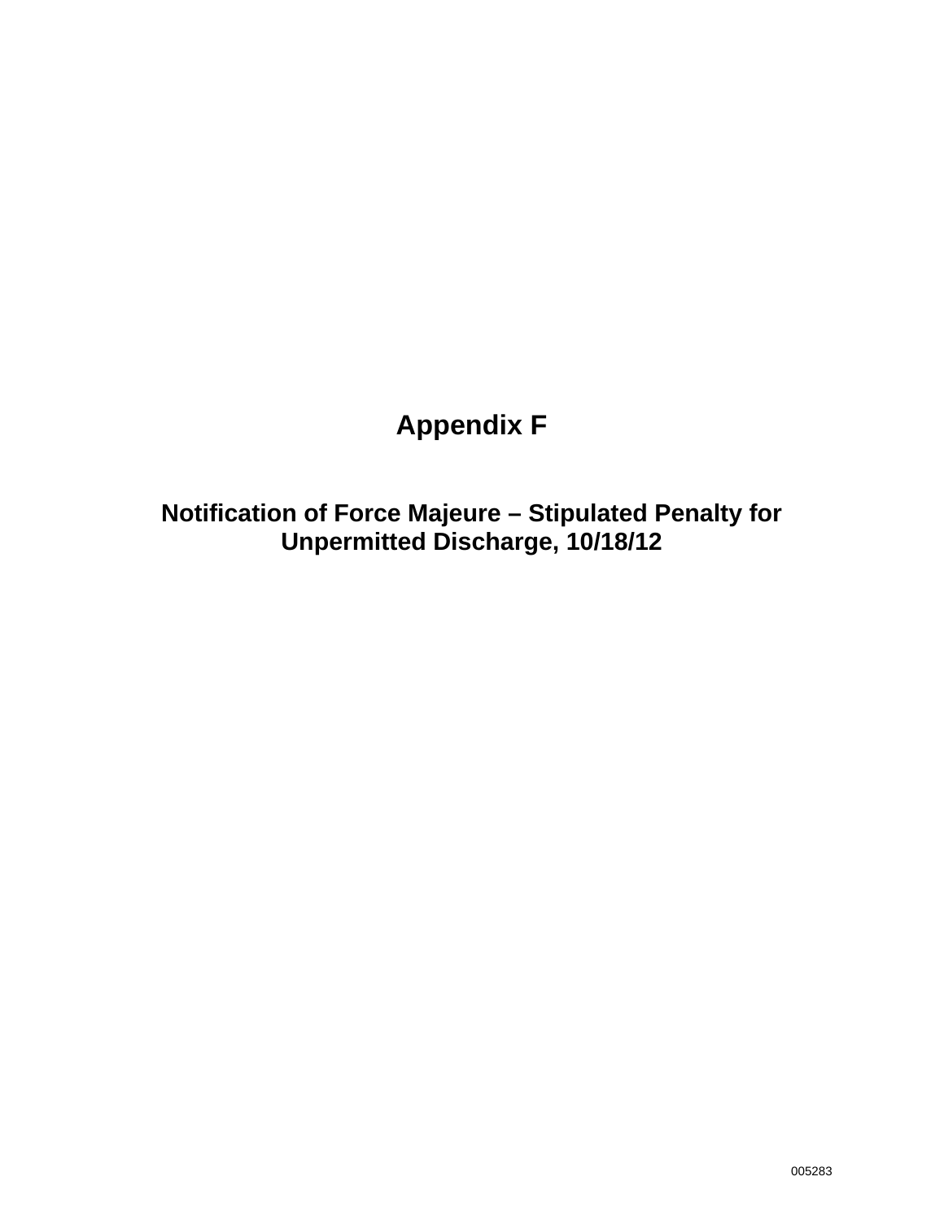# Appendix F

## Notification of Force Majeure – Stipulated Penalty for Unpermitted Discharge, 10/18/12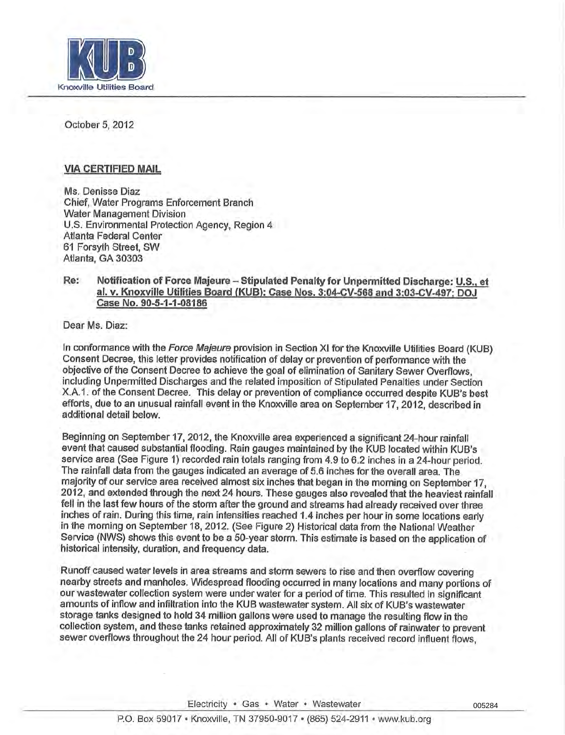KUB

Knoxville Utilities Board

October 5, 2012

**VIA CERTIFIED MAIL**

Ms. Denisse Diaz
Chief, Water Programs Enforcement Branch
Water Management Division
U.S. Environmental Protection Agency, Region 4
Atlanta Federal Center
61 Forsyth Street, SW
Atlanta, GA 30303

**Re: Notification of Force Majeure – Stipulated Penalty for Unpermitted Discharge: U.S., et al. v. Knoxville Utilities Board (KUB); Case Nos. 3:04-CV-568 and 3:03-CV-497; DOJ Case No. 90-5-1-1-08186**

Dear Ms. Diaz:

In conformance with the *Force Majeure* provision in Section XI for the Knoxville Utilities Board (KUB) Consent Decree, this letter provides notification of delay or prevention of performance with the objective of the Consent Decree to achieve the goal of elimination of Sanitary Sewer Overflows, including Unpermitted Discharges and the related imposition of Stipulated Penalties under Section X.A.1. of the Consent Decree. This delay or prevention of compliance occurred despite KUB's best efforts, due to an unusual rainfall event in the Knoxville area on September 17, 2012, described in additional detail below.

Beginning on September 17, 2012, the Knoxville area experienced a significant 24-hour rainfall event that caused substantial flooding. Rain gauges maintained by the KUB located within KUB's service area (See Figure 1) recorded rain totals ranging from 4.9 to 6.2 inches in a 24-hour period. The rainfall data from the gauges indicated an average of 5.6 inches for the overall area. The majority of our service area received almost six inches that began in the morning on September 17, 2012, and extended through the next 24 hours. These gauges also revealed that the heaviest rainfall fell in the last few hours of the storm after the ground and streams had already received over three inches of rain. During this time, rain intensities reached 1.4 inches per hour in some locations early in the morning on September 18, 2012. (See Figure 2) Historical data from the National Weather Service (NWS) shows this event to be a 50-year storm. This estimate is based on the application of historical intensity, duration, and frequency data.

Runoff caused water levels in area streams and storm sewers to rise and then overflow covering nearby streets and manholes. Widespread flooding occurred in many locations and many portions of our wastewater collection system were under water for a period of time. This resulted in significant amounts of inflow and infiltration into the KUB wastewater system. All six of KUB's wastewater storage tanks designed to hold 34 million gallons were used to manage the resulting flow in the collection system, and these tanks retained approximately 32 million gallons of rainwater to prevent sewer overflows throughout the 24 hour period. All of KUB's plants received record influent flows,

Electricity • Gas • Water • Wastewater

005284

P.O. Box 59017 • Knoxville, TN 37950-9017 • (865) 524-2911 • www.kub.org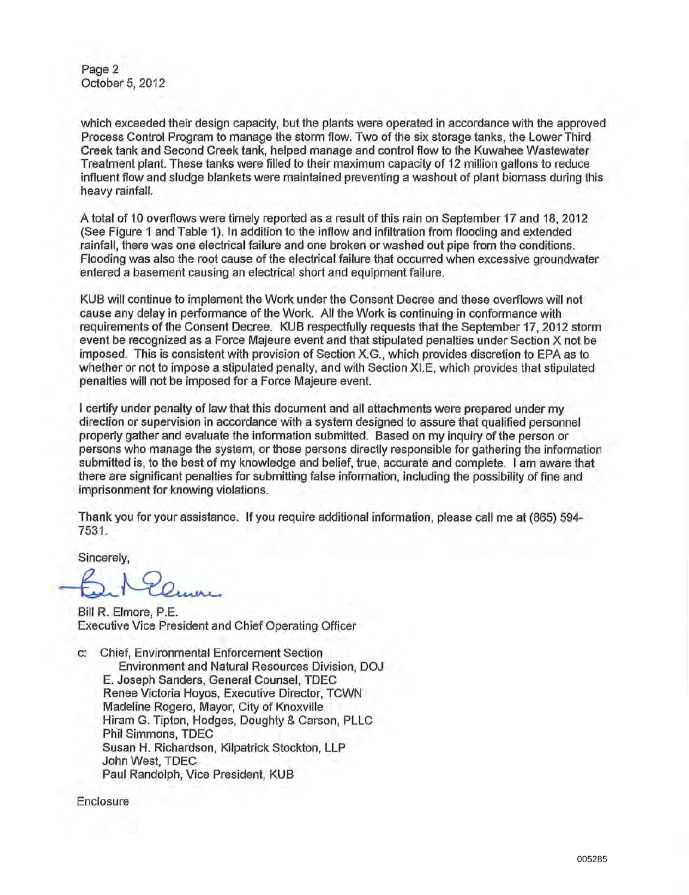which exceeded their design capacity, but the plants were operated in accordance with the approved Process Control Program to manage the storm flow. Two of the six storage tanks, the Lower Third Creek tank and Second Creek tank, helped manage and control flow to the Kuwahee Wastewater Treatment plant. These tanks were filled to their maximum capacity of 12 million gallons to reduce influent flow and sludge blankets were maintained preventing a washout of plant biomass during this heavy rainfall.

A total of 10 overflows were timely reported as a result of this rain on September 17 and 18, 2012 (See Figure 1 and Table 1). In addition to the inflow and infiltration from flooding and extended rainfall, there was one electrical failure and one broken or washed out pipe from the conditions. Flooding was also the root cause of the electrical failure that occurred when excessive groundwater entered a basement causing an electrical short and equipment failure.

KUB will continue to implement the Work under the Consent Decree and these overflows will not cause any delay in performance of the Work. All the Work is continuing in conformance with requirements of the Consent Decree. KUB respectfully requests that the September 17, 2012 storm event be recognized as a Force Majeure event and that stipulated penalties under Section X not be imposed. This is consistent with provision of Section X.G., which provides discretion to EPA as to whether or not to impose a stipulated penalty, and with Section XI.E, which provides that stipulated penalties will not be imposed for a Force Majeure event.

I certify under penalty of law that this document and all attachments were prepared under my direction or supervision in accordance with a system designed to assure that qualified personnel properly gather and evaluate the information submitted. Based on my inquiry of the person or persons who manage the system, or those persons directly responsible for gathering the information submitted is, to the best of my knowledge and belief, true, accurate and complete. I am aware that there are significant penalties for submitting false information, including the possibility of fine and imprisonment for knowing violations.

Thank you for your assistance. If you require additional information, please call me at (865) 594-7531.

Sincerely,

Bill R. Elmore, P.E.
Executive Vice President and Chief Operating Officer

c: Chief, Environmental Enforcement Section
Environment and Natural Resources Division, DOJ
E. Joseph Sanders, General Counsel, TDEC
Renee Victoria Hoyos, Executive Director, TCWN
Madeline Rogero, Mayor, City of Knoxville
Hiram G. Tipton, Hodges, Doughty & Carson, PLLC
Phil Simmons, TDEC
Susan H. Richardson, Kilpatrick Stockton, LLP
John West, TDEC
Paul Randolph, Vice President, KUB

Enclosure

005285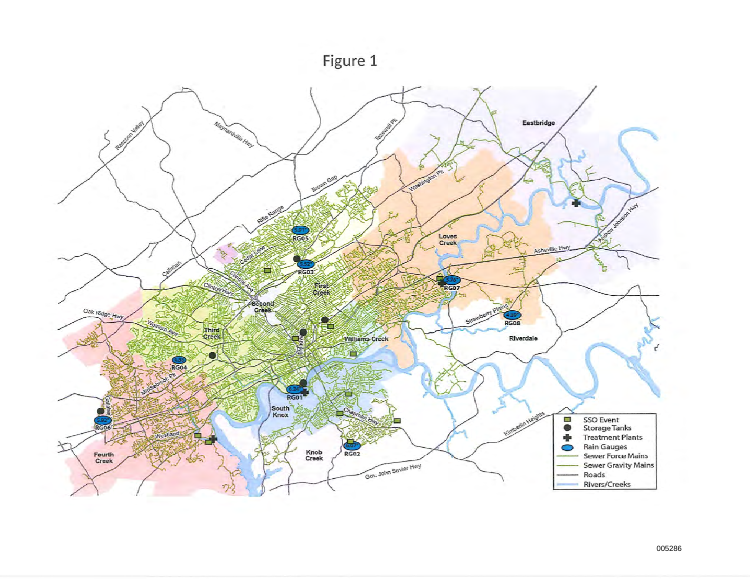# Figure 1

- SSO Event
- Storage Tanks
- Treatment Plants
- Rain Gauges
- Sewer Force Mains
- Sewer Gravity Mains
- Roads
- Rivers/Creeks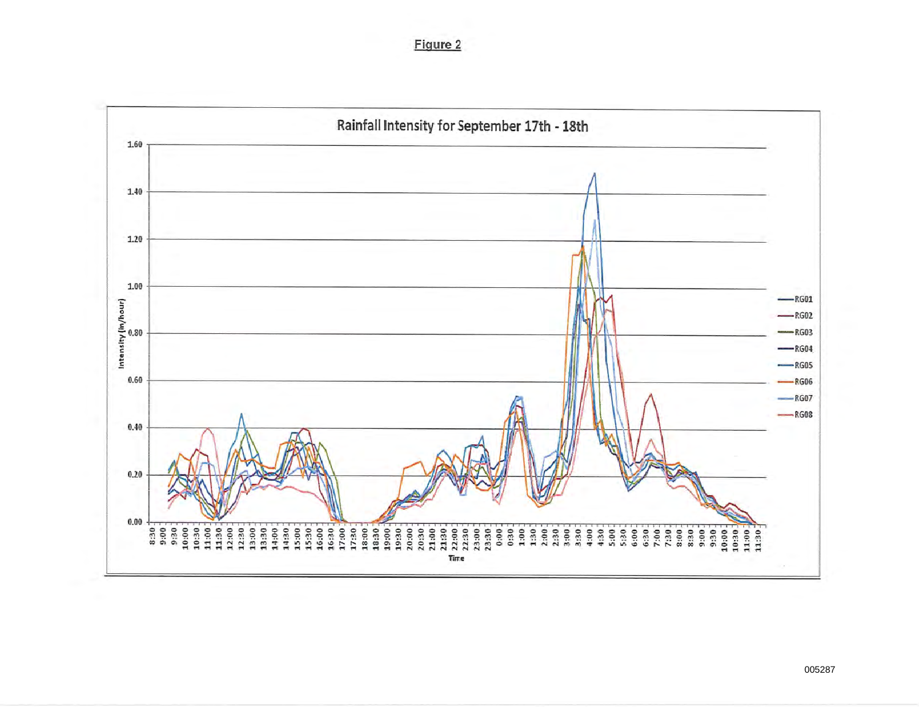Figure 2

**Rainfall Intensity for September 17th - 18th**

Intensity (in/hour)

1.60
1.40
1.20
1.00
0.80
0.60
0.40
0.20
0.00

Time

8:30 9:00 9:30 10:00 10:30 11:00 11:30 12:00 12:30 13:00 13:30 14:00 14:30 15:00 15:30 16:00 16:30 17:00 17:30 18:00 18:30 19:00 19:30 20:00 20:30 21:00 21:30 22:00 22:30 23:00 23:30 0:00 0:30 1:00 1:30 2:00 2:30 3:00 3:30 4:00 4:30 5:00 5:30 6:00 6:30 7:00 7:30 8:00 8:30 9:00 9:30 10:00 10:30 11:00 11:30

RG01
RG02
RG03
RG04
RG05
RG06
RG07
RG08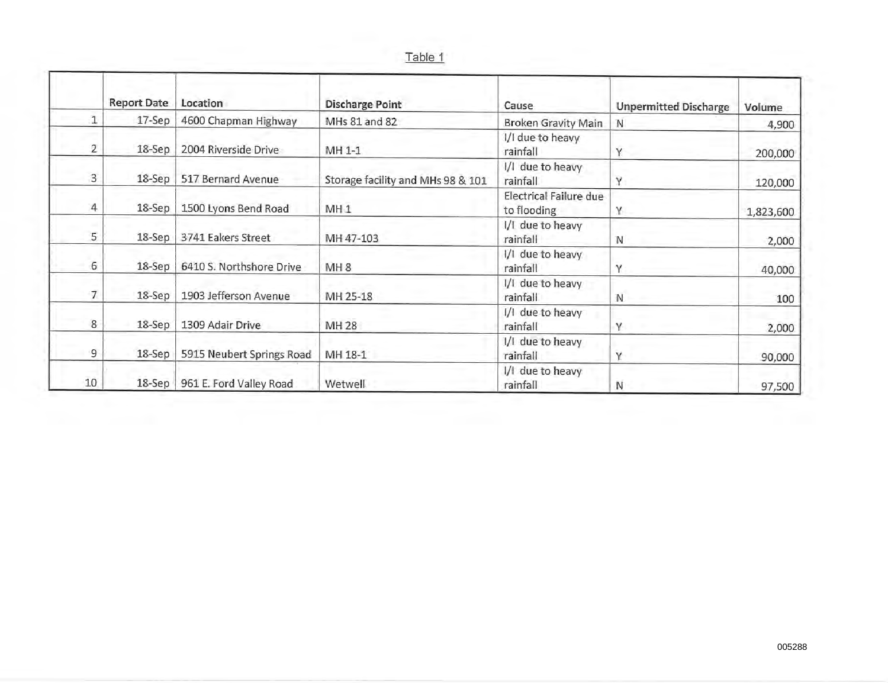Table 1

| | Report Date | Location | Discharge Point | Cause | Unpermitted Discharge | Volume |
|---|---|---|---|---|---|---|
| 1 | 17-Sep | 4600 Chapman Highway | MHs 81 and 82 | Broken Gravity Main | N | 4,900 |
| 2 | 18-Sep | 2004 Riverside Drive | MH 1-1 | I/I due to heavy rainfall | Y | 200,000 |
| 3 | 18-Sep | 517 Bernard Avenue | Storage facility and MHs 98 & 101 | I/I due to heavy rainfall | Y | 120,000 |
| 4 | 18-Sep | 1500 Lyons Bend Road | MH 1 | Electrical Failure due to flooding | Y | 1,823,600 |
| 5 | 18-Sep | 3741 Eakers Street | MH 47-103 | I/I due to heavy rainfall | N | 2,000 |
| 6 | 18-Sep | 6410 S. Northshore Drive | MH 8 | I/I due to heavy rainfall | Y | 40,000 |
| 7 | 18-Sep | 1903 Jefferson Avenue | MH 25-18 | I/I due to heavy rainfall | N | 100 |
| 8 | 18-Sep | 1309 Adair Drive | MH 28 | I/I due to heavy rainfall | Y | 2,000 |
| 9 | 18-Sep | 5915 Neubert Springs Road | MH 18-1 | I/I due to heavy rainfall | Y | 90,000 |
| 10 | 18-Sep | 961 E. Ford Valley Road | Wetwell | I/I due to heavy rainfall | N | 97,500 |

005288